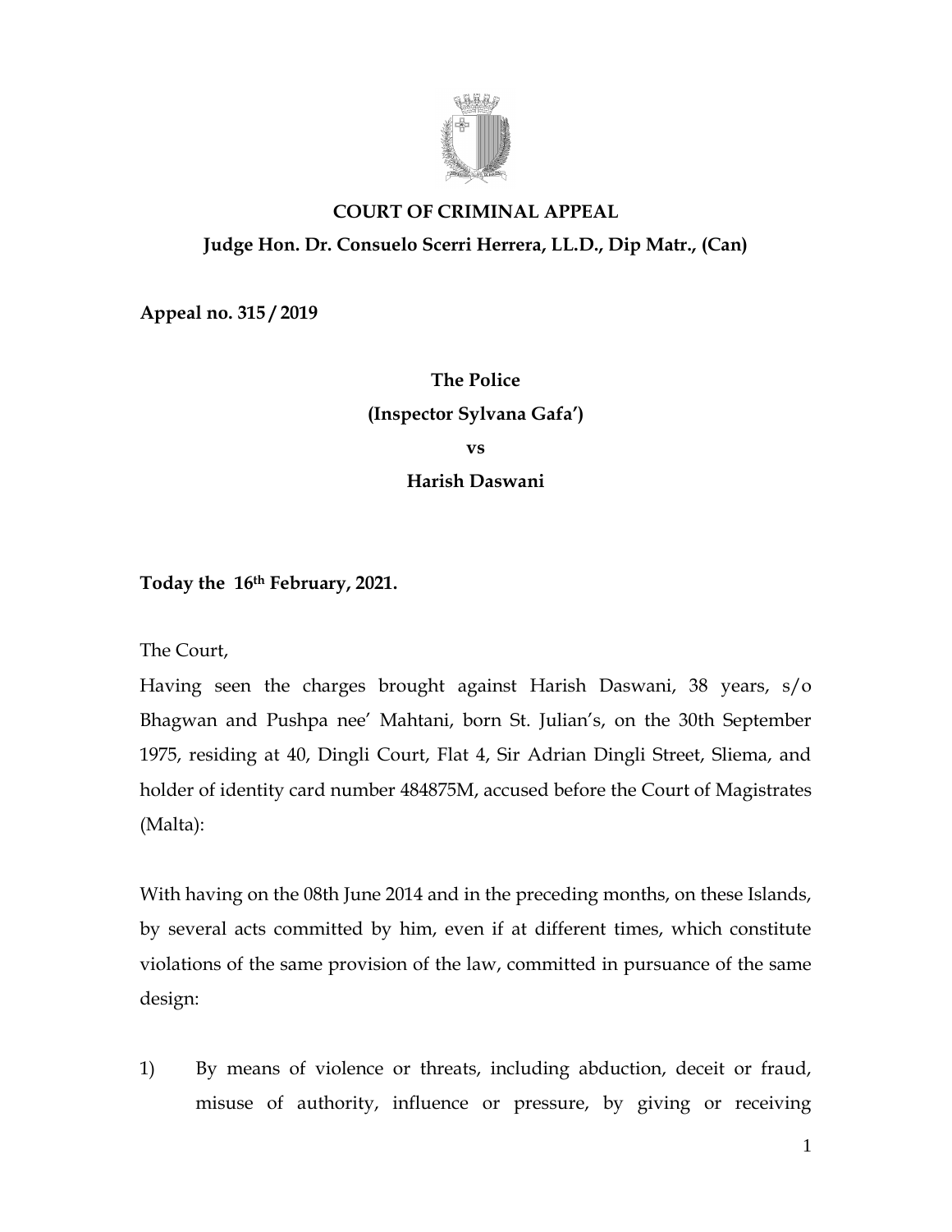**COURT OF CRIMINAL APPEAL**

**Judge Hon. Dr. Consuelo Scerri Herrera, LL.D., Dip Matr., (Can)**

**Appeal no. 315 / 2019**

**The Police**

**(Inspector Sylvana Gafa')**

**vs**

**Harish Daswani**

**Today the 16th February, 2021.**

The Court,

Having seen the charges brought against Harish Daswani, 38 years, s/o Bhagwan and Pushpa nee' Mahtani, born St. Julian's, on the 30th September 1975, residing at 40, Dingli Court, Flat 4, Sir Adrian Dingli Street, Sliema, and holder of identity card number 484875M, accused before the Court of Magistrates (Malta):

With having on the 08th June 2014 and in the preceding months, on these Islands, by several acts committed by him, even if at different times, which constitute violations of the same provision of the law, committed in pursuance of the same design:

1) By means of violence or threats, including abduction, deceit or fraud, misuse of authority, influence or pressure, by giving or receiving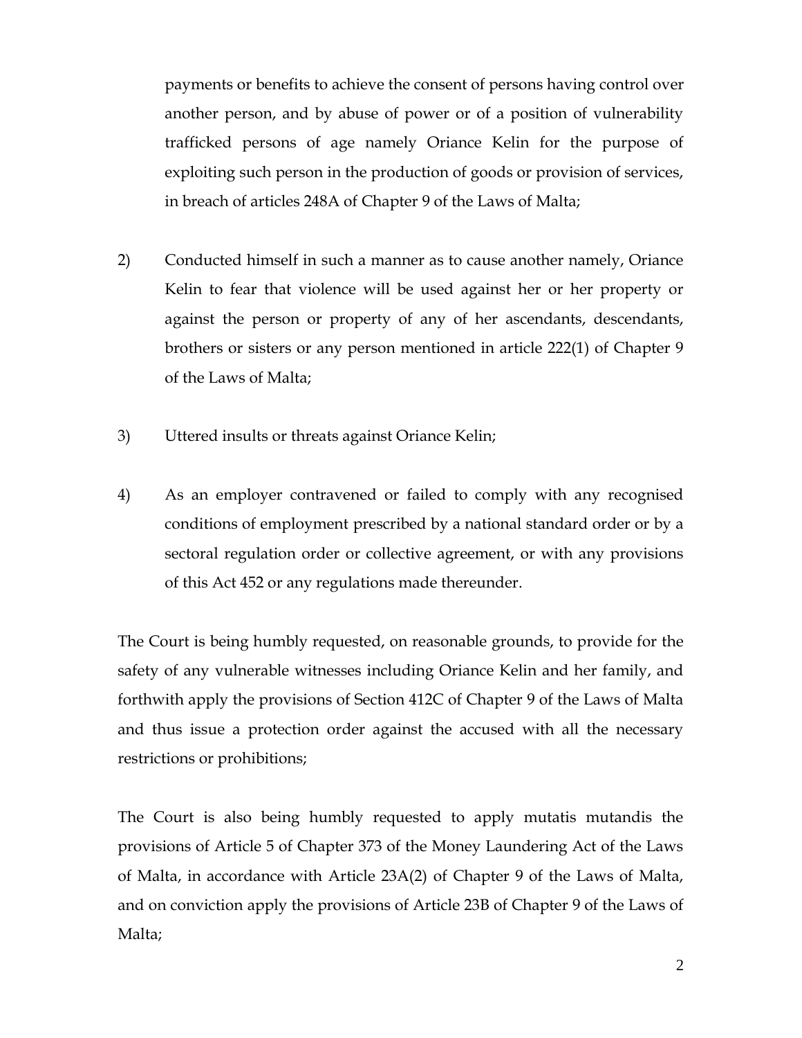payments or benefits to achieve the consent of persons having control over another person, and by abuse of power or of a position of vulnerability trafficked persons of age namely Oriance Kelin for the purpose of exploiting such person in the production of goods or provision of services, in breach of articles 248A of Chapter 9 of the Laws of Malta;

2) Conducted himself in such a manner as to cause another namely, Oriance Kelin to fear that violence will be used against her or her property or against the person or property of any of her ascendants, descendants, brothers or sisters or any person mentioned in article 222(1) of Chapter 9 of the Laws of Malta;

3) Uttered insults or threats against Oriance Kelin;

4) As an employer contravened or failed to comply with any recognised conditions of employment prescribed by a national standard order or by a sectoral regulation order or collective agreement, or with any provisions of this Act 452 or any regulations made thereunder.

The Court is being humbly requested, on reasonable grounds, to provide for the safety of any vulnerable witnesses including Oriance Kelin and her family, and forthwith apply the provisions of Section 412C of Chapter 9 of the Laws of Malta and thus issue a protection order against the accused with all the necessary restrictions or prohibitions;

The Court is also being humbly requested to apply mutatis mutandis the provisions of Article 5 of Chapter 373 of the Money Laundering Act of the Laws of Malta, in accordance with Article 23A(2) of Chapter 9 of the Laws of Malta, and on conviction apply the provisions of Article 23B of Chapter 9 of the Laws of Malta;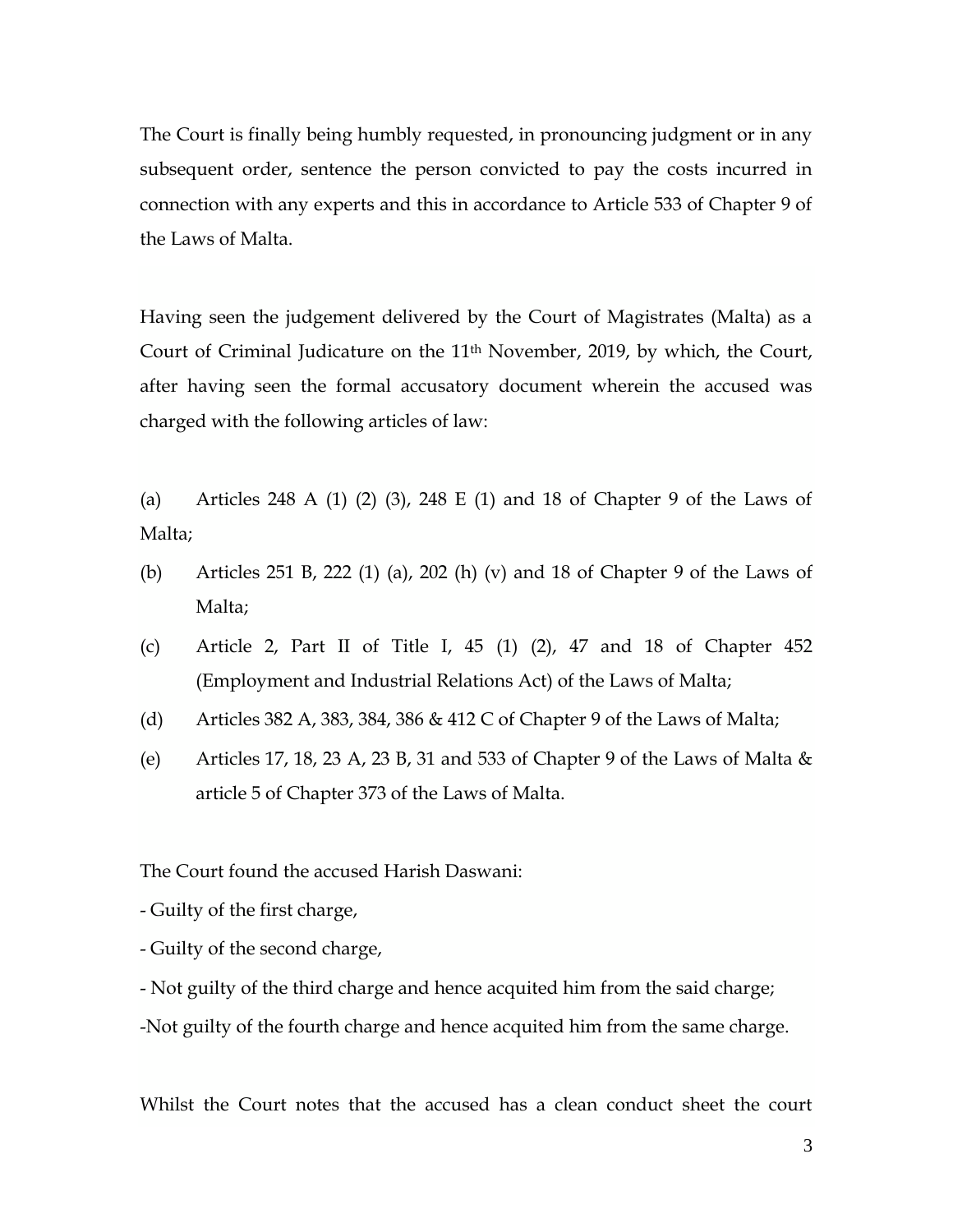The Court is finally being humbly requested, in pronouncing judgment or in any subsequent order, sentence the person convicted to pay the costs incurred in connection with any experts and this in accordance to Article 533 of Chapter 9 of the Laws of Malta.

Having seen the judgement delivered by the Court of Magistrates (Malta) as a Court of Criminal Judicature on the 11th November, 2019, by which, the Court, after having seen the formal accusatory document wherein the accused was charged with the following articles of law:

(a) Articles 248 A (1) (2) (3), 248 E (1) and 18 of Chapter 9 of the Laws of Malta;

(b) Articles 251 B, 222 (1) (a), 202 (h) (v) and 18 of Chapter 9 of the Laws of Malta;

(c) Article 2, Part II of Title I, 45 (1) (2), 47 and 18 of Chapter 452 (Employment and Industrial Relations Act) of the Laws of Malta;

(d) Articles 382 A, 383, 384, 386 & 412 C of Chapter 9 of the Laws of Malta;

(e) Articles 17, 18, 23 A, 23 B, 31 and 533 of Chapter 9 of the Laws of Malta & article 5 of Chapter 373 of the Laws of Malta.

The Court found the accused Harish Daswani:

- Guilty of the first charge,

- Guilty of the second charge,

- Not guilty of the third charge and hence acquited him from the said charge;

-Not guilty of the fourth charge and hence acquited him from the same charge.

Whilst the Court notes that the accused has a clean conduct sheet the court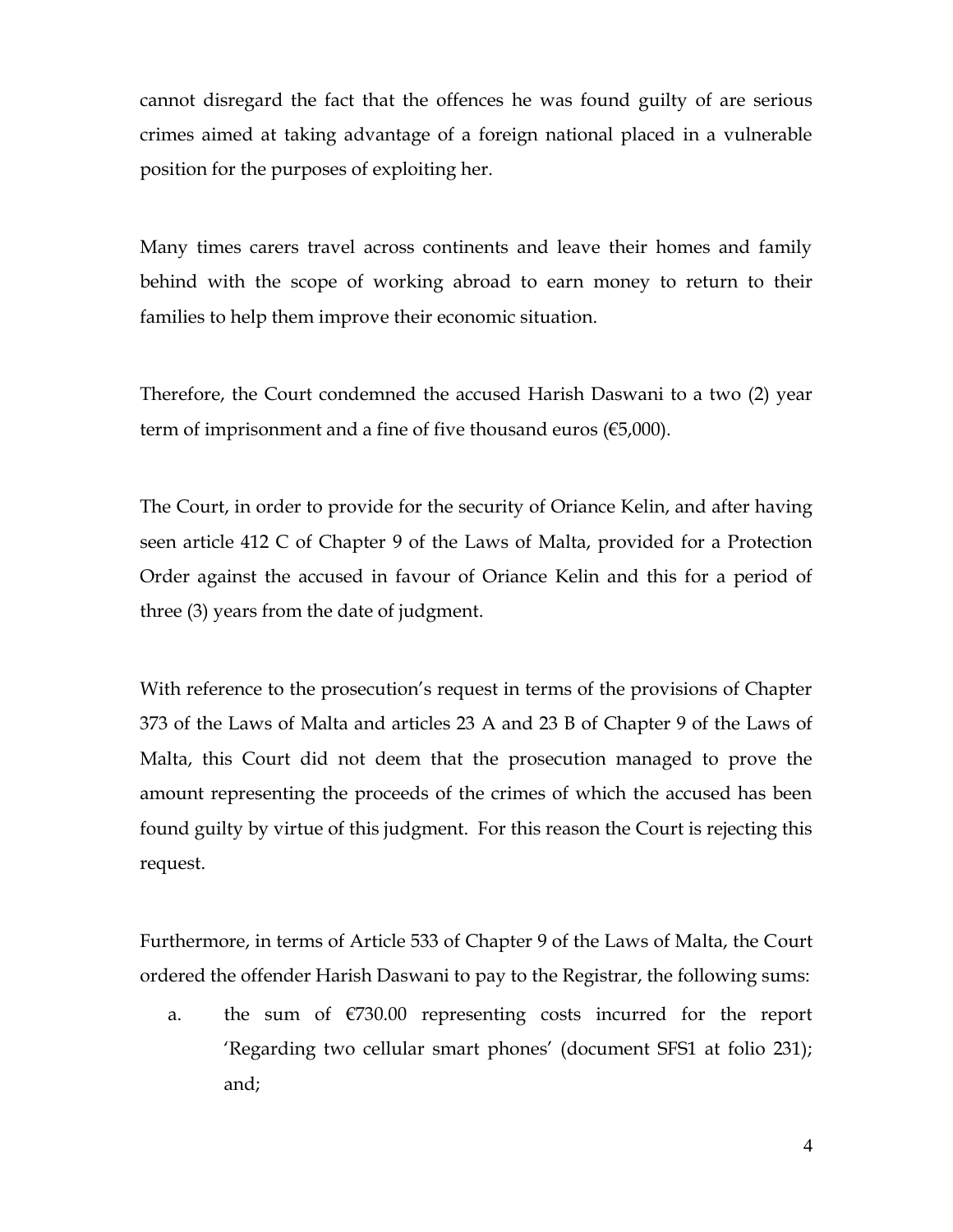cannot disregard the fact that the offences he was found guilty of are serious crimes aimed at taking advantage of a foreign national placed in a vulnerable position for the purposes of exploiting her.

Many times carers travel across continents and leave their homes and family behind with the scope of working abroad to earn money to return to their families to help them improve their economic situation.

Therefore, the Court condemned the accused Harish Daswani to a two (2) year term of imprisonment and a fine of five thousand euros (€5,000).

The Court, in order to provide for the security of Oriance Kelin, and after having seen article 412 C of Chapter 9 of the Laws of Malta, provided for a Protection Order against the accused in favour of Oriance Kelin and this for a period of three (3) years from the date of judgment.

With reference to the prosecution's request in terms of the provisions of Chapter 373 of the Laws of Malta and articles 23 A and 23 B of Chapter 9 of the Laws of Malta, this Court did not deem that the prosecution managed to prove the amount representing the proceeds of the crimes of which the accused has been found guilty by virtue of this judgment. For this reason the Court is rejecting this request.

Furthermore, in terms of Article 533 of Chapter 9 of the Laws of Malta, the Court ordered the offender Harish Daswani to pay to the Registrar, the following sums:

a. the sum of €730.00 representing costs incurred for the report 'Regarding two cellular smart phones' (document SFS1 at folio 231); and;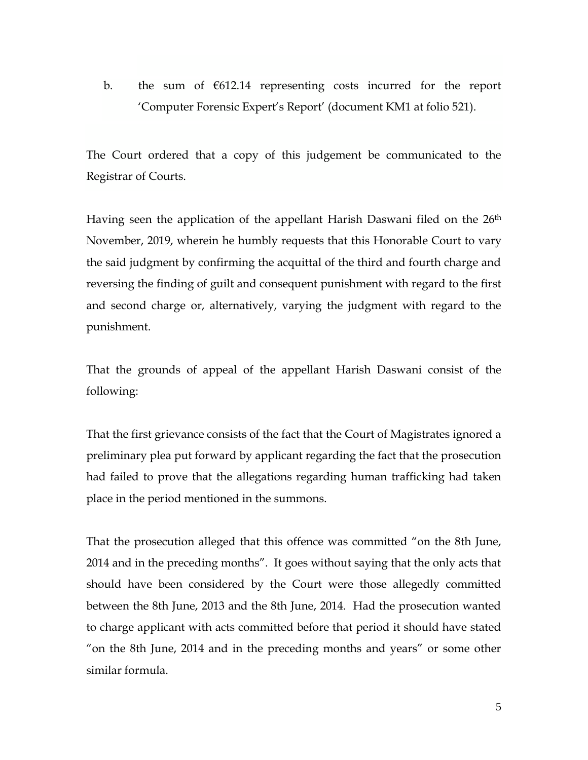b. the sum of €612.14 representing costs incurred for the report 'Computer Forensic Expert's Report' (document KM1 at folio 521).

The Court ordered that a copy of this judgement be communicated to the Registrar of Courts.

Having seen the application of the appellant Harish Daswani filed on the 26th November, 2019, wherein he humbly requests that this Honorable Court to vary the said judgment by confirming the acquittal of the third and fourth charge and reversing the finding of guilt and consequent punishment with regard to the first and second charge or, alternatively, varying the judgment with regard to the punishment.

That the grounds of appeal of the appellant Harish Daswani consist of the following:

That the first grievance consists of the fact that the Court of Magistrates ignored a preliminary plea put forward by applicant regarding the fact that the prosecution had failed to prove that the allegations regarding human trafficking had taken place in the period mentioned in the summons.

That the prosecution alleged that this offence was committed "on the 8th June, 2014 and in the preceding months". It goes without saying that the only acts that should have been considered by the Court were those allegedly committed between the 8th June, 2013 and the 8th June, 2014. Had the prosecution wanted to charge applicant with acts committed before that period it should have stated "on the 8th June, 2014 and in the preceding months and years" or some other similar formula.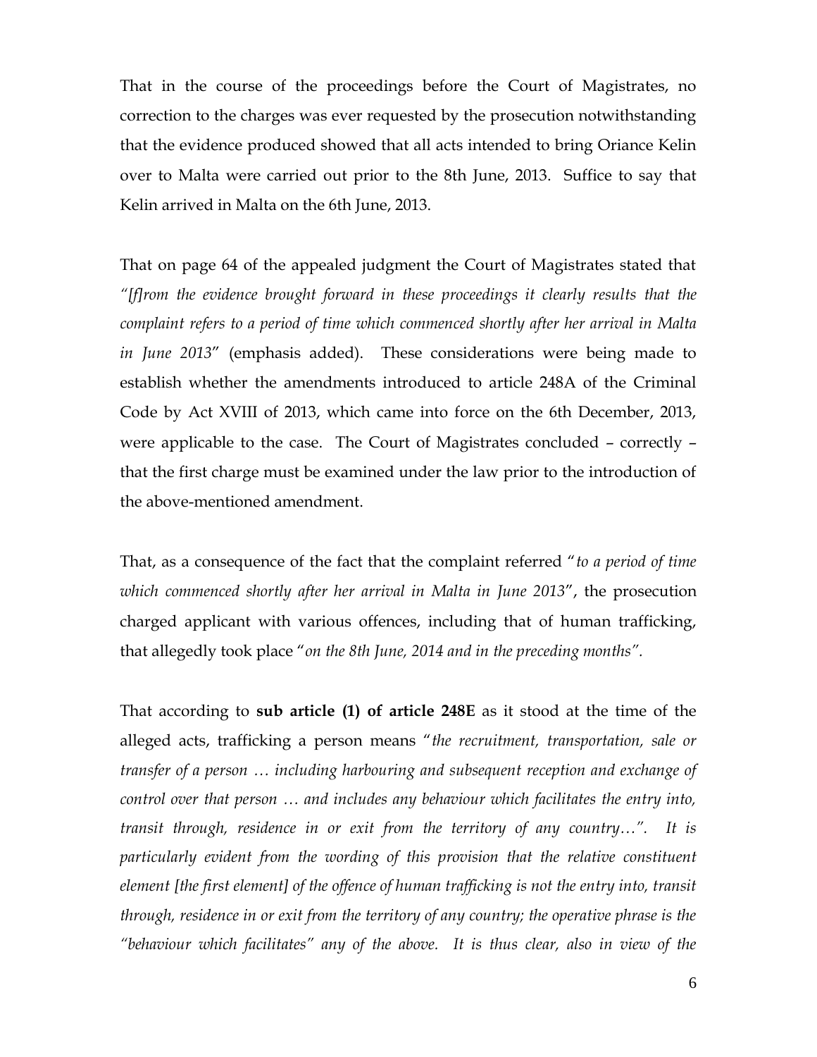That in the course of the proceedings before the Court of Magistrates, no correction to the charges was ever requested by the prosecution notwithstanding that the evidence produced showed that all acts intended to bring Oriance Kelin over to Malta were carried out prior to the 8th June, 2013. Suffice to say that Kelin arrived in Malta on the 6th June, 2013.

That on page 64 of the appealed judgment the Court of Magistrates stated that *"[f]rom the evidence brought forward in these proceedings it clearly results that the complaint refers to a period of time which commenced shortly after her arrival in Malta in June 2013"* (emphasis added). These considerations were being made to establish whether the amendments introduced to article 248A of the Criminal Code by Act XVIII of 2013, which came into force on the 6th December, 2013, were applicable to the case. The Court of Magistrates concluded – correctly – that the first charge must be examined under the law prior to the introduction of the above-mentioned amendment.

That, as a consequence of the fact that the complaint referred "*to a period of time which commenced shortly after her arrival in Malta in June 2013*", the prosecution charged applicant with various offences, including that of human trafficking, that allegedly took place "*on the 8th June, 2014 and in the preceding months".*

That according to **sub article (1) of article 248E** as it stood at the time of the alleged acts, trafficking a person means "*the recruitment, transportation, sale or transfer of a person … including harbouring and subsequent reception and exchange of control over that person … and includes any behaviour which facilitates the entry into, transit through, residence in or exit from the territory of any country…". It is particularly evident from the wording of this provision that the relative constituent element [the first element] of the offence of human trafficking is not the entry into, transit through, residence in or exit from the territory of any country; the operative phrase is the "behaviour which facilitates" any of the above. It is thus clear, also in view of the*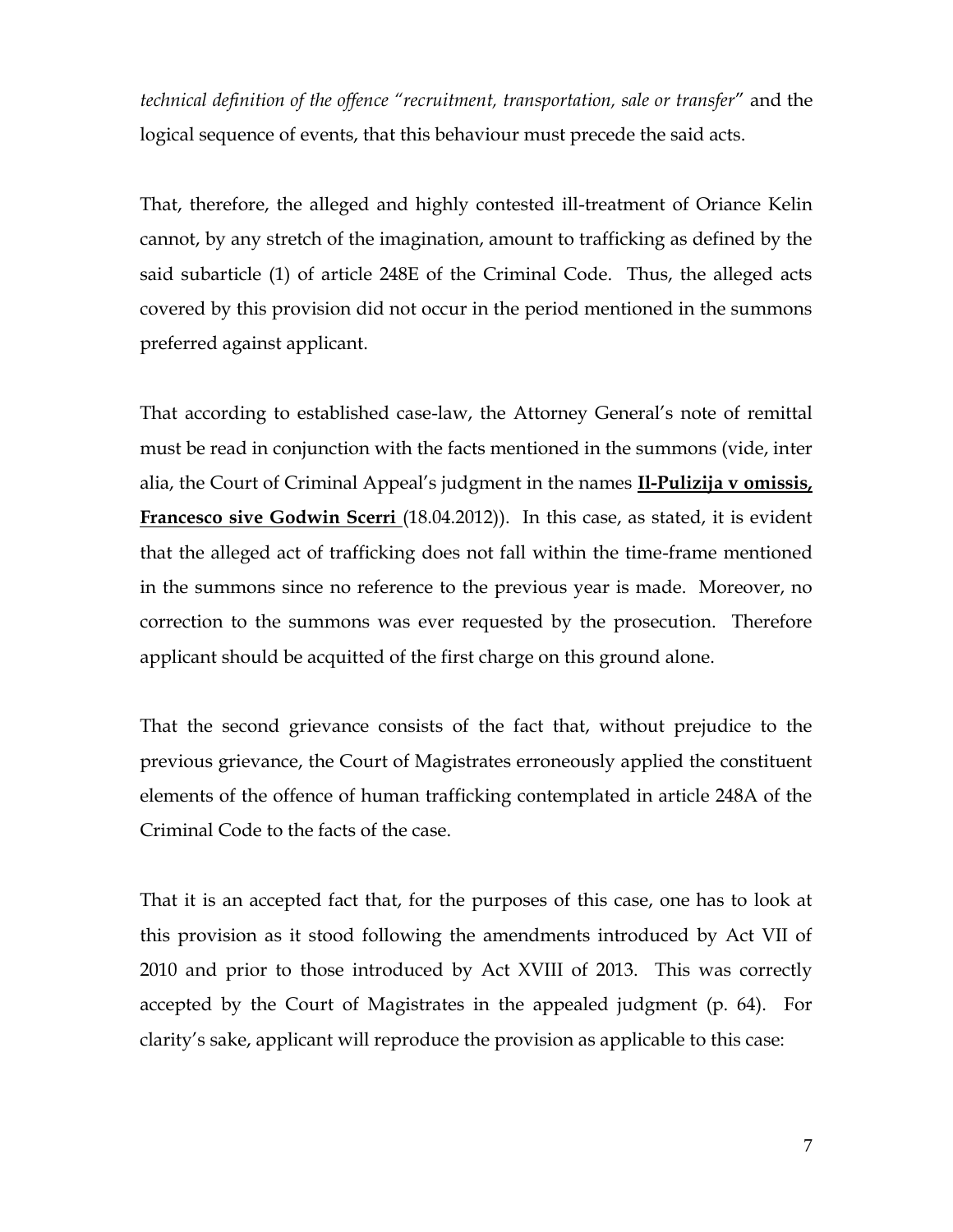*technical definition of the offence "recruitment, transportation, sale or transfer*" and the logical sequence of events, that this behaviour must precede the said acts.

That, therefore, the alleged and highly contested ill-treatment of Oriance Kelin cannot, by any stretch of the imagination, amount to trafficking as defined by the said subarticle (1) of article 248E of the Criminal Code. Thus, the alleged acts covered by this provision did not occur in the period mentioned in the summons preferred against applicant.

That according to established case-law, the Attorney General's note of remittal must be read in conjunction with the facts mentioned in the summons (vide, inter alia, the Court of Criminal Appeal's judgment in the names **Il-Pulizija v omissis, Francesco sive Godwin Scerri** (18.04.2012)). In this case, as stated, it is evident that the alleged act of trafficking does not fall within the time-frame mentioned in the summons since no reference to the previous year is made. Moreover, no correction to the summons was ever requested by the prosecution. Therefore applicant should be acquitted of the first charge on this ground alone.

That the second grievance consists of the fact that, without prejudice to the previous grievance, the Court of Magistrates erroneously applied the constituent elements of the offence of human trafficking contemplated in article 248A of the Criminal Code to the facts of the case.

That it is an accepted fact that, for the purposes of this case, one has to look at this provision as it stood following the amendments introduced by Act VII of 2010 and prior to those introduced by Act XVIII of 2013. This was correctly accepted by the Court of Magistrates in the appealed judgment (p. 64). For clarity's sake, applicant will reproduce the provision as applicable to this case: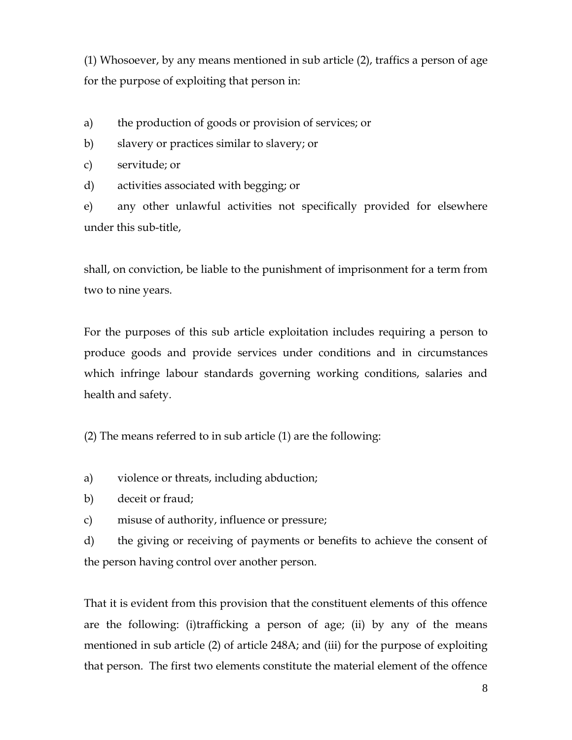(1) Whosoever, by any means mentioned in sub article (2), traffics a person of age for the purpose of exploiting that person in:

a) the production of goods or provision of services; or

b) slavery or practices similar to slavery; or

c) servitude; or

d) activities associated with begging; or

e) any other unlawful activities not specifically provided for elsewhere under this sub-title,

shall, on conviction, be liable to the punishment of imprisonment for a term from two to nine years.

For the purposes of this sub article exploitation includes requiring a person to produce goods and provide services under conditions and in circumstances which infringe labour standards governing working conditions, salaries and health and safety.

(2) The means referred to in sub article (1) are the following:

a) violence or threats, including abduction;

b) deceit or fraud;

c) misuse of authority, influence or pressure;

d) the giving or receiving of payments or benefits to achieve the consent of the person having control over another person.

That it is evident from this provision that the constituent elements of this offence are the following: (i)trafficking a person of age; (ii) by any of the means mentioned in sub article (2) of article 248A; and (iii) for the purpose of exploiting that person. The first two elements constitute the material element of the offence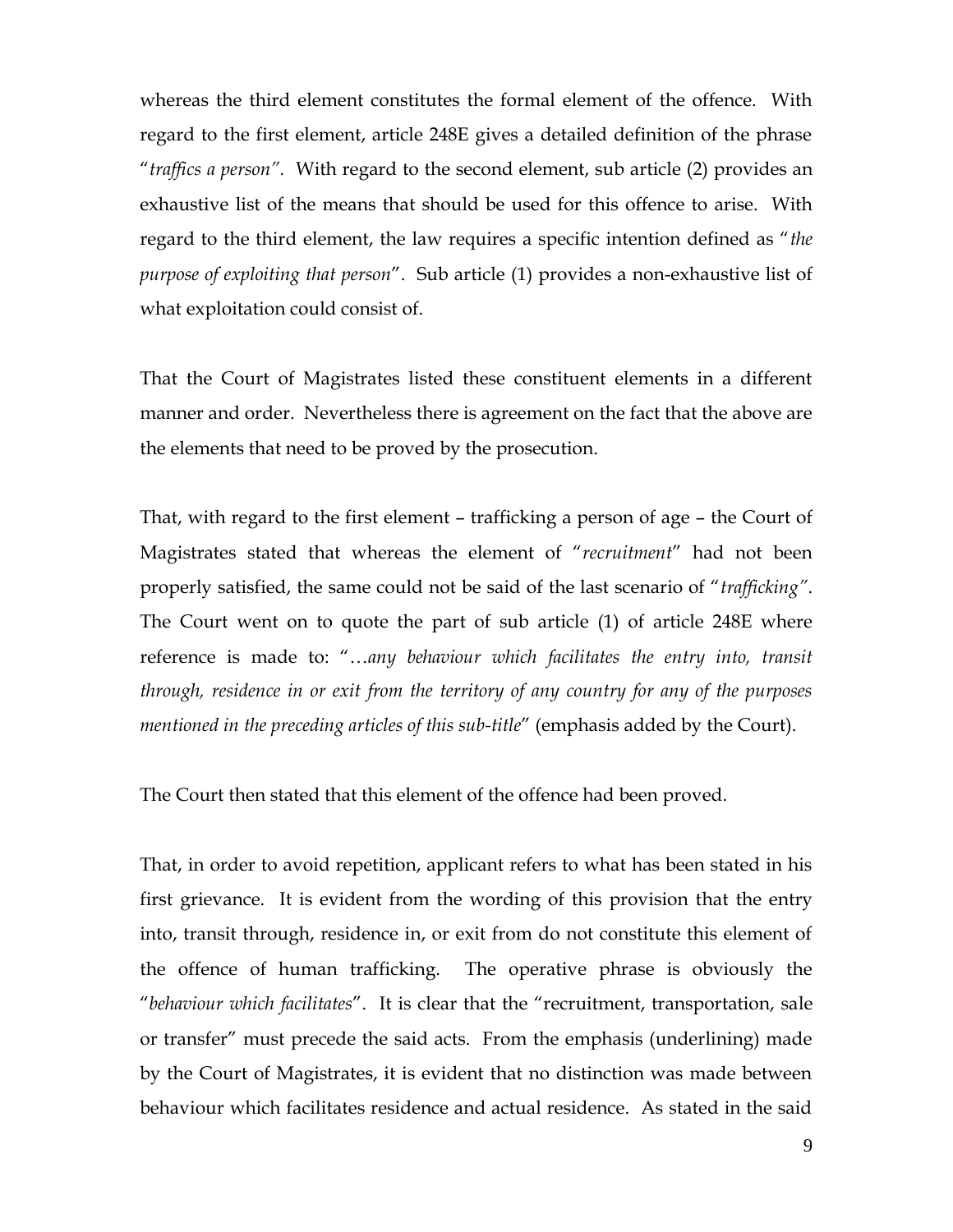whereas the third element constitutes the formal element of the offence. With regard to the first element, article 248E gives a detailed definition of the phrase "*traffics a person"*. With regard to the second element, sub article (2) provides an exhaustive list of the means that should be used for this offence to arise. With regard to the third element, the law requires a specific intention defined as "*the purpose of exploiting that person*". Sub article (1) provides a non-exhaustive list of what exploitation could consist of.

That the Court of Magistrates listed these constituent elements in a different manner and order. Nevertheless there is agreement on the fact that the above are the elements that need to be proved by the prosecution.

That, with regard to the first element – trafficking a person of age – the Court of Magistrates stated that whereas the element of "*recruitment*" had not been properly satisfied, the same could not be said of the last scenario of "*trafficking"*. The Court went on to quote the part of sub article (1) of article 248E where reference is made to: "*…any behaviour which facilitates the entry into, transit through, residence in or exit from the territory of any country for any of the purposes mentioned in the preceding articles of this sub-title*" (emphasis added by the Court).

The Court then stated that this element of the offence had been proved.

That, in order to avoid repetition, applicant refers to what has been stated in his first grievance. It is evident from the wording of this provision that the entry into, transit through, residence in, or exit from do not constitute this element of the offence of human trafficking. The operative phrase is obviously the "*behaviour which facilitates*". It is clear that the "recruitment, transportation, sale or transfer" must precede the said acts. From the emphasis (underlining) made by the Court of Magistrates, it is evident that no distinction was made between behaviour which facilitates residence and actual residence. As stated in the said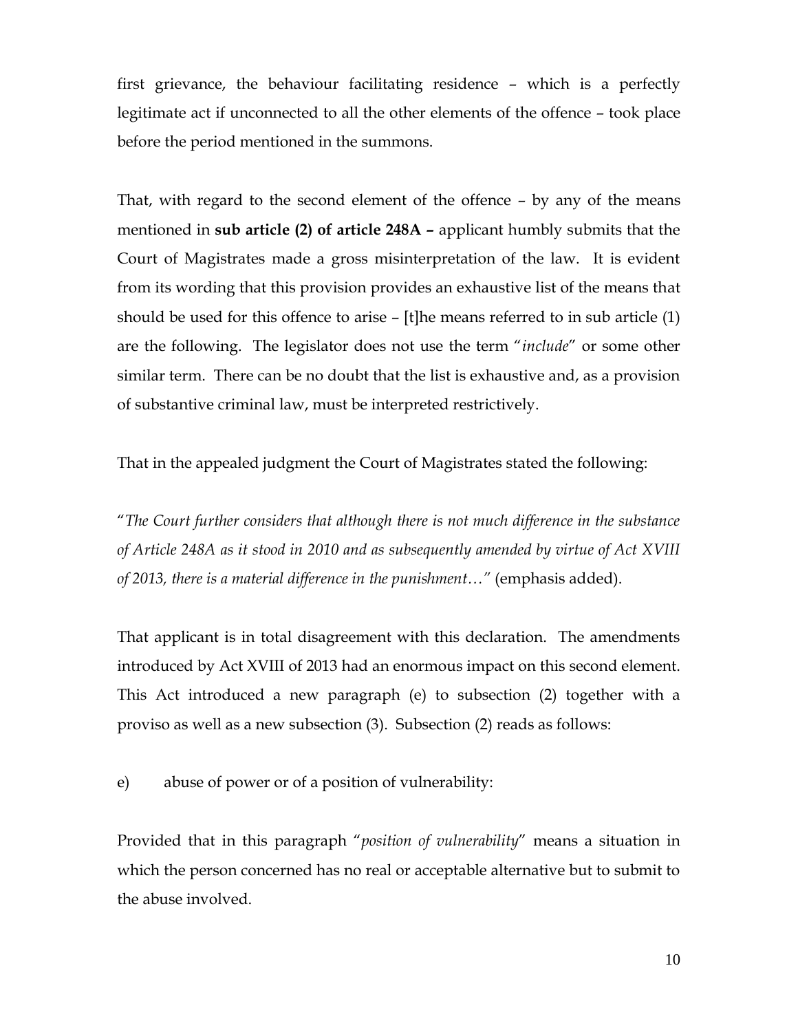first grievance, the behaviour facilitating residence – which is a perfectly legitimate act if unconnected to all the other elements of the offence – took place before the period mentioned in the summons.

That, with regard to the second element of the offence – by any of the means mentioned in **sub article (2) of article 248A –** applicant humbly submits that the Court of Magistrates made a gross misinterpretation of the law. It is evident from its wording that this provision provides an exhaustive list of the means that should be used for this offence to arise – [t]he means referred to in sub article (1) are the following. The legislator does not use the term "*include*" or some other similar term. There can be no doubt that the list is exhaustive and, as a provision of substantive criminal law, must be interpreted restrictively.

That in the appealed judgment the Court of Magistrates stated the following:

"*The Court further considers that although there is not much difference in the substance of Article 248A as it stood in 2010 and as subsequently amended by virtue of Act XVIII of 2013, there is a material difference in the punishment…*" (emphasis added).

That applicant is in total disagreement with this declaration. The amendments introduced by Act XVIII of 2013 had an enormous impact on this second element. This Act introduced a new paragraph (e) to subsection (2) together with a proviso as well as a new subsection (3). Subsection (2) reads as follows:

e) abuse of power or of a position of vulnerability:

Provided that in this paragraph "*position of vulnerability*" means a situation in which the person concerned has no real or acceptable alternative but to submit to the abuse involved.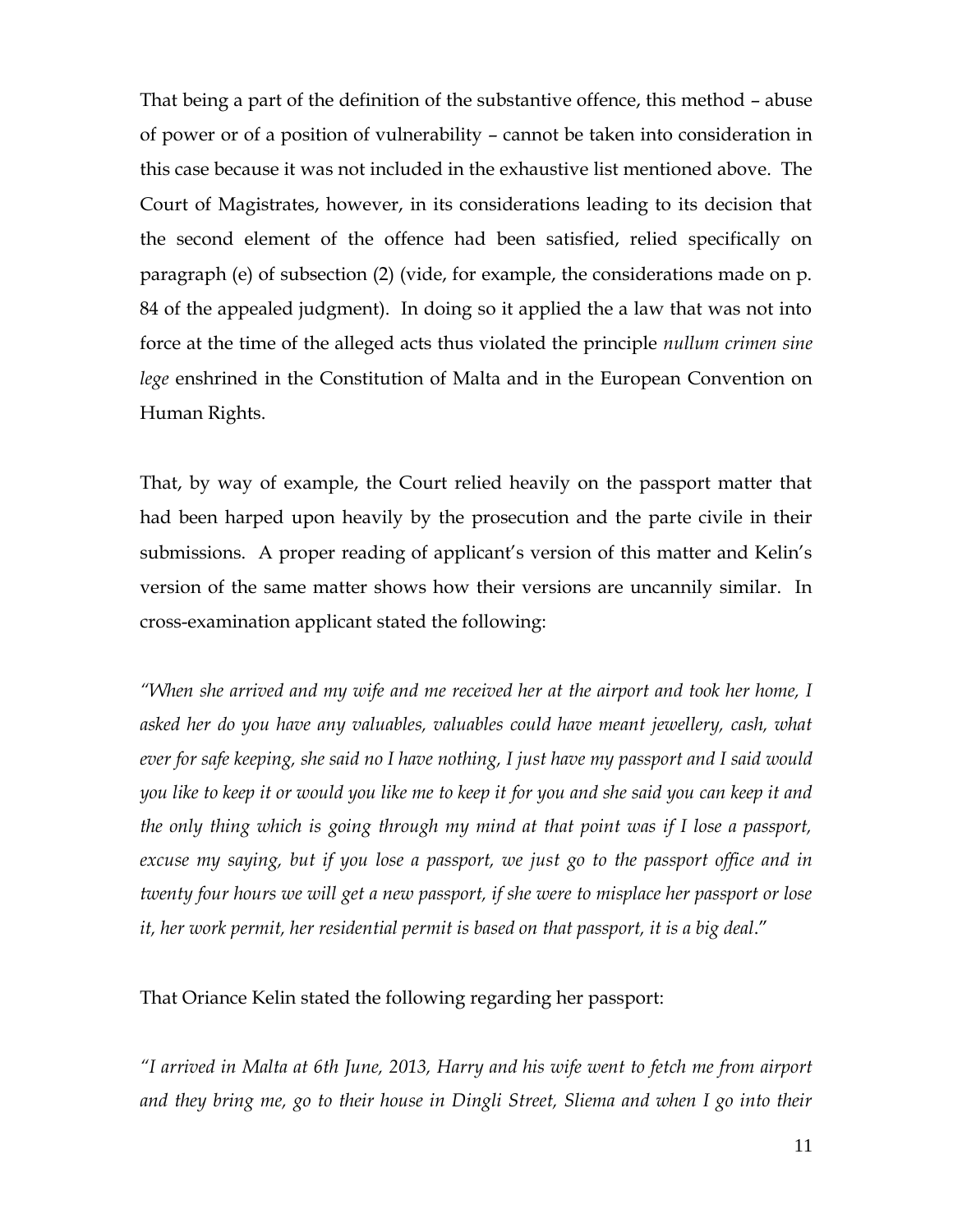That being a part of the definition of the substantive offence, this method – abuse of power or of a position of vulnerability – cannot be taken into consideration in this case because it was not included in the exhaustive list mentioned above. The Court of Magistrates, however, in its considerations leading to its decision that the second element of the offence had been satisfied, relied specifically on paragraph (e) of subsection (2) (vide, for example, the considerations made on p. 84 of the appealed judgment). In doing so it applied the a law that was not into force at the time of the alleged acts thus violated the principle *nullum crimen sine lege* enshrined in the Constitution of Malta and in the European Convention on Human Rights.

That, by way of example, the Court relied heavily on the passport matter that had been harped upon heavily by the prosecution and the parte civile in their submissions. A proper reading of applicant's version of this matter and Kelin's version of the same matter shows how their versions are uncannily similar. In cross-examination applicant stated the following:

*"When she arrived and my wife and me received her at the airport and took her home, I asked her do you have any valuables, valuables could have meant jewellery, cash, what ever for safe keeping, she said no I have nothing, I just have my passport and I said would you like to keep it or would you like me to keep it for you and she said you can keep it and the only thing which is going through my mind at that point was if I lose a passport, excuse my saying, but if you lose a passport, we just go to the passport office and in twenty four hours we will get a new passport, if she were to misplace her passport or lose it, her work permit, her residential permit is based on that passport, it is a big deal*."

That Oriance Kelin stated the following regarding her passport:

*"I arrived in Malta at 6th June, 2013, Harry and his wife went to fetch me from airport and they bring me, go to their house in Dingli Street, Sliema and when I go into their*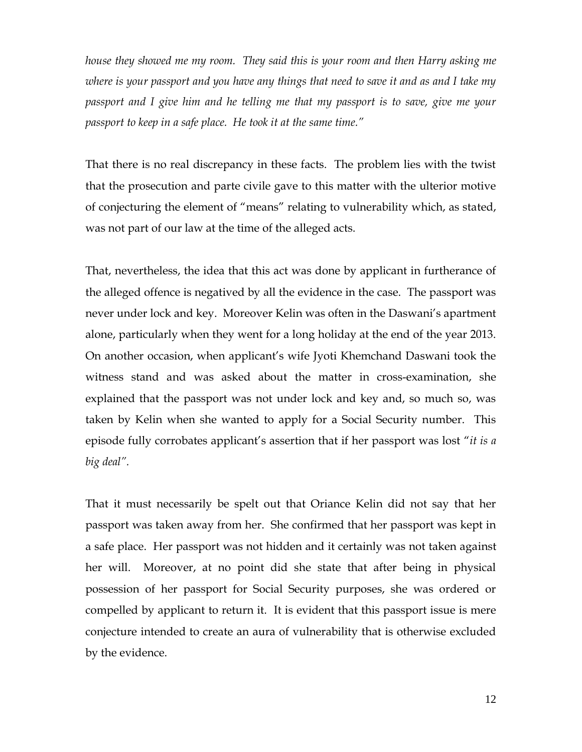*house they showed me my room. They said this is your room and then Harry asking me where is your passport and you have any things that need to save it and as and I take my passport and I give him and he telling me that my passport is to save, give me your passport to keep in a safe place. He took it at the same time."*

That there is no real discrepancy in these facts. The problem lies with the twist that the prosecution and parte civile gave to this matter with the ulterior motive of conjecturing the element of "means" relating to vulnerability which, as stated, was not part of our law at the time of the alleged acts.

That, nevertheless, the idea that this act was done by applicant in furtherance of the alleged offence is negatived by all the evidence in the case. The passport was never under lock and key. Moreover Kelin was often in the Daswani's apartment alone, particularly when they went for a long holiday at the end of the year 2013. On another occasion, when applicant's wife Jyoti Khemchand Daswani took the witness stand and was asked about the matter in cross-examination, she explained that the passport was not under lock and key and, so much so, was taken by Kelin when she wanted to apply for a Social Security number. This episode fully corroborates applicant's assertion that if her passport was lost "*it is a big deal*".

That it must necessarily be spelt out that Oriance Kelin did not say that her passport was taken away from her. She confirmed that her passport was kept in a safe place. Her passport was not hidden and it certainly was not taken against her will. Moreover, at no point did she state that after being in physical possession of her passport for Social Security purposes, she was ordered or compelled by applicant to return it. It is evident that this passport issue is mere conjecture intended to create an aura of vulnerability that is otherwise excluded by the evidence.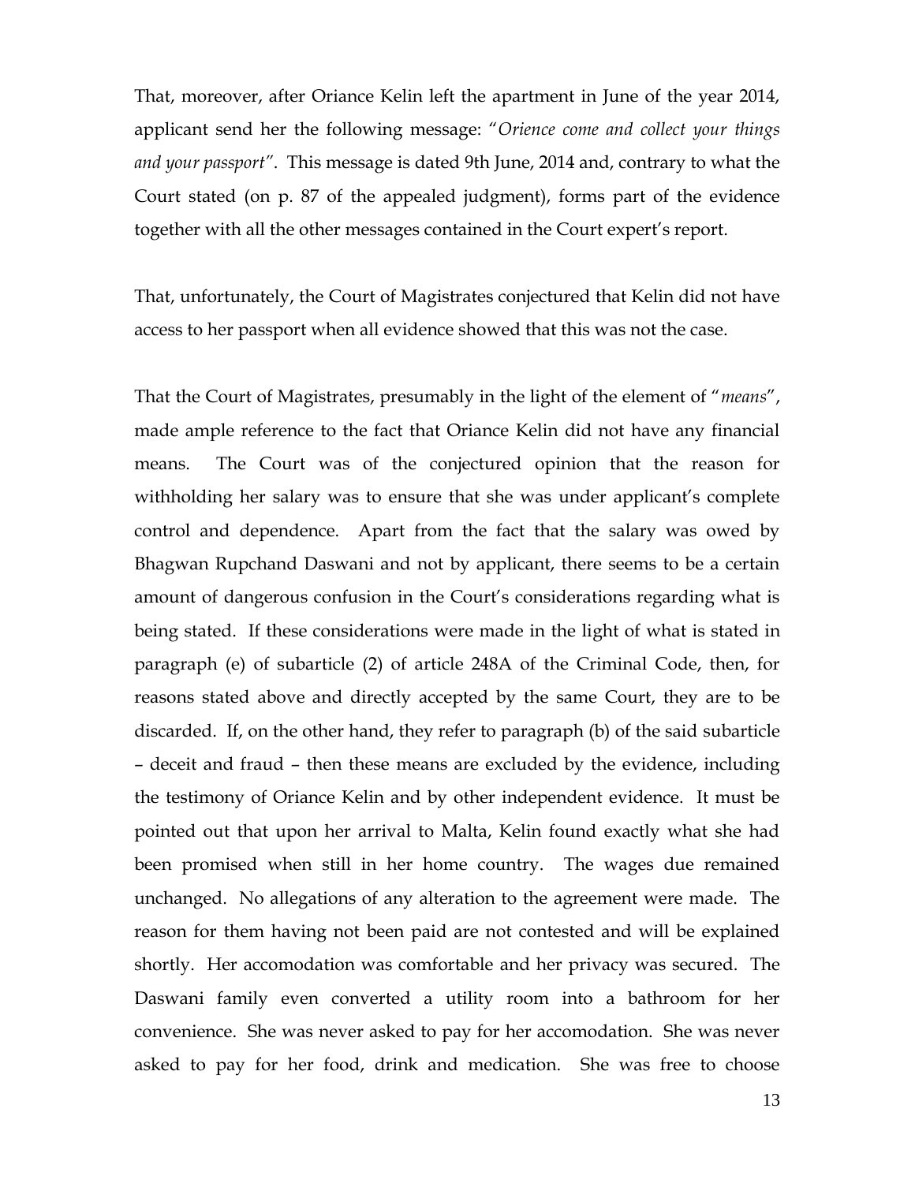That, moreover, after Oriance Kelin left the apartment in June of the year 2014, applicant send her the following message: "*Orience come and collect your things and your passport"*. This message is dated 9th June, 2014 and, contrary to what the Court stated (on p. 87 of the appealed judgment), forms part of the evidence together with all the other messages contained in the Court expert's report.

That, unfortunately, the Court of Magistrates conjectured that Kelin did not have access to her passport when all evidence showed that this was not the case.

That the Court of Magistrates, presumably in the light of the element of "*means*", made ample reference to the fact that Oriance Kelin did not have any financial means. The Court was of the conjectured opinion that the reason for withholding her salary was to ensure that she was under applicant's complete control and dependence. Apart from the fact that the salary was owed by Bhagwan Rupchand Daswani and not by applicant, there seems to be a certain amount of dangerous confusion in the Court's considerations regarding what is being stated. If these considerations were made in the light of what is stated in paragraph (e) of subarticle (2) of article 248A of the Criminal Code, then, for reasons stated above and directly accepted by the same Court, they are to be discarded. If, on the other hand, they refer to paragraph (b) of the said subarticle – deceit and fraud – then these means are excluded by the evidence, including the testimony of Oriance Kelin and by other independent evidence. It must be pointed out that upon her arrival to Malta, Kelin found exactly what she had been promised when still in her home country. The wages due remained unchanged. No allegations of any alteration to the agreement were made. The reason for them having not been paid are not contested and will be explained shortly. Her accomodation was comfortable and her privacy was secured. The Daswani family even converted a utility room into a bathroom for her convenience. She was never asked to pay for her accomodation. She was never asked to pay for her food, drink and medication. She was free to choose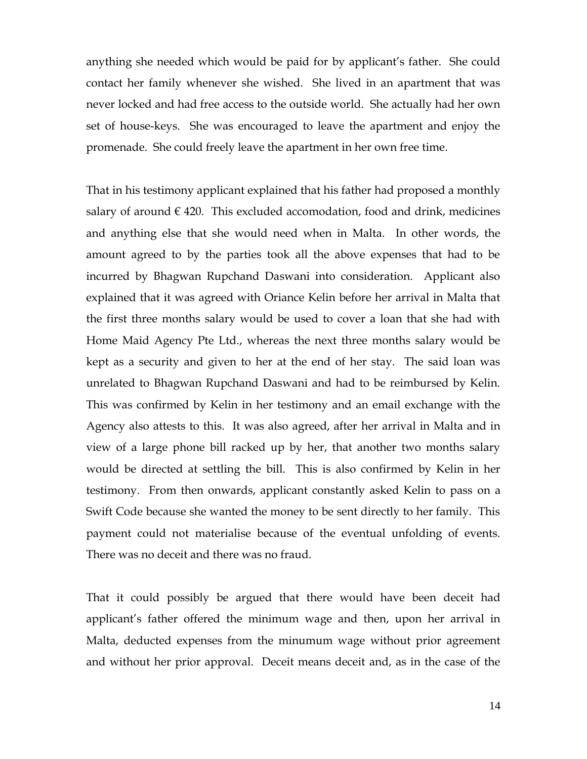anything she needed which would be paid for by applicant's father. She could contact her family whenever she wished. She lived in an apartment that was never locked and had free access to the outside world. She actually had her own set of house-keys. She was encouraged to leave the apartment and enjoy the promenade. She could freely leave the apartment in her own free time.

That in his testimony applicant explained that his father had proposed a monthly salary of around € 420. This excluded accomodation, food and drink, medicines and anything else that she would need when in Malta. In other words, the amount agreed to by the parties took all the above expenses that had to be incurred by Bhagwan Rupchand Daswani into consideration. Applicant also explained that it was agreed with Oriance Kelin before her arrival in Malta that the first three months salary would be used to cover a loan that she had with Home Maid Agency Pte Ltd., whereas the next three months salary would be kept as a security and given to her at the end of her stay. The said loan was unrelated to Bhagwan Rupchand Daswani and had to be reimbursed by Kelin. This was confirmed by Kelin in her testimony and an email exchange with the Agency also attests to this. It was also agreed, after her arrival in Malta and in view of a large phone bill racked up by her, that another two months salary would be directed at settling the bill. This is also confirmed by Kelin in her testimony. From then onwards, applicant constantly asked Kelin to pass on a Swift Code because she wanted the money to be sent directly to her family. This payment could not materialise because of the eventual unfolding of events. There was no deceit and there was no fraud.

That it could possibly be argued that there would have been deceit had applicant's father offered the minimum wage and then, upon her arrival in Malta, deducted expenses from the minumum wage without prior agreement and without her prior approval. Deceit means deceit and, as in the case of the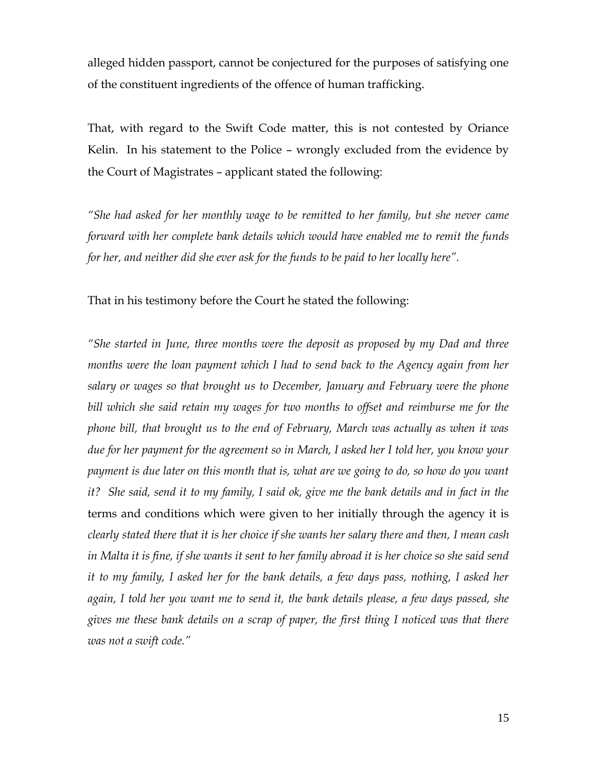alleged hidden passport, cannot be conjectured for the purposes of satisfying one of the constituent ingredients of the offence of human trafficking.

That, with regard to the Swift Code matter, this is not contested by Oriance Kelin. In his statement to the Police – wrongly excluded from the evidence by the Court of Magistrates – applicant stated the following:

*"She had asked for her monthly wage to be remitted to her family, but she never came forward with her complete bank details which would have enabled me to remit the funds for her, and neither did she ever ask for the funds to be paid to her locally here".*

That in his testimony before the Court he stated the following:

*"She started in June, three months were the deposit as proposed by my Dad and three months were the loan payment which I had to send back to the Agency again from her salary or wages so that brought us to December, January and February were the phone bill which she said retain my wages for two months to offset and reimburse me for the phone bill, that brought us to the end of February, March was actually as when it was due for her payment for the agreement so in March, I asked her I told her, you know your payment is due later on this month that is, what are we going to do, so how do you want it? She said, send it to my family, I said ok, give me the bank details and in fact in the* terms and conditions which were given to her initially through the agency it is *clearly stated there that it is her choice if she wants her salary there and then, I mean cash in Malta it is fine, if she wants it sent to her family abroad it is her choice so she said send it to my family, I asked her for the bank details, a few days pass, nothing, I asked her again, I told her you want me to send it, the bank details please, a few days passed, she gives me these bank details on a scrap of paper, the first thing I noticed was that there was not a swift code."*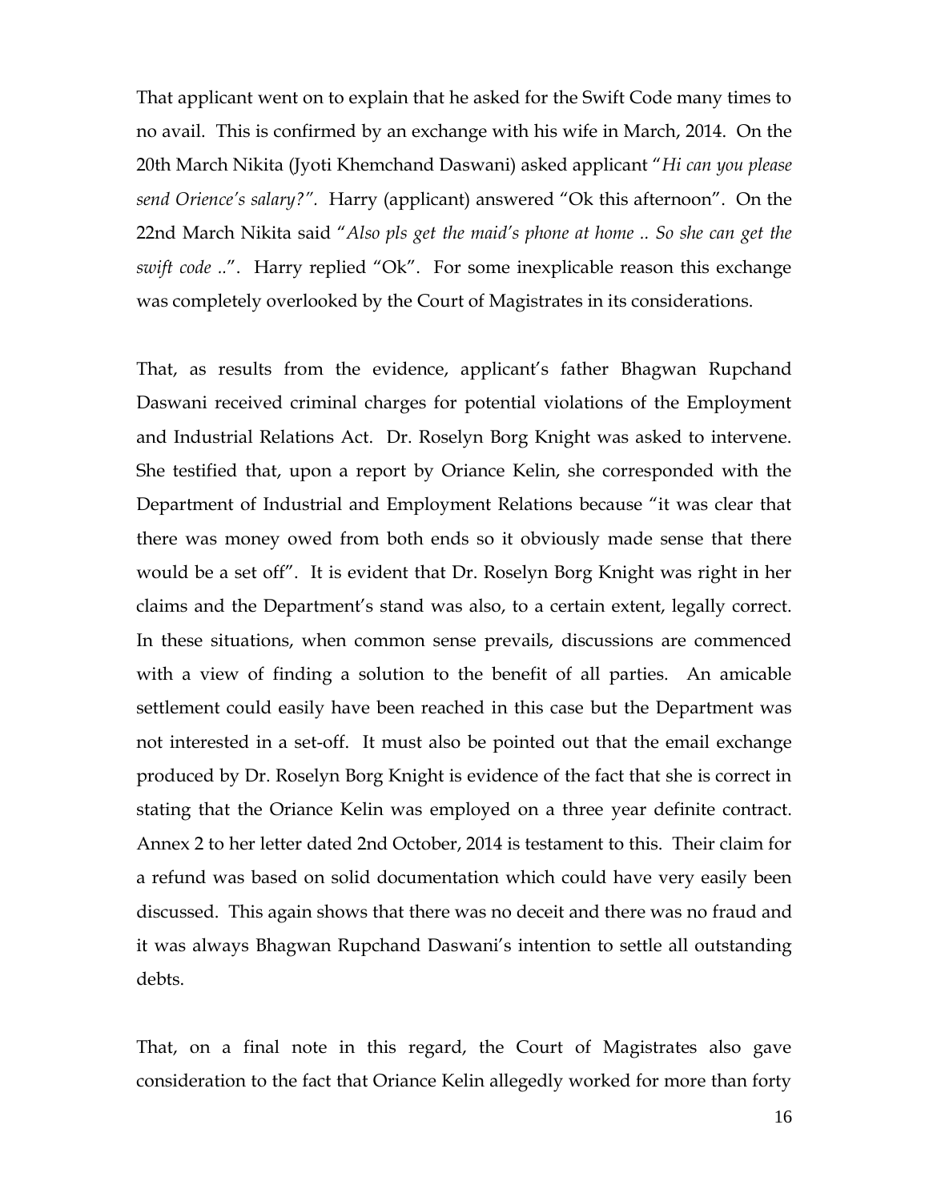That applicant went on to explain that he asked for the Swift Code many times to no avail. This is confirmed by an exchange with his wife in March, 2014. On the 20th March Nikita (Jyoti Khemchand Daswani) asked applicant "*Hi can you please send Orience's salary?".* Harry (applicant) answered "Ok this afternoon". On the 22nd March Nikita said "*Also pls get the maid's phone at home .. So she can get the swift code ..*". Harry replied "Ok". For some inexplicable reason this exchange was completely overlooked by the Court of Magistrates in its considerations.

That, as results from the evidence, applicant's father Bhagwan Rupchand Daswani received criminal charges for potential violations of the Employment and Industrial Relations Act. Dr. Roselyn Borg Knight was asked to intervene. She testified that, upon a report by Oriance Kelin, she corresponded with the Department of Industrial and Employment Relations because "it was clear that there was money owed from both ends so it obviously made sense that there would be a set off". It is evident that Dr. Roselyn Borg Knight was right in her claims and the Department's stand was also, to a certain extent, legally correct. In these situations, when common sense prevails, discussions are commenced with a view of finding a solution to the benefit of all parties. An amicable settlement could easily have been reached in this case but the Department was not interested in a set-off. It must also be pointed out that the email exchange produced by Dr. Roselyn Borg Knight is evidence of the fact that she is correct in stating that the Oriance Kelin was employed on a three year definite contract. Annex 2 to her letter dated 2nd October, 2014 is testament to this. Their claim for a refund was based on solid documentation which could have very easily been discussed. This again shows that there was no deceit and there was no fraud and it was always Bhagwan Rupchand Daswani's intention to settle all outstanding debts.

That, on a final note in this regard, the Court of Magistrates also gave consideration to the fact that Oriance Kelin allegedly worked for more than forty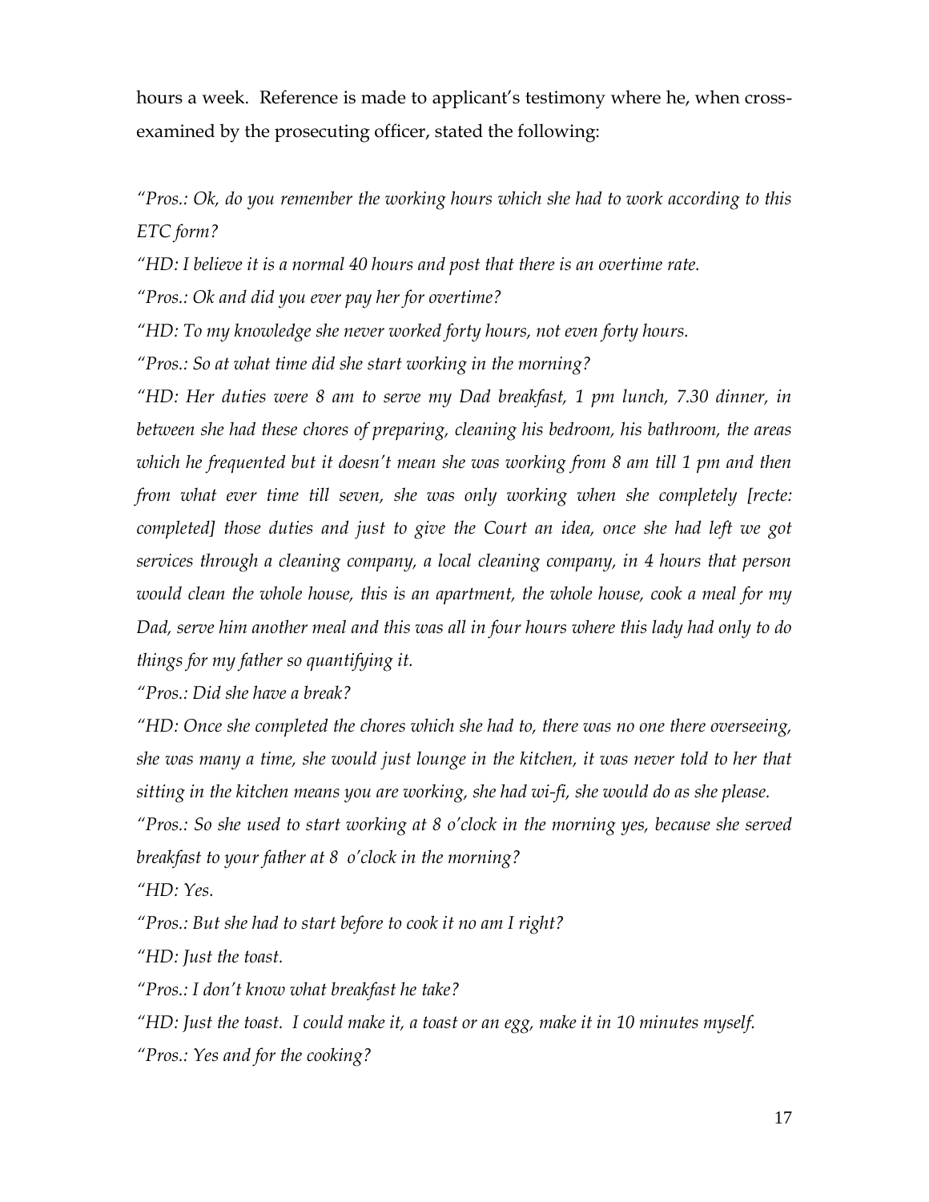hours a week. Reference is made to applicant's testimony where he, when cross-examined by the prosecuting officer, stated the following:

*"Pros.: Ok, do you remember the working hours which she had to work according to this ETC form?*

*"HD: I believe it is a normal 40 hours and post that there is an overtime rate.*

*"Pros.: Ok and did you ever pay her for overtime?*

*"HD: To my knowledge she never worked forty hours, not even forty hours.*

*"Pros.: So at what time did she start working in the morning?*

*"HD: Her duties were 8 am to serve my Dad breakfast, 1 pm lunch, 7.30 dinner, in between she had these chores of preparing, cleaning his bedroom, his bathroom, the areas which he frequented but it doesn't mean she was working from 8 am till 1 pm and then from what ever time till seven, she was only working when she completely [recte: completed] those duties and just to give the Court an idea, once she had left we got services through a cleaning company, a local cleaning company, in 4 hours that person would clean the whole house, this is an apartment, the whole house, cook a meal for my Dad, serve him another meal and this was all in four hours where this lady had only to do things for my father so quantifying it.*

*"Pros.: Did she have a break?*

*"HD: Once she completed the chores which she had to, there was no one there overseeing, she was many a time, she would just lounge in the kitchen, it was never told to her that sitting in the kitchen means you are working, she had wi-fi, she would do as she please.*

*"Pros.: So she used to start working at 8 o'clock in the morning yes, because she served breakfast to your father at 8 o'clock in the morning?*

*"HD: Yes.*

*"Pros.: But she had to start before to cook it no am I right?*

*"HD: Just the toast.*

*"Pros.: I don't know what breakfast he take?*

*"HD: Just the toast. I could make it, a toast or an egg, make it in 10 minutes myself.*

*"Pros.: Yes and for the cooking?*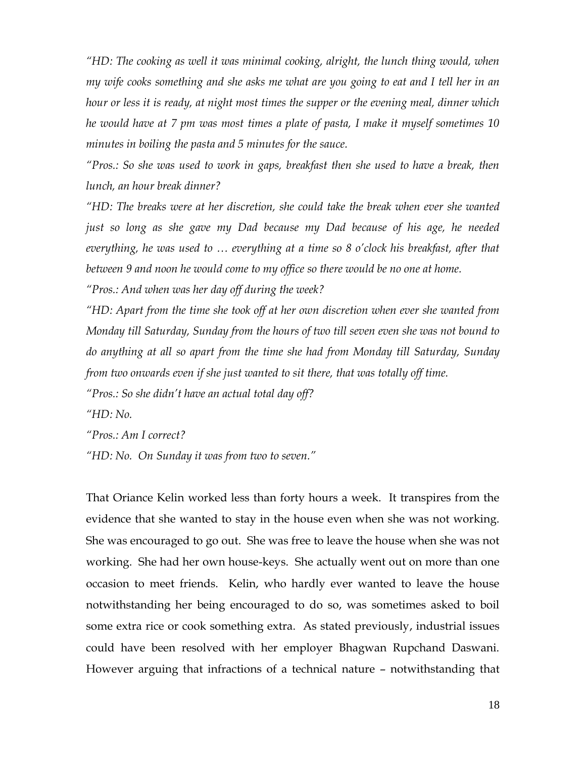*"HD: The cooking as well it was minimal cooking, alright, the lunch thing would, when my wife cooks something and she asks me what are you going to eat and I tell her in an hour or less it is ready, at night most times the supper or the evening meal, dinner which he would have at 7 pm was most times a plate of pasta, I make it myself sometimes 10 minutes in boiling the pasta and 5 minutes for the sauce.*

*"Pros.: So she was used to work in gaps, breakfast then she used to have a break, then lunch, an hour break dinner?*

*"HD: The breaks were at her discretion, she could take the break when ever she wanted just so long as she gave my Dad because my Dad because of his age, he needed everything, he was used to … everything at a time so 8 o'clock his breakfast, after that between 9 and noon he would come to my office so there would be no one at home.*

*"Pros.: And when was her day off during the week?*

*"HD: Apart from the time she took off at her own discretion when ever she wanted from Monday till Saturday, Sunday from the hours of two till seven even she was not bound to do anything at all so apart from the time she had from Monday till Saturday, Sunday from two onwards even if she just wanted to sit there, that was totally off time.*

*"Pros.: So she didn't have an actual total day off?*

*"HD: No.*

*"Pros.: Am I correct?*

*"HD: No. On Sunday it was from two to seven."*

That Oriance Kelin worked less than forty hours a week. It transpires from the evidence that she wanted to stay in the house even when she was not working. She was encouraged to go out. She was free to leave the house when she was not working. She had her own house-keys. She actually went out on more than one occasion to meet friends. Kelin, who hardly ever wanted to leave the house notwithstanding her being encouraged to do so, was sometimes asked to boil some extra rice or cook something extra. As stated previously, industrial issues could have been resolved with her employer Bhagwan Rupchand Daswani. However arguing that infractions of a technical nature – notwithstanding that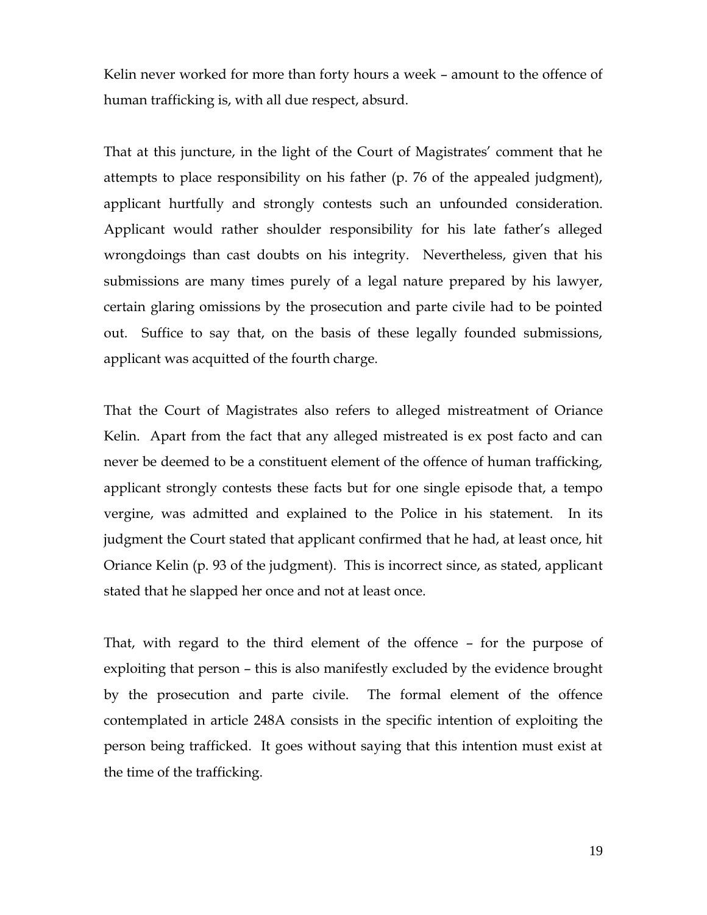Kelin never worked for more than forty hours a week – amount to the offence of human trafficking is, with all due respect, absurd.

That at this juncture, in the light of the Court of Magistrates' comment that he attempts to place responsibility on his father (p. 76 of the appealed judgment), applicant hurtfully and strongly contests such an unfounded consideration. Applicant would rather shoulder responsibility for his late father's alleged wrongdoings than cast doubts on his integrity. Nevertheless, given that his submissions are many times purely of a legal nature prepared by his lawyer, certain glaring omissions by the prosecution and parte civile had to be pointed out. Suffice to say that, on the basis of these legally founded submissions, applicant was acquitted of the fourth charge.

That the Court of Magistrates also refers to alleged mistreatment of Oriance Kelin. Apart from the fact that any alleged mistreated is ex post facto and can never be deemed to be a constituent element of the offence of human trafficking, applicant strongly contests these facts but for one single episode that, a tempo vergine, was admitted and explained to the Police in his statement. In its judgment the Court stated that applicant confirmed that he had, at least once, hit Oriance Kelin (p. 93 of the judgment). This is incorrect since, as stated, applicant stated that he slapped her once and not at least once.

That, with regard to the third element of the offence – for the purpose of exploiting that person – this is also manifestly excluded by the evidence brought by the prosecution and parte civile. The formal element of the offence contemplated in article 248A consists in the specific intention of exploiting the person being trafficked. It goes without saying that this intention must exist at the time of the trafficking.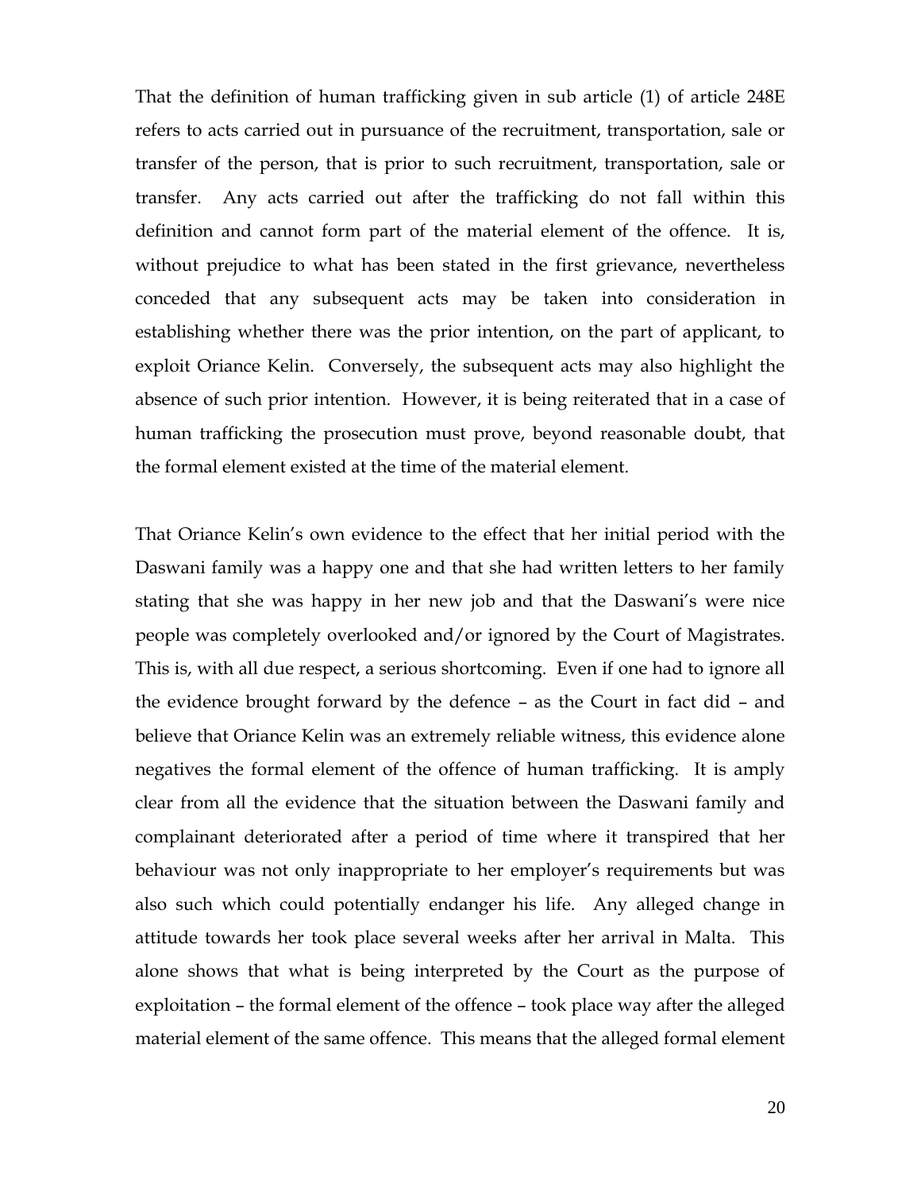That the definition of human trafficking given in sub article (1) of article 248E refers to acts carried out in pursuance of the recruitment, transportation, sale or transfer of the person, that is prior to such recruitment, transportation, sale or transfer. Any acts carried out after the trafficking do not fall within this definition and cannot form part of the material element of the offence. It is, without prejudice to what has been stated in the first grievance, nevertheless conceded that any subsequent acts may be taken into consideration in establishing whether there was the prior intention, on the part of applicant, to exploit Oriance Kelin. Conversely, the subsequent acts may also highlight the absence of such prior intention. However, it is being reiterated that in a case of human trafficking the prosecution must prove, beyond reasonable doubt, that the formal element existed at the time of the material element.

That Oriance Kelin's own evidence to the effect that her initial period with the Daswani family was a happy one and that she had written letters to her family stating that she was happy in her new job and that the Daswani's were nice people was completely overlooked and/or ignored by the Court of Magistrates. This is, with all due respect, a serious shortcoming. Even if one had to ignore all the evidence brought forward by the defence – as the Court in fact did – and believe that Oriance Kelin was an extremely reliable witness, this evidence alone negatives the formal element of the offence of human trafficking. It is amply clear from all the evidence that the situation between the Daswani family and complainant deteriorated after a period of time where it transpired that her behaviour was not only inappropriate to her employer's requirements but was also such which could potentially endanger his life. Any alleged change in attitude towards her took place several weeks after her arrival in Malta. This alone shows that what is being interpreted by the Court as the purpose of exploitation – the formal element of the offence – took place way after the alleged material element of the same offence. This means that the alleged formal element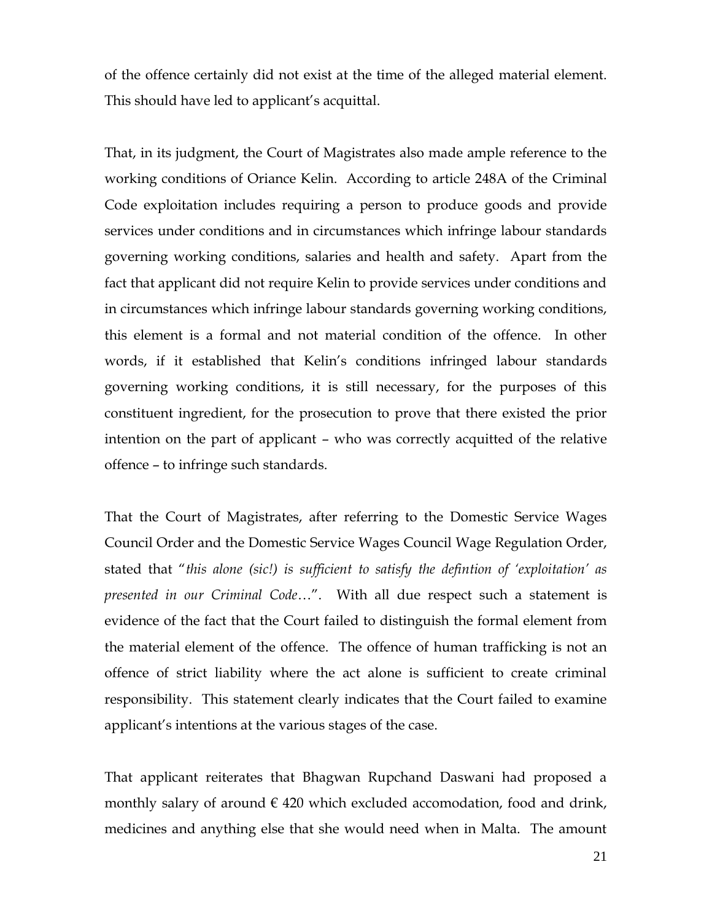of the offence certainly did not exist at the time of the alleged material element. This should have led to applicant's acquittal.

That, in its judgment, the Court of Magistrates also made ample reference to the working conditions of Oriance Kelin. According to article 248A of the Criminal Code exploitation includes requiring a person to produce goods and provide services under conditions and in circumstances which infringe labour standards governing working conditions, salaries and health and safety. Apart from the fact that applicant did not require Kelin to provide services under conditions and in circumstances which infringe labour standards governing working conditions, this element is a formal and not material condition of the offence. In other words, if it established that Kelin's conditions infringed labour standards governing working conditions, it is still necessary, for the purposes of this constituent ingredient, for the prosecution to prove that there existed the prior intention on the part of applicant – who was correctly acquitted of the relative offence – to infringe such standards.

That the Court of Magistrates, after referring to the Domestic Service Wages Council Order and the Domestic Service Wages Council Wage Regulation Order, stated that "*this alone (sic!) is sufficient to satisfy the defintion of 'exploitation' as presented in our Criminal Code*…". With all due respect such a statement is evidence of the fact that the Court failed to distinguish the formal element from the material element of the offence. The offence of human trafficking is not an offence of strict liability where the act alone is sufficient to create criminal responsibility. This statement clearly indicates that the Court failed to examine applicant's intentions at the various stages of the case.

That applicant reiterates that Bhagwan Rupchand Daswani had proposed a monthly salary of around € 420 which excluded accomodation, food and drink, medicines and anything else that she would need when in Malta. The amount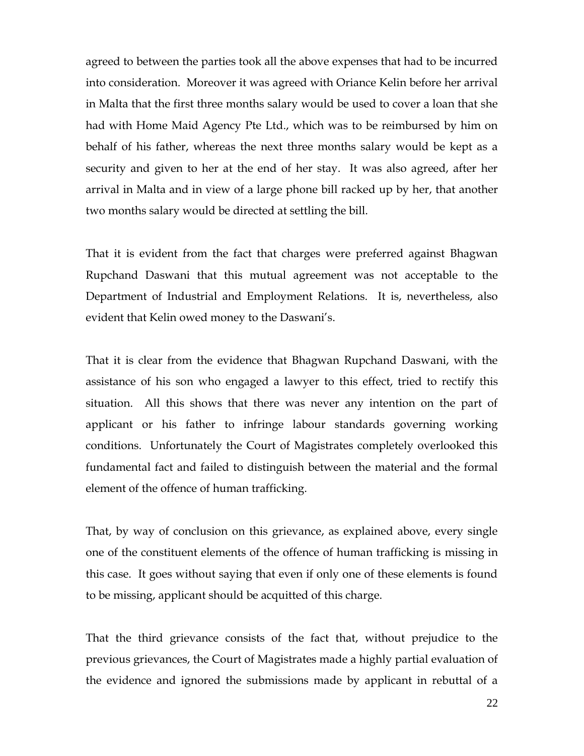agreed to between the parties took all the above expenses that had to be incurred into consideration. Moreover it was agreed with Oriance Kelin before her arrival in Malta that the first three months salary would be used to cover a loan that she had with Home Maid Agency Pte Ltd., which was to be reimbursed by him on behalf of his father, whereas the next three months salary would be kept as a security and given to her at the end of her stay. It was also agreed, after her arrival in Malta and in view of a large phone bill racked up by her, that another two months salary would be directed at settling the bill.

That it is evident from the fact that charges were preferred against Bhagwan Rupchand Daswani that this mutual agreement was not acceptable to the Department of Industrial and Employment Relations. It is, nevertheless, also evident that Kelin owed money to the Daswani's.

That it is clear from the evidence that Bhagwan Rupchand Daswani, with the assistance of his son who engaged a lawyer to this effect, tried to rectify this situation. All this shows that there was never any intention on the part of applicant or his father to infringe labour standards governing working conditions. Unfortunately the Court of Magistrates completely overlooked this fundamental fact and failed to distinguish between the material and the formal element of the offence of human trafficking.

That, by way of conclusion on this grievance, as explained above, every single one of the constituent elements of the offence of human trafficking is missing in this case. It goes without saying that even if only one of these elements is found to be missing, applicant should be acquitted of this charge.

That the third grievance consists of the fact that, without prejudice to the previous grievances, the Court of Magistrates made a highly partial evaluation of the evidence and ignored the submissions made by applicant in rebuttal of a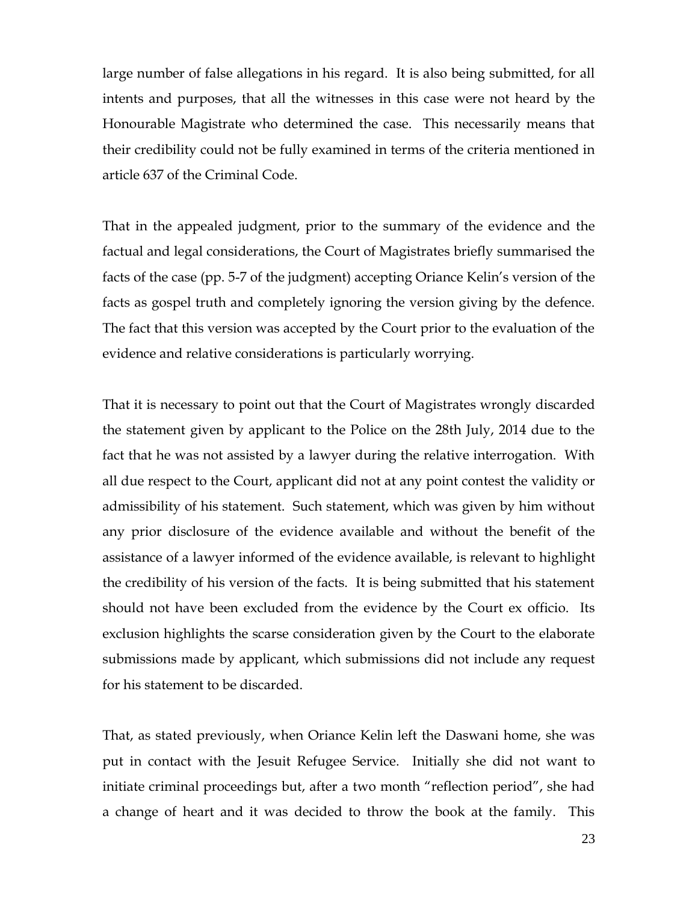large number of false allegations in his regard. It is also being submitted, for all intents and purposes, that all the witnesses in this case were not heard by the Honourable Magistrate who determined the case. This necessarily means that their credibility could not be fully examined in terms of the criteria mentioned in article 637 of the Criminal Code.

That in the appealed judgment, prior to the summary of the evidence and the factual and legal considerations, the Court of Magistrates briefly summarised the facts of the case (pp. 5-7 of the judgment) accepting Oriance Kelin's version of the facts as gospel truth and completely ignoring the version giving by the defence. The fact that this version was accepted by the Court prior to the evaluation of the evidence and relative considerations is particularly worrying.

That it is necessary to point out that the Court of Magistrates wrongly discarded the statement given by applicant to the Police on the 28th July, 2014 due to the fact that he was not assisted by a lawyer during the relative interrogation. With all due respect to the Court, applicant did not at any point contest the validity or admissibility of his statement. Such statement, which was given by him without any prior disclosure of the evidence available and without the benefit of the assistance of a lawyer informed of the evidence available, is relevant to highlight the credibility of his version of the facts. It is being submitted that his statement should not have been excluded from the evidence by the Court ex officio. Its exclusion highlights the scarse consideration given by the Court to the elaborate submissions made by applicant, which submissions did not include any request for his statement to be discarded.

That, as stated previously, when Oriance Kelin left the Daswani home, she was put in contact with the Jesuit Refugee Service. Initially she did not want to initiate criminal proceedings but, after a two month "reflection period", she had a change of heart and it was decided to throw the book at the family. This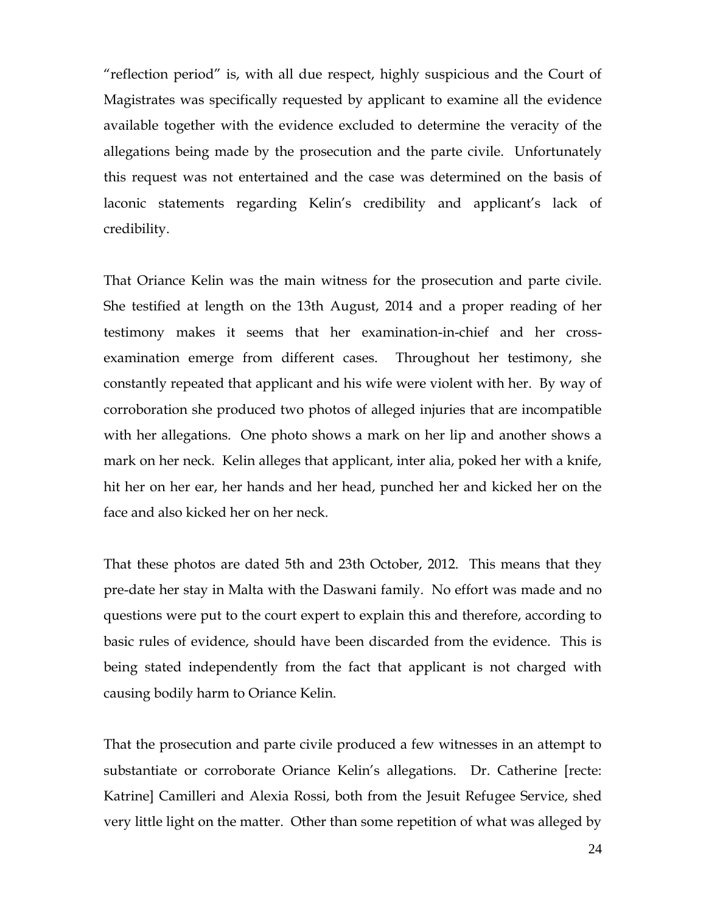"reflection period" is, with all due respect, highly suspicious and the Court of Magistrates was specifically requested by applicant to examine all the evidence available together with the evidence excluded to determine the veracity of the allegations being made by the prosecution and the parte civile. Unfortunately this request was not entertained and the case was determined on the basis of laconic statements regarding Kelin's credibility and applicant's lack of credibility.

That Oriance Kelin was the main witness for the prosecution and parte civile. She testified at length on the 13th August, 2014 and a proper reading of her testimony makes it seems that her examination-in-chief and her cross-examination emerge from different cases. Throughout her testimony, she constantly repeated that applicant and his wife were violent with her. By way of corroboration she produced two photos of alleged injuries that are incompatible with her allegations. One photo shows a mark on her lip and another shows a mark on her neck. Kelin alleges that applicant, inter alia, poked her with a knife, hit her on her ear, her hands and her head, punched her and kicked her on the face and also kicked her on her neck.

That these photos are dated 5th and 23th October, 2012. This means that they pre-date her stay in Malta with the Daswani family. No effort was made and no questions were put to the court expert to explain this and therefore, according to basic rules of evidence, should have been discarded from the evidence. This is being stated independently from the fact that applicant is not charged with causing bodily harm to Oriance Kelin.

That the prosecution and parte civile produced a few witnesses in an attempt to substantiate or corroborate Oriance Kelin's allegations. Dr. Catherine [recte: Katrine] Camilleri and Alexia Rossi, both from the Jesuit Refugee Service, shed very little light on the matter. Other than some repetition of what was alleged by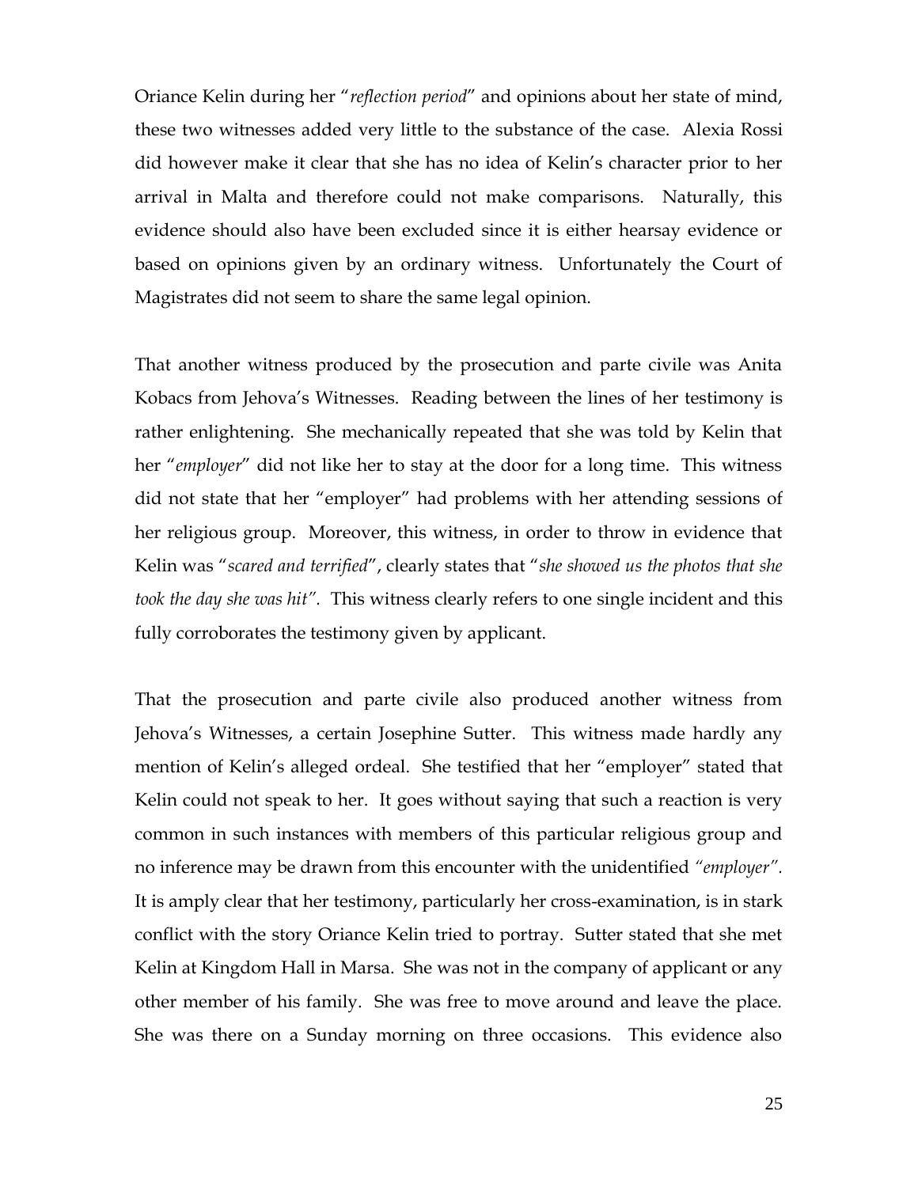Oriance Kelin during her "*reflection period*" and opinions about her state of mind, these two witnesses added very little to the substance of the case. Alexia Rossi did however make it clear that she has no idea of Kelin's character prior to her arrival in Malta and therefore could not make comparisons. Naturally, this evidence should also have been excluded since it is either hearsay evidence or based on opinions given by an ordinary witness. Unfortunately the Court of Magistrates did not seem to share the same legal opinion.

That another witness produced by the prosecution and parte civile was Anita Kobacs from Jehova's Witnesses. Reading between the lines of her testimony is rather enlightening. She mechanically repeated that she was told by Kelin that her "*employer*" did not like her to stay at the door for a long time. This witness did not state that her "employer" had problems with her attending sessions of her religious group. Moreover, this witness, in order to throw in evidence that Kelin was "*scared and terrified*", clearly states that "*she showed us the photos that she took the day she was hit".* This witness clearly refers to one single incident and this fully corroborates the testimony given by applicant.

That the prosecution and parte civile also produced another witness from Jehova's Witnesses, a certain Josephine Sutter. This witness made hardly any mention of Kelin's alleged ordeal. She testified that her "employer" stated that Kelin could not speak to her. It goes without saying that such a reaction is very common in such instances with members of this particular religious group and no inference may be drawn from this encounter with the unidentified *"employer".* It is amply clear that her testimony, particularly her cross-examination, is in stark conflict with the story Oriance Kelin tried to portray. Sutter stated that she met Kelin at Kingdom Hall in Marsa. She was not in the company of applicant or any other member of his family. She was free to move around and leave the place. She was there on a Sunday morning on three occasions. This evidence also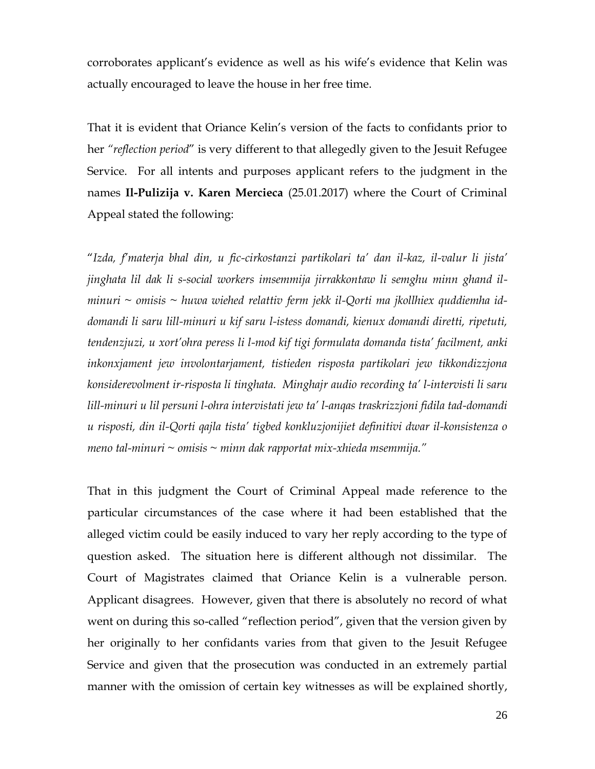corroborates applicant's evidence as well as his wife's evidence that Kelin was actually encouraged to leave the house in her free time.

That it is evident that Oriance Kelin's version of the facts to confidants prior to her *"reflection period*" is very different to that allegedly given to the Jesuit Refugee Service. For all intents and purposes applicant refers to the judgment in the names **Il-Pulizija v. Karen Mercieca** (25.01.2017) where the Court of Criminal Appeal stated the following:

"*Izda, f'materja bhal din, u fic-cirkostanzi partikolari ta' dan il-kaz, il-valur li jista' jinghata lil dak li s-social workers imsemmija jirrakkontaw li semghu minn ghand il-minuri ~ omisis ~ huwa wiehed relattiv ferm jekk il-Qorti ma jkollhiex quddiemha id-domandi li saru lill-minuri u kif saru l-istess domandi, kienux domandi diretti, ripetuti, tendenzjuzi, u xort'ohra peress li l-mod kif tigi formulata domanda tista' facilment, anki inkonxjament jew involontarjament, tistieden risposta partikolari jew tikkondizzjona konsiderevolment ir-risposta li tinghata. Minghajr audio recording ta' l-intervisti li saru lill-minuri u lil persuni l-ohra intervistati jew ta' l-anqas traskrizzjoni fidila tad-domandi u risposti, din il-Qorti qajla tista' tigbed konkluzjonijiet definitivi dwar il-konsistenza o meno tal-minuri ~ omisis ~ minn dak rapportat mix-xhieda msemmija.*"

That in this judgment the Court of Criminal Appeal made reference to the particular circumstances of the case where it had been established that the alleged victim could be easily induced to vary her reply according to the type of question asked. The situation here is different although not dissimilar. The Court of Magistrates claimed that Oriance Kelin is a vulnerable person. Applicant disagrees. However, given that there is absolutely no record of what went on during this so-called "reflection period", given that the version given by her originally to her confidants varies from that given to the Jesuit Refugee Service and given that the prosecution was conducted in an extremely partial manner with the omission of certain key witnesses as will be explained shortly,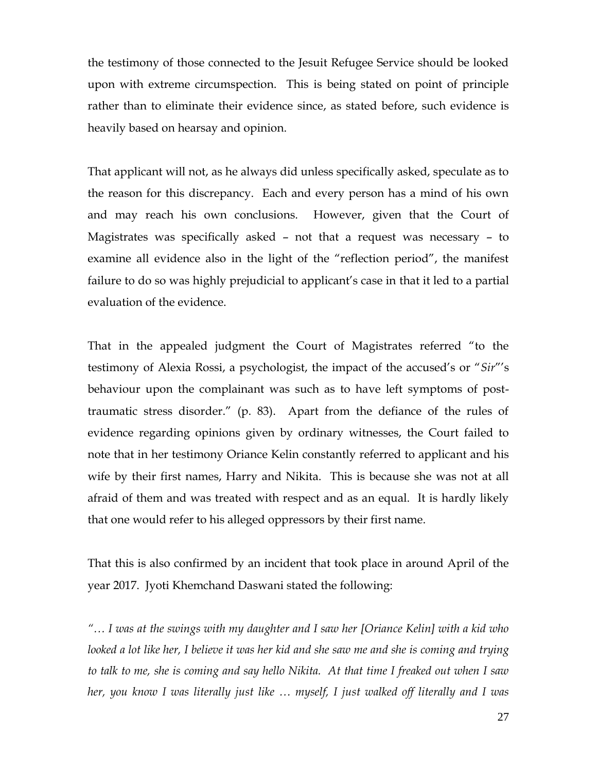the testimony of those connected to the Jesuit Refugee Service should be looked upon with extreme circumspection. This is being stated on point of principle rather than to eliminate their evidence since, as stated before, such evidence is heavily based on hearsay and opinion.

That applicant will not, as he always did unless specifically asked, speculate as to the reason for this discrepancy. Each and every person has a mind of his own and may reach his own conclusions. However, given that the Court of Magistrates was specifically asked – not that a request was necessary – to examine all evidence also in the light of the "reflection period", the manifest failure to do so was highly prejudicial to applicant's case in that it led to a partial evaluation of the evidence.

That in the appealed judgment the Court of Magistrates referred "to the testimony of Alexia Rossi, a psychologist, the impact of the accused's or "*Sir*"'s behaviour upon the complainant was such as to have left symptoms of post-traumatic stress disorder." (p. 83). Apart from the defiance of the rules of evidence regarding opinions given by ordinary witnesses, the Court failed to note that in her testimony Oriance Kelin constantly referred to applicant and his wife by their first names, Harry and Nikita. This is because she was not at all afraid of them and was treated with respect and as an equal. It is hardly likely that one would refer to his alleged oppressors by their first name.

That this is also confirmed by an incident that took place in around April of the year 2017. Jyoti Khemchand Daswani stated the following:

*"… I was at the swings with my daughter and I saw her [Oriance Kelin] with a kid who looked a lot like her, I believe it was her kid and she saw me and she is coming and trying to talk to me, she is coming and say hello Nikita. At that time I freaked out when I saw her, you know I was literally just like … myself, I just walked off literally and I was*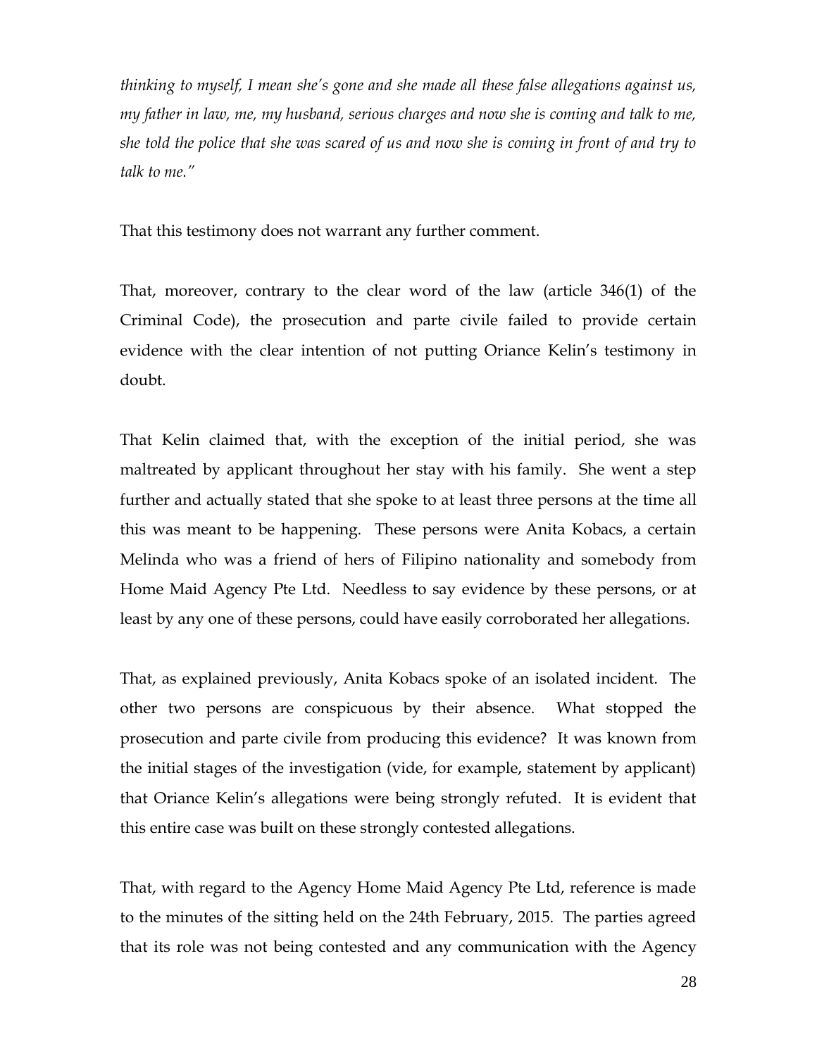*thinking to myself, I mean she's gone and she made all these false allegations against us, my father in law, me, my husband, serious charges and now she is coming and talk to me, she told the police that she was scared of us and now she is coming in front of and try to talk to me."*

That this testimony does not warrant any further comment.

That, moreover, contrary to the clear word of the law (article 346(1) of the Criminal Code), the prosecution and parte civile failed to provide certain evidence with the clear intention of not putting Oriance Kelin's testimony in doubt.

That Kelin claimed that, with the exception of the initial period, she was maltreated by applicant throughout her stay with his family. She went a step further and actually stated that she spoke to at least three persons at the time all this was meant to be happening. These persons were Anita Kobacs, a certain Melinda who was a friend of hers of Filipino nationality and somebody from Home Maid Agency Pte Ltd. Needless to say evidence by these persons, or at least by any one of these persons, could have easily corroborated her allegations.

That, as explained previously, Anita Kobacs spoke of an isolated incident. The other two persons are conspicuous by their absence. What stopped the prosecution and parte civile from producing this evidence? It was known from the initial stages of the investigation (vide, for example, statement by applicant) that Oriance Kelin's allegations were being strongly refuted. It is evident that this entire case was built on these strongly contested allegations.

That, with regard to the Agency Home Maid Agency Pte Ltd, reference is made to the minutes of the sitting held on the 24th February, 2015. The parties agreed that its role was not being contested and any communication with the Agency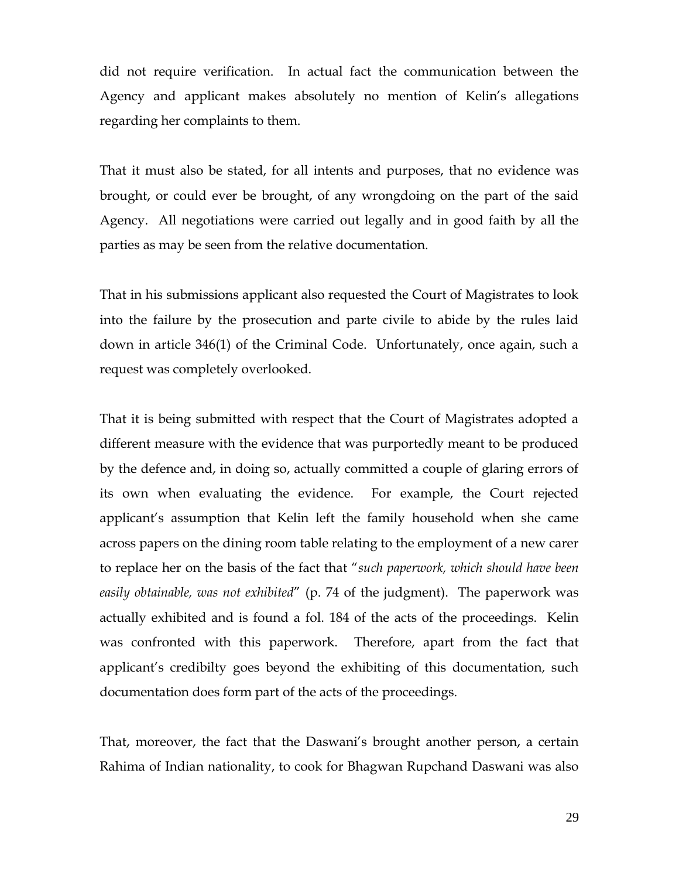did not require verification. In actual fact the communication between the Agency and applicant makes absolutely no mention of Kelin's allegations regarding her complaints to them.

That it must also be stated, for all intents and purposes, that no evidence was brought, or could ever be brought, of any wrongdoing on the part of the said Agency. All negotiations were carried out legally and in good faith by all the parties as may be seen from the relative documentation.

That in his submissions applicant also requested the Court of Magistrates to look into the failure by the prosecution and parte civile to abide by the rules laid down in article 346(1) of the Criminal Code. Unfortunately, once again, such a request was completely overlooked.

That it is being submitted with respect that the Court of Magistrates adopted a different measure with the evidence that was purportedly meant to be produced by the defence and, in doing so, actually committed a couple of glaring errors of its own when evaluating the evidence. For example, the Court rejected applicant's assumption that Kelin left the family household when she came across papers on the dining room table relating to the employment of a new carer to replace her on the basis of the fact that "*such paperwork, which should have been easily obtainable, was not exhibited*" (p. 74 of the judgment). The paperwork was actually exhibited and is found a fol. 184 of the acts of the proceedings. Kelin was confronted with this paperwork. Therefore, apart from the fact that applicant's credibilty goes beyond the exhibiting of this documentation, such documentation does form part of the acts of the proceedings.

That, moreover, the fact that the Daswani's brought another person, a certain Rahima of Indian nationality, to cook for Bhagwan Rupchand Daswani was also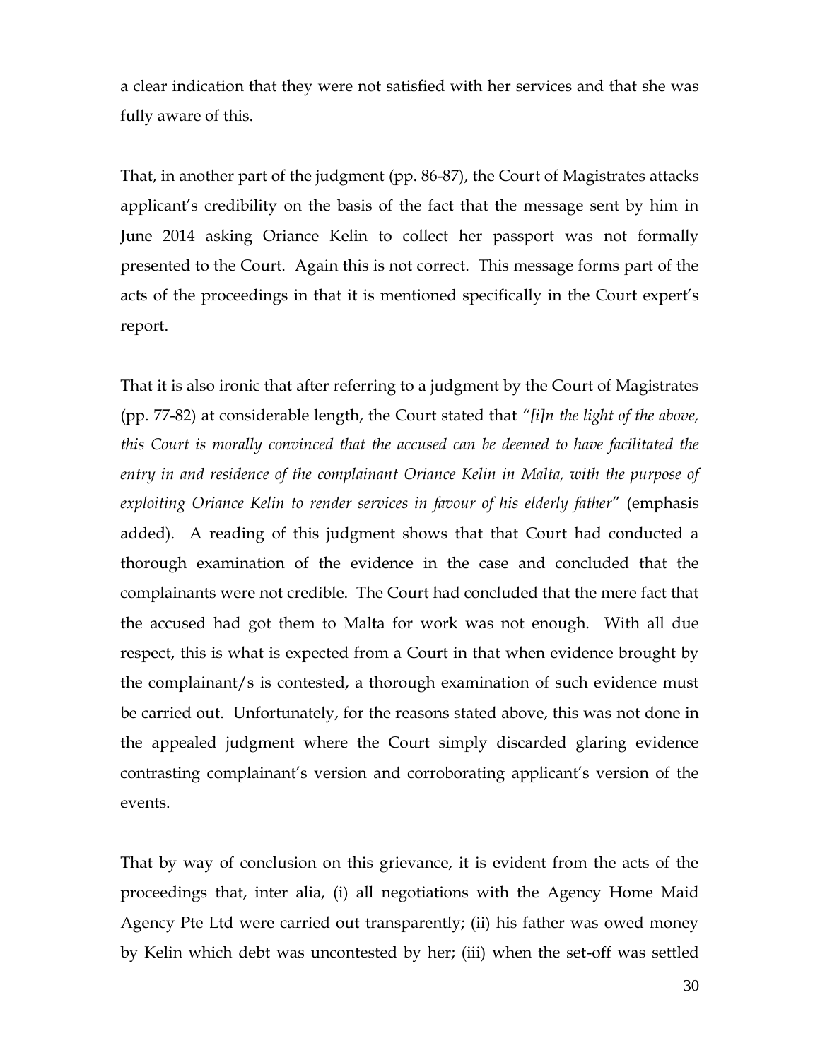a clear indication that they were not satisfied with her services and that she was fully aware of this.

That, in another part of the judgment (pp. 86-87), the Court of Magistrates attacks applicant's credibility on the basis of the fact that the message sent by him in June 2014 asking Oriance Kelin to collect her passport was not formally presented to the Court. Again this is not correct. This message forms part of the acts of the proceedings in that it is mentioned specifically in the Court expert's report.

That it is also ironic that after referring to a judgment by the Court of Magistrates (pp. 77-82) at considerable length, the Court stated that *"[i]n the light of the above, this Court is morally convinced that the accused can be deemed to have facilitated the entry in and residence of the complainant Oriance Kelin in Malta, with the purpose of exploiting Oriance Kelin to render services in favour of his elderly father"* (emphasis added). A reading of this judgment shows that that Court had conducted a thorough examination of the evidence in the case and concluded that the complainants were not credible. The Court had concluded that the mere fact that the accused had got them to Malta for work was not enough. With all due respect, this is what is expected from a Court in that when evidence brought by the complainant/s is contested, a thorough examination of such evidence must be carried out. Unfortunately, for the reasons stated above, this was not done in the appealed judgment where the Court simply discarded glaring evidence contrasting complainant's version and corroborating applicant's version of the events.

That by way of conclusion on this grievance, it is evident from the acts of the proceedings that, inter alia, (i) all negotiations with the Agency Home Maid Agency Pte Ltd were carried out transparently; (ii) his father was owed money by Kelin which debt was uncontested by her; (iii) when the set-off was settled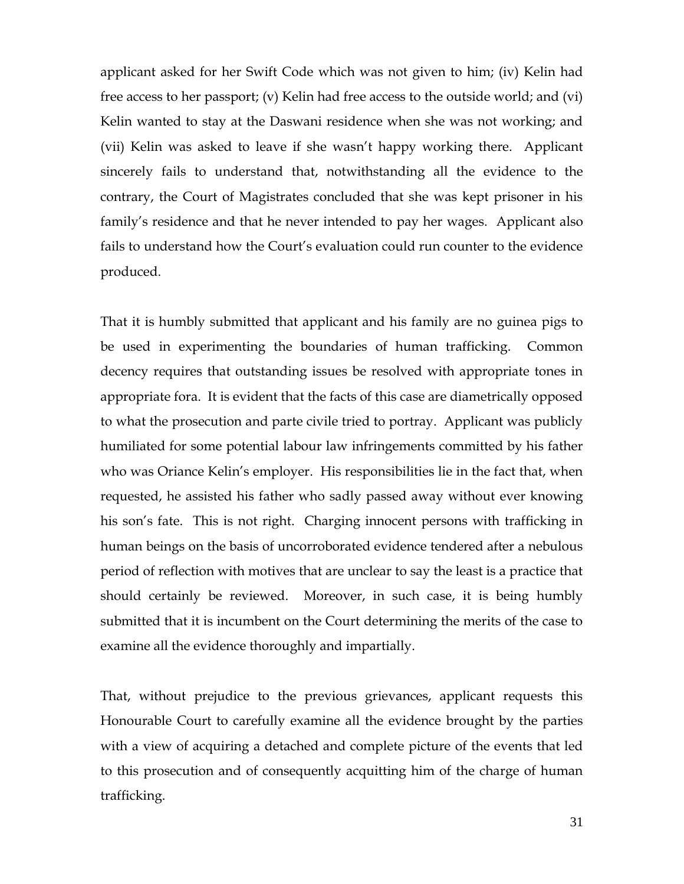applicant asked for her Swift Code which was not given to him; (iv) Kelin had free access to her passport; (v) Kelin had free access to the outside world; and (vi) Kelin wanted to stay at the Daswani residence when she was not working; and (vii) Kelin was asked to leave if she wasn't happy working there. Applicant sincerely fails to understand that, notwithstanding all the evidence to the contrary, the Court of Magistrates concluded that she was kept prisoner in his family's residence and that he never intended to pay her wages. Applicant also fails to understand how the Court's evaluation could run counter to the evidence produced.

That it is humbly submitted that applicant and his family are no guinea pigs to be used in experimenting the boundaries of human trafficking. Common decency requires that outstanding issues be resolved with appropriate tones in appropriate fora. It is evident that the facts of this case are diametrically opposed to what the prosecution and parte civile tried to portray. Applicant was publicly humiliated for some potential labour law infringements committed by his father who was Oriance Kelin's employer. His responsibilities lie in the fact that, when requested, he assisted his father who sadly passed away without ever knowing his son's fate. This is not right. Charging innocent persons with trafficking in human beings on the basis of uncorroborated evidence tendered after a nebulous period of reflection with motives that are unclear to say the least is a practice that should certainly be reviewed. Moreover, in such case, it is being humbly submitted that it is incumbent on the Court determining the merits of the case to examine all the evidence thoroughly and impartially.

That, without prejudice to the previous grievances, applicant requests this Honourable Court to carefully examine all the evidence brought by the parties with a view of acquiring a detached and complete picture of the events that led to this prosecution and of consequently acquitting him of the charge of human trafficking.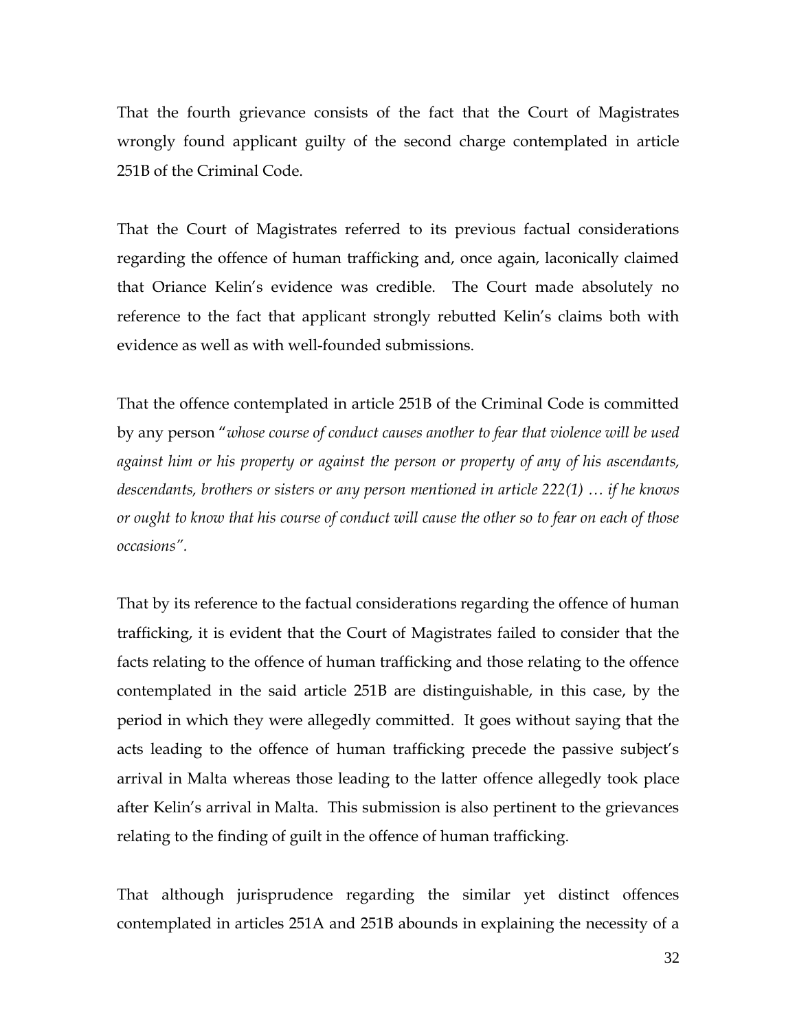That the fourth grievance consists of the fact that the Court of Magistrates wrongly found applicant guilty of the second charge contemplated in article 251B of the Criminal Code.

That the Court of Magistrates referred to its previous factual considerations regarding the offence of human trafficking and, once again, laconically claimed that Oriance Kelin's evidence was credible. The Court made absolutely no reference to the fact that applicant strongly rebutted Kelin's claims both with evidence as well as with well-founded submissions.

That the offence contemplated in article 251B of the Criminal Code is committed by any person "*whose course of conduct causes another to fear that violence will be used against him or his property or against the person or property of any of his ascendants, descendants, brothers or sisters or any person mentioned in article 222(1) … if he knows or ought to know that his course of conduct will cause the other so to fear on each of those occasions*".

That by its reference to the factual considerations regarding the offence of human trafficking, it is evident that the Court of Magistrates failed to consider that the facts relating to the offence of human trafficking and those relating to the offence contemplated in the said article 251B are distinguishable, in this case, by the period in which they were allegedly committed. It goes without saying that the acts leading to the offence of human trafficking precede the passive subject's arrival in Malta whereas those leading to the latter offence allegedly took place after Kelin's arrival in Malta. This submission is also pertinent to the grievances relating to the finding of guilt in the offence of human trafficking.

That although jurisprudence regarding the similar yet distinct offences contemplated in articles 251A and 251B abounds in explaining the necessity of a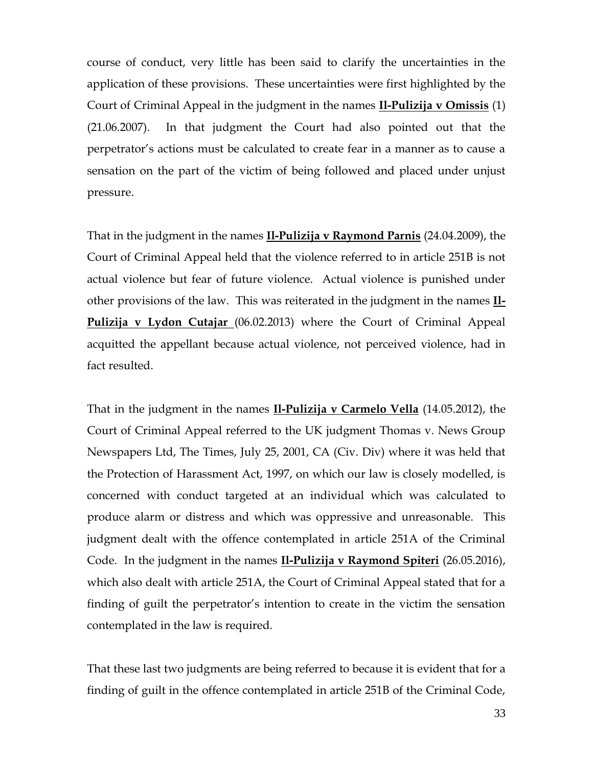course of conduct, very little has been said to clarify the uncertainties in the application of these provisions. These uncertainties were first highlighted by the Court of Criminal Appeal in the judgment in the names **Il-Pulizija v Omissis** (1) (21.06.2007). In that judgment the Court had also pointed out that the perpetrator's actions must be calculated to create fear in a manner as to cause a sensation on the part of the victim of being followed and placed under unjust pressure.

That in the judgment in the names **Il-Pulizija v Raymond Parnis** (24.04.2009), the Court of Criminal Appeal held that the violence referred to in article 251B is not actual violence but fear of future violence. Actual violence is punished under other provisions of the law. This was reiterated in the judgment in the names **Il-Pulizija v Lydon Cutajar** (06.02.2013) where the Court of Criminal Appeal acquitted the appellant because actual violence, not perceived violence, had in fact resulted.

That in the judgment in the names **Il-Pulizija v Carmelo Vella** (14.05.2012), the Court of Criminal Appeal referred to the UK judgment Thomas v. News Group Newspapers Ltd, The Times, July 25, 2001, CA (Civ. Div) where it was held that the Protection of Harassment Act, 1997, on which our law is closely modelled, is concerned with conduct targeted at an individual which was calculated to produce alarm or distress and which was oppressive and unreasonable. This judgment dealt with the offence contemplated in article 251A of the Criminal Code. In the judgment in the names **Il-Pulizija v Raymond Spiteri** (26.05.2016), which also dealt with article 251A, the Court of Criminal Appeal stated that for a finding of guilt the perpetrator's intention to create in the victim the sensation contemplated in the law is required.

That these last two judgments are being referred to because it is evident that for a finding of guilt in the offence contemplated in article 251B of the Criminal Code,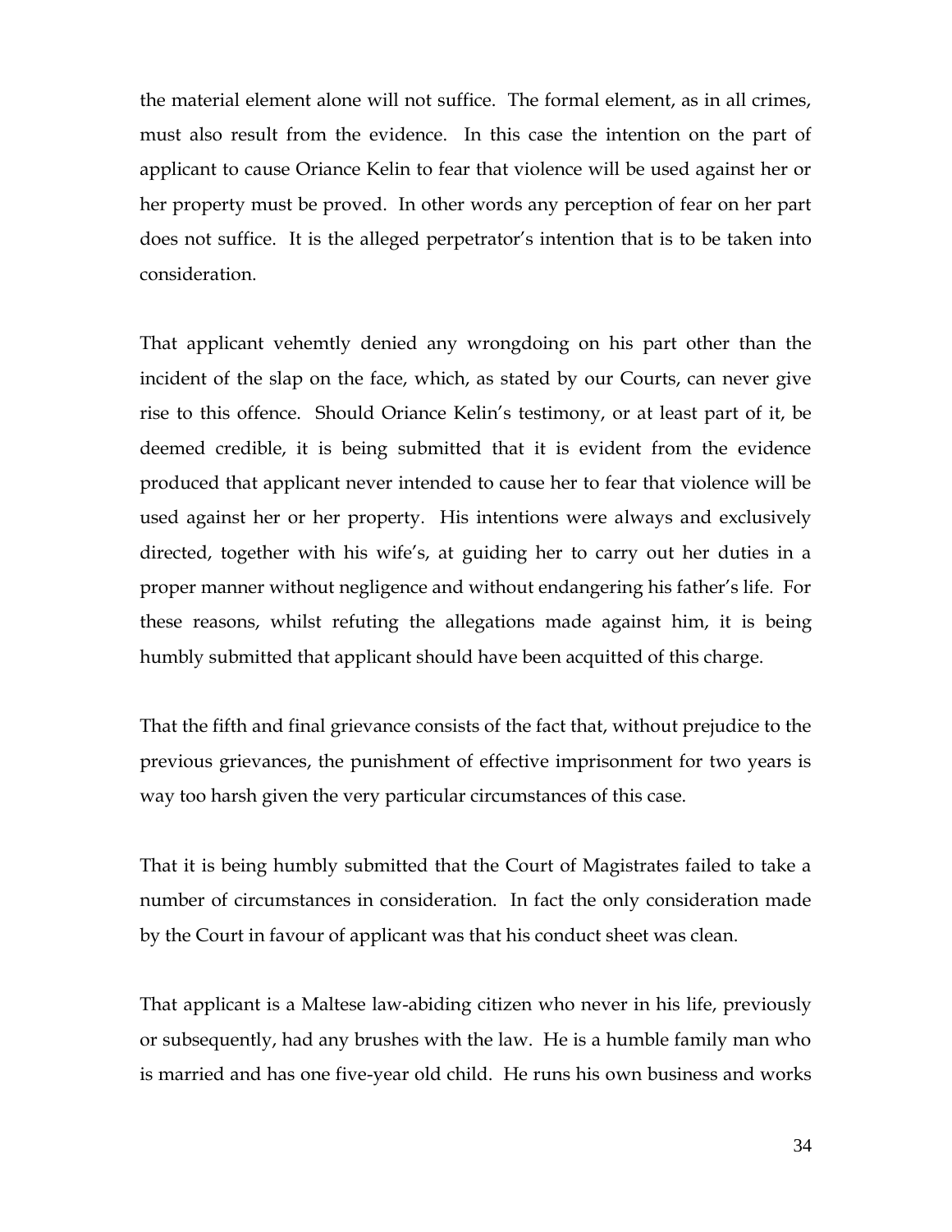the material element alone will not suffice. The formal element, as in all crimes, must also result from the evidence. In this case the intention on the part of applicant to cause Oriance Kelin to fear that violence will be used against her or her property must be proved. In other words any perception of fear on her part does not suffice. It is the alleged perpetrator's intention that is to be taken into consideration.

That applicant vehemtly denied any wrongdoing on his part other than the incident of the slap on the face, which, as stated by our Courts, can never give rise to this offence. Should Oriance Kelin's testimony, or at least part of it, be deemed credible, it is being submitted that it is evident from the evidence produced that applicant never intended to cause her to fear that violence will be used against her or her property. His intentions were always and exclusively directed, together with his wife's, at guiding her to carry out her duties in a proper manner without negligence and without endangering his father's life. For these reasons, whilst refuting the allegations made against him, it is being humbly submitted that applicant should have been acquitted of this charge.

That the fifth and final grievance consists of the fact that, without prejudice to the previous grievances, the punishment of effective imprisonment for two years is way too harsh given the very particular circumstances of this case.

That it is being humbly submitted that the Court of Magistrates failed to take a number of circumstances in consideration. In fact the only consideration made by the Court in favour of applicant was that his conduct sheet was clean.

That applicant is a Maltese law-abiding citizen who never in his life, previously or subsequently, had any brushes with the law. He is a humble family man who is married and has one five-year old child. He runs his own business and works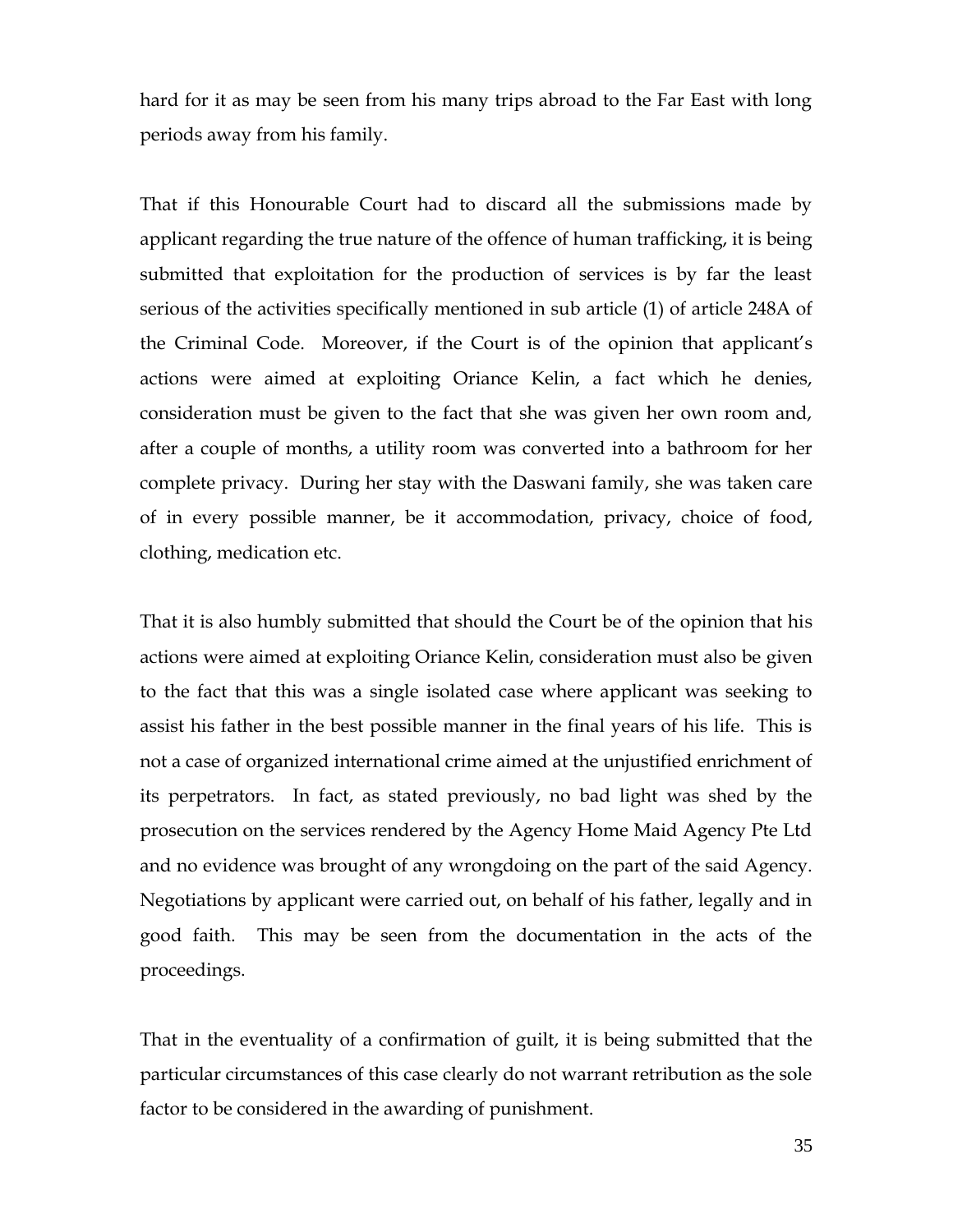hard for it as may be seen from his many trips abroad to the Far East with long periods away from his family.

That if this Honourable Court had to discard all the submissions made by applicant regarding the true nature of the offence of human trafficking, it is being submitted that exploitation for the production of services is by far the least serious of the activities specifically mentioned in sub article (1) of article 248A of the Criminal Code. Moreover, if the Court is of the opinion that applicant's actions were aimed at exploiting Oriance Kelin, a fact which he denies, consideration must be given to the fact that she was given her own room and, after a couple of months, a utility room was converted into a bathroom for her complete privacy. During her stay with the Daswani family, she was taken care of in every possible manner, be it accommodation, privacy, choice of food, clothing, medication etc.

That it is also humbly submitted that should the Court be of the opinion that his actions were aimed at exploiting Oriance Kelin, consideration must also be given to the fact that this was a single isolated case where applicant was seeking to assist his father in the best possible manner in the final years of his life. This is not a case of organized international crime aimed at the unjustified enrichment of its perpetrators. In fact, as stated previously, no bad light was shed by the prosecution on the services rendered by the Agency Home Maid Agency Pte Ltd and no evidence was brought of any wrongdoing on the part of the said Agency. Negotiations by applicant were carried out, on behalf of his father, legally and in good faith. This may be seen from the documentation in the acts of the proceedings.

That in the eventuality of a confirmation of guilt, it is being submitted that the particular circumstances of this case clearly do not warrant retribution as the sole factor to be considered in the awarding of punishment.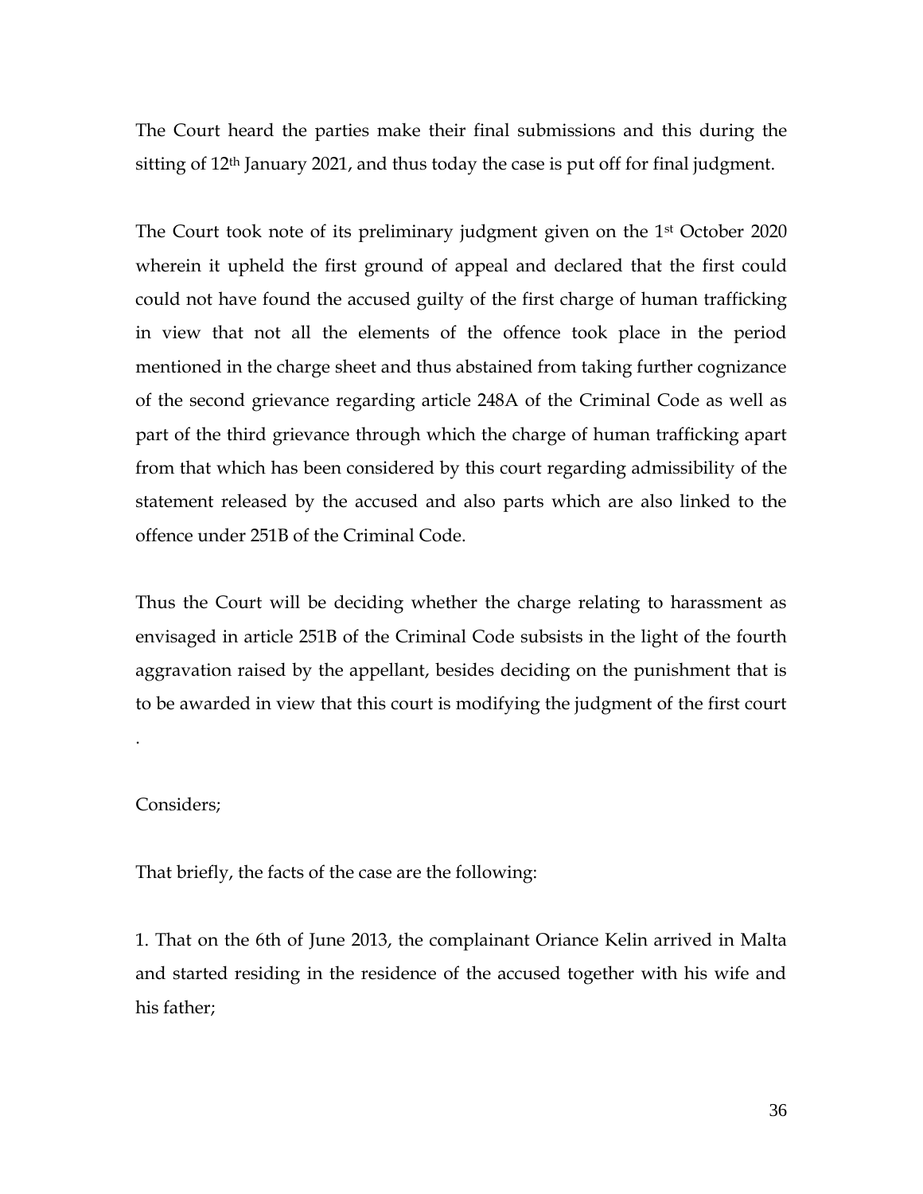The Court heard the parties make their final submissions and this during the sitting of 12th January 2021, and thus today the case is put off for final judgment.

The Court took note of its preliminary judgment given on the 1st October 2020 wherein it upheld the first ground of appeal and declared that the first could could not have found the accused guilty of the first charge of human trafficking in view that not all the elements of the offence took place in the period mentioned in the charge sheet and thus abstained from taking further cognizance of the second grievance regarding article 248A of the Criminal Code as well as part of the third grievance through which the charge of human trafficking apart from that which has been considered by this court regarding admissibility of the statement released by the accused and also parts which are also linked to the offence under 251B of the Criminal Code.

Thus the Court will be deciding whether the charge relating to harassment as envisaged in article 251B of the Criminal Code subsists in the light of the fourth aggravation raised by the appellant, besides deciding on the punishment that is to be awarded in view that this court is modifying the judgment of the first court.

Considers;

That briefly, the facts of the case are the following:

1. That on the 6th of June 2013, the complainant Oriance Kelin arrived in Malta and started residing in the residence of the accused together with his wife and his father;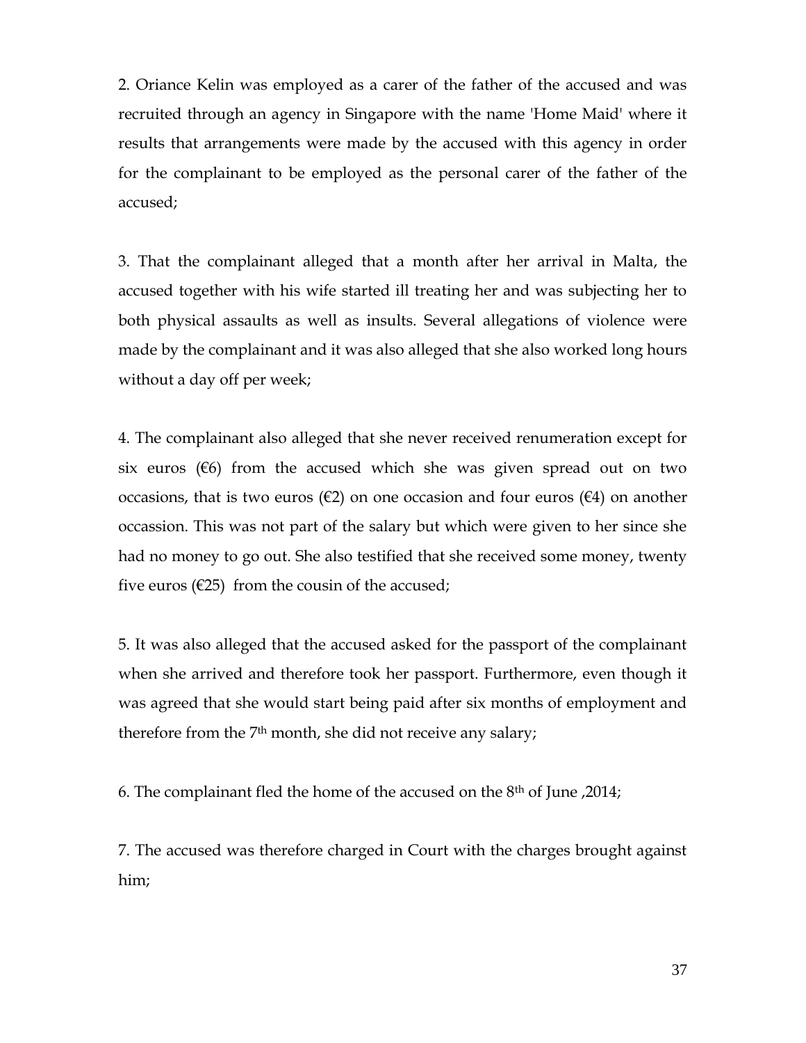2. Oriance Kelin was employed as a carer of the father of the accused and was recruited through an agency in Singapore with the name 'Home Maid' where it results that arrangements were made by the accused with this agency in order for the complainant to be employed as the personal carer of the father of the accused;

3. That the complainant alleged that a month after her arrival in Malta, the accused together with his wife started ill treating her and was subjecting her to both physical assaults as well as insults. Several allegations of violence were made by the complainant and it was also alleged that she also worked long hours without a day off per week;

4. The complainant also alleged that she never received renumeration except for six euros (€6) from the accused which she was given spread out on two occasions, that is two euros (€2) on one occasion and four euros (€4) on another occassion. This was not part of the salary but which were given to her since she had no money to go out. She also testified that she received some money, twenty five euros (€25) from the cousin of the accused;

5. It was also alleged that the accused asked for the passport of the complainant when she arrived and therefore took her passport. Furthermore, even though it was agreed that she would start being paid after six months of employment and therefore from the 7th month, she did not receive any salary;

6. The complainant fled the home of the accused on the 8th of June ,2014;

7. The accused was therefore charged in Court with the charges brought against him;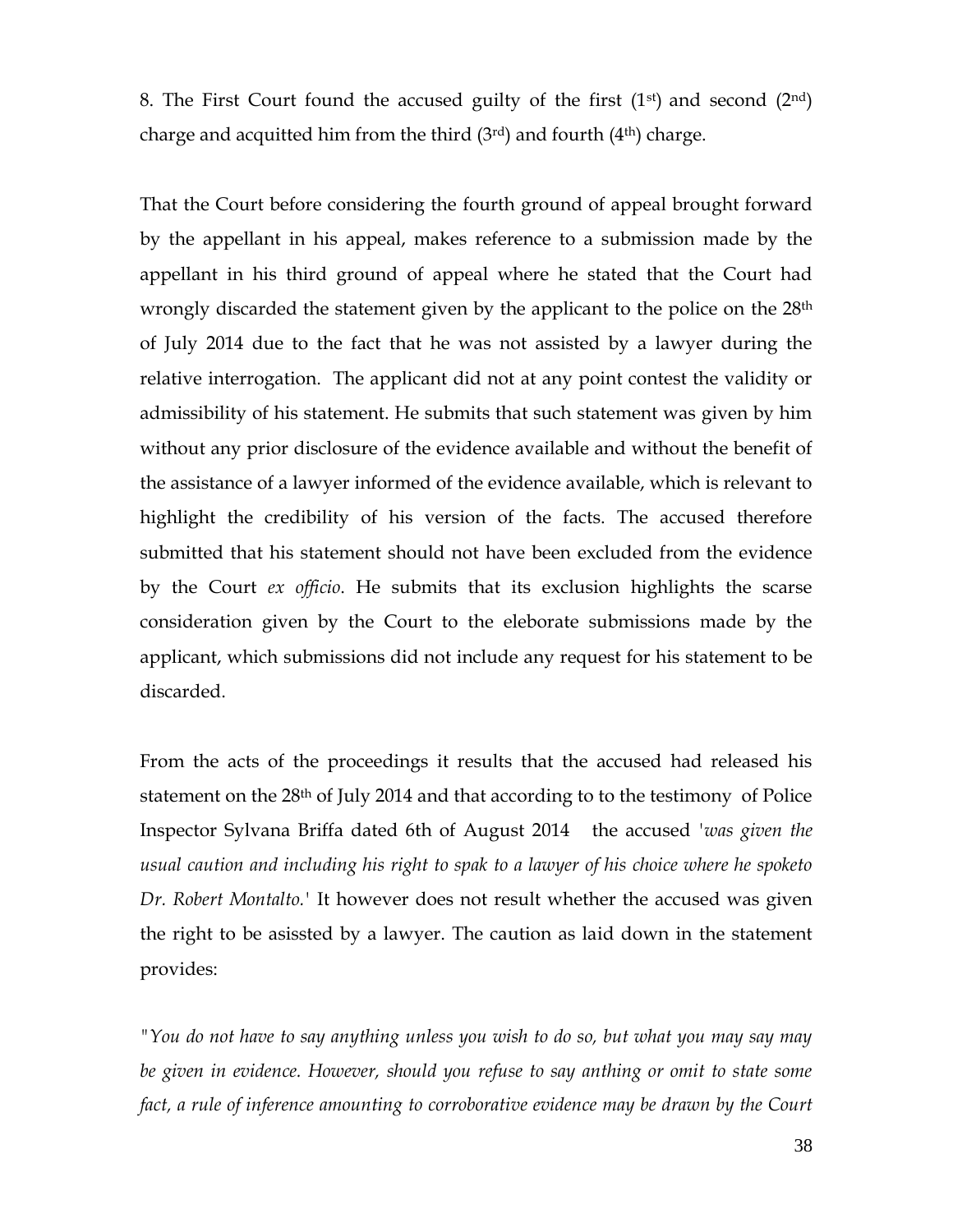8. The First Court found the accused guilty of the first (1st) and second (2nd) charge and acquitted him from the third (3rd) and fourth (4th) charge.

That the Court before considering the fourth ground of appeal brought forward by the appellant in his appeal, makes reference to a submission made by the appellant in his third ground of appeal where he stated that the Court had wrongly discarded the statement given by the applicant to the police on the 28th of July 2014 due to the fact that he was not assisted by a lawyer during the relative interrogation. The applicant did not at any point contest the validity or admissibility of his statement. He submits that such statement was given by him without any prior disclosure of the evidence available and without the benefit of the assistance of a lawyer informed of the evidence available, which is relevant to highlight the credibility of his version of the facts. The accused therefore submitted that his statement should not have been excluded from the evidence by the Court *ex officio*. He submits that its exclusion highlights the scarse consideration given by the Court to the eleborate submissions made by the applicant, which submissions did not include any request for his statement to be discarded.

From the acts of the proceedings it results that the accused had released his statement on the 28th of July 2014 and that according to to the testimony of Police Inspector Sylvana Briffa dated 6th of August 2014 the accused *'was given the usual caution and including his right to spak to a lawyer of his choice where he spoketo Dr. Robert Montalto.'* It however does not result whether the accused was given the right to be asissted by a lawyer. The caution as laid down in the statement provides:

*"You do not have to say anything unless you wish to do so, but what you may say may be given in evidence. However, should you refuse to say anthing or omit to state some fact, a rule of inference amounting to corroborative evidence may be drawn by the Court*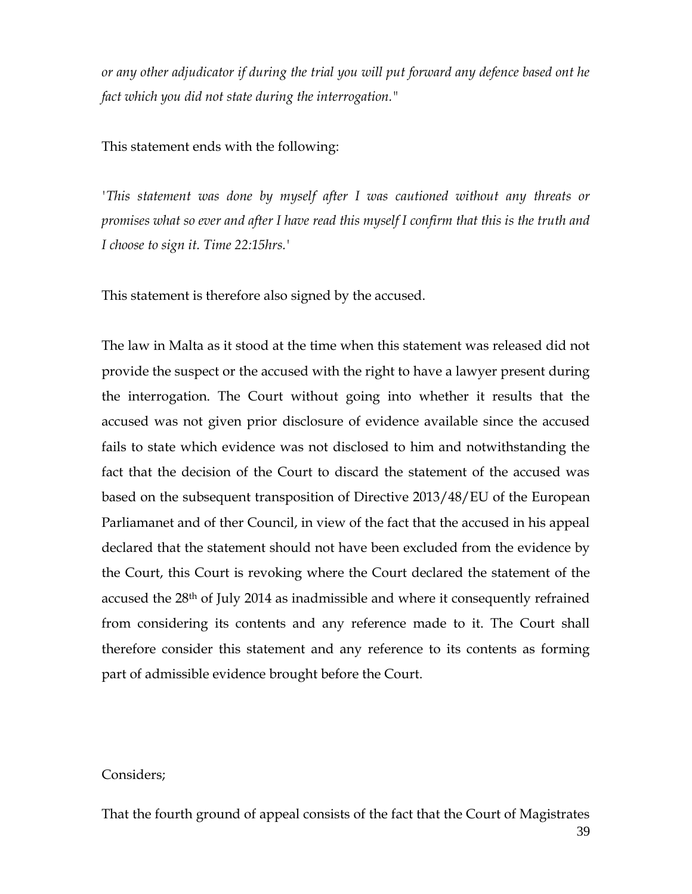*or any other adjudicator if during the trial you will put forward any defence based ont he fact which you did not state during the interrogation."*

This statement ends with the following:

*'This statement was done by myself after I was cautioned without any threats or promises what so ever and after I have read this myself I confirm that this is the truth and I choose to sign it. Time 22:15hrs.'*

This statement is therefore also signed by the accused.

The law in Malta as it stood at the time when this statement was released did not provide the suspect or the accused with the right to have a lawyer present during the interrogation. The Court without going into whether it results that the accused was not given prior disclosure of evidence available since the accused fails to state which evidence was not disclosed to him and notwithstanding the fact that the decision of the Court to discard the statement of the accused was based on the subsequent transposition of Directive 2013/48/EU of the European Parliamanet and of ther Council, in view of the fact that the accused in his appeal declared that the statement should not have been excluded from the evidence by the Court, this Court is revoking where the Court declared the statement of the accused the 28th of July 2014 as inadmissible and where it consequently refrained from considering its contents and any reference made to it. The Court shall therefore consider this statement and any reference to its contents as forming part of admissible evidence brought before the Court.

Considers;

That the fourth ground of appeal consists of the fact that the Court of Magistrates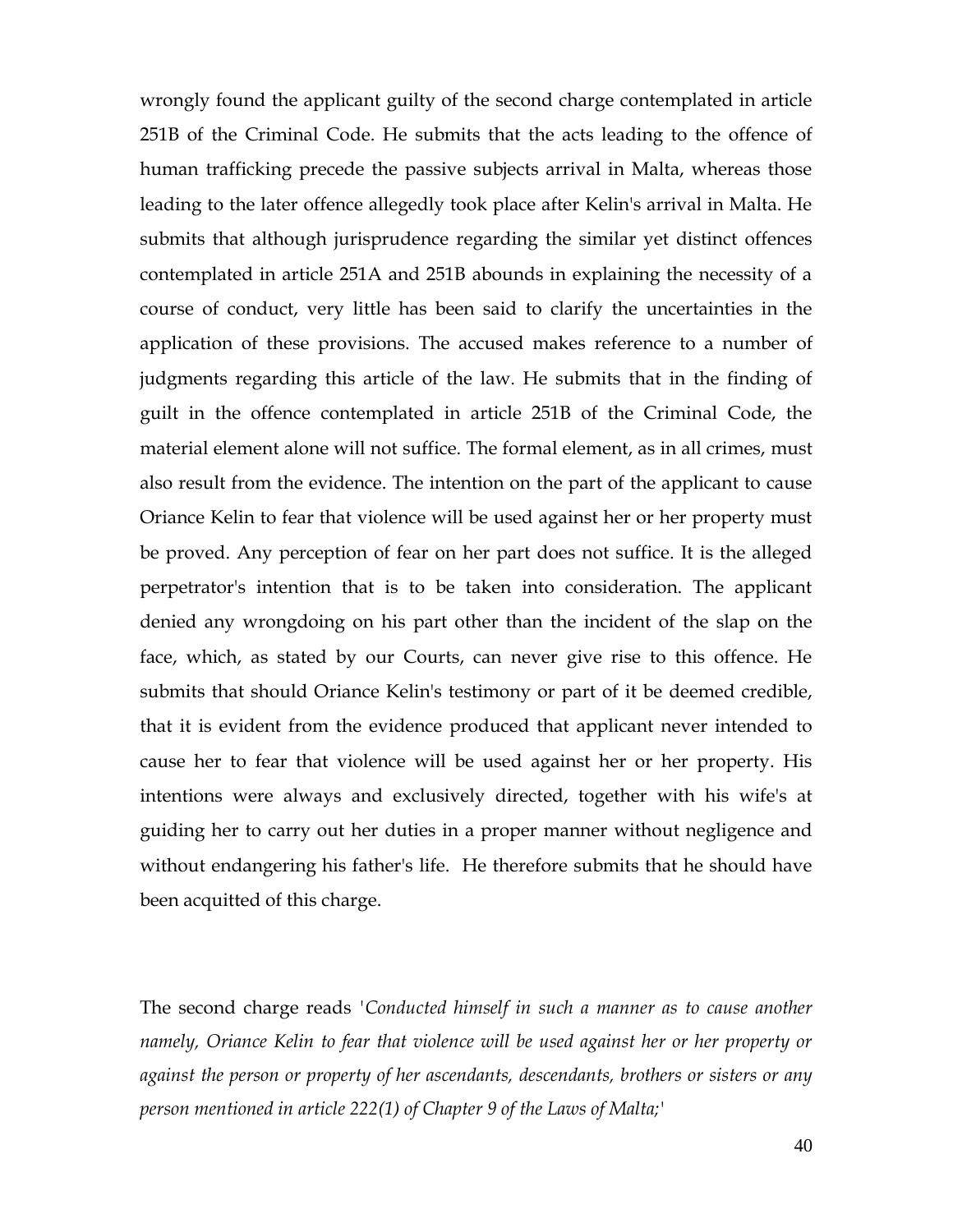wrongly found the applicant guilty of the second charge contemplated in article 251B of the Criminal Code. He submits that the acts leading to the offence of human trafficking precede the passive subjects arrival in Malta, whereas those leading to the later offence allegedly took place after Kelin's arrival in Malta. He submits that although jurisprudence regarding the similar yet distinct offences contemplated in article 251A and 251B abounds in explaining the necessity of a course of conduct, very little has been said to clarify the uncertainties in the application of these provisions. The accused makes reference to a number of judgments regarding this article of the law. He submits that in the finding of guilt in the offence contemplated in article 251B of the Criminal Code, the material element alone will not suffice. The formal element, as in all crimes, must also result from the evidence. The intention on the part of the applicant to cause Oriance Kelin to fear that violence will be used against her or her property must be proved. Any perception of fear on her part does not suffice. It is the alleged perpetrator's intention that is to be taken into consideration. The applicant denied any wrongdoing on his part other than the incident of the slap on the face, which, as stated by our Courts, can never give rise to this offence. He submits that should Oriance Kelin's testimony or part of it be deemed credible, that it is evident from the evidence produced that applicant never intended to cause her to fear that violence will be used against her or her property. His intentions were always and exclusively directed, together with his wife's at guiding her to carry out her duties in a proper manner without negligence and without endangering his father's life. He therefore submits that he should have been acquitted of this charge.

The second charge reads '*Conducted himself in such a manner as to cause another namely, Oriance Kelin to fear that violence will be used against her or her property or against the person or property of her ascendants, descendants, brothers or sisters or any person mentioned in article 222(1) of Chapter 9 of the Laws of Malta;*'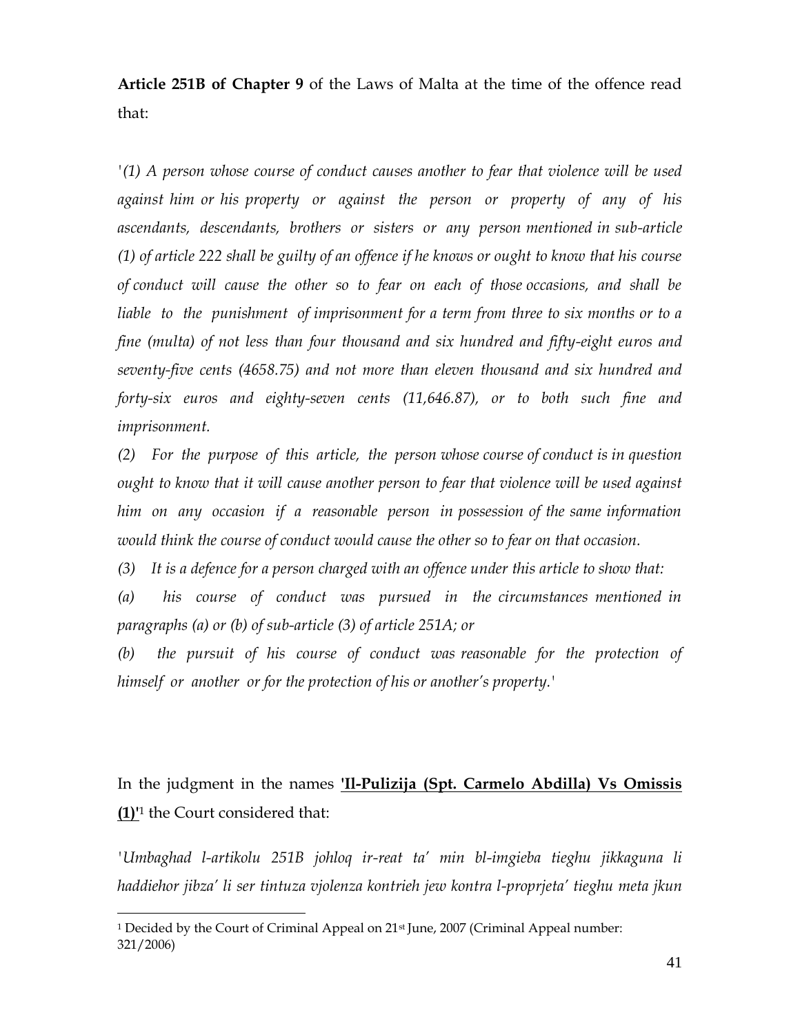**Article 251B of Chapter 9** of the Laws of Malta at the time of the offence read that:

*'(1) A person whose course of conduct causes another to fear that violence will be used against him or his property or against the person or property of any of his ascendants, descendants, brothers or sisters or any person mentioned in sub-article (1) of article 222 shall be guilty of an offence if he knows or ought to know that his course of conduct will cause the other so to fear on each of those occasions, and shall be liable to the punishment of imprisonment for a term from three to six months or to a fine (multa) of not less than four thousand and six hundred and fifty-eight euros and seventy-five cents (4658.75) and not more than eleven thousand and six hundred and forty-six euros and eighty-seven cents (11,646.87), or to both such fine and imprisonment.*

*(2) For the purpose of this article, the person whose course of conduct is in question ought to know that it will cause another person to fear that violence will be used against him on any occasion if a reasonable person in possession of the same information would think the course of conduct would cause the other so to fear on that occasion.*

*(3) It is a defence for a person charged with an offence under this article to show that:*

*(a) his course of conduct was pursued in the circumstances mentioned in paragraphs (a) or (b) of sub-article (3) of article 251A; or*

*(b) the pursuit of his course of conduct was reasonable for the protection of himself or another or for the protection of his or another's property.'*

In the judgment in the names **'Il-Pulizija (Spt. Carmelo Abdilla) Vs Omissis (1)'**[1] the Court considered that:

*'Umbaghad l-artikolu 251B johloq ir-reat ta' min bl-imgieba tieghu jikkaguna li haddiehor jibza' li ser tintuza vjolenza kontrieh jew kontra l-proprjeta' tieghu meta jkun*

[1] Decided by the Court of Criminal Appeal on 21st June, 2007 (Criminal Appeal number: 321/2006)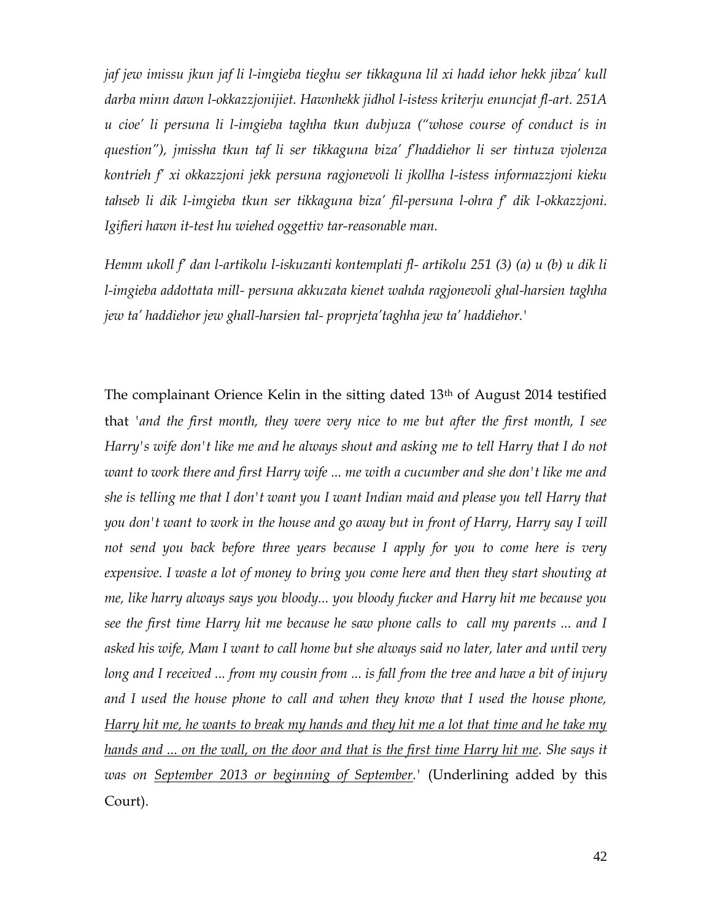*jaf jew imissu jkun jaf li l-imgieba tieghu ser tikkaguna lil xi hadd iehor hekk jibza' kull darba minn dawn l-okkazzjonijiet. Hawnhekk jidhol l-istess kriterju enuncjat fl-art. 251A u cioe' li persuna li l-imgieba taghha tkun dubjuza ("whose course of conduct is in question"), jmissha tkun taf li ser tikkaguna biza' f'haddiehor li ser tintuza vjolenza kontrieh f' xi okkazzjoni jekk persuna ragjonevoli li jkollha l-istess informazzjoni kieku tahseb li dik l-imgieba tkun ser tikkaguna biza' fil-persuna l-ohra f' dik l-okkazzjoni. Igifieri hawn it-test hu wiehed oggettiv tar-reasonable man.*

*Hemm ukoll f' dan l-artikolu l-iskuzanti kontemplati fl- artikolu 251 (3) (a) u (b) u dik li l-imgieba addottata mill- persuna akkuzata kienet wahda ragjonevoli ghal-harsien taghha jew ta' haddiehor jew ghall-harsien tal- proprjeta'taghha jew ta' haddiehor.'*

The complainant Orience Kelin in the sitting dated 13th of August 2014 testified that *'and the first month, they were very nice to me but after the first month, I see Harry's wife don't like me and he always shout and asking me to tell Harry that I do not want to work there and first Harry wife ... me with a cucumber and she don't like me and she is telling me that I don't want you I want Indian maid and please you tell Harry that you don't want to work in the house and go away but in front of Harry, Harry say I will not send you back before three years because I apply for you to come here is very expensive. I waste a lot of money to bring you come here and then they start shouting at me, like harry always says you bloody... you bloody fucker and Harry hit me because you see the first time Harry hit me because he saw phone calls to call my parents ... and I asked his wife, Mam I want to call home but she always said no later, later and until very long and I received ... from my cousin from ... is fall from the tree and have a bit of injury and I used the house phone to call and when they know that I used the house phone, <u>Harry hit me, he wants to break my hands and they hit me a lot that time and he take my hands and ... on the wall, on the door and that is the first time Harry hit me</u>. She says it was on <u>September 2013 or beginning of September</u>.'* (Underlining added by this Court).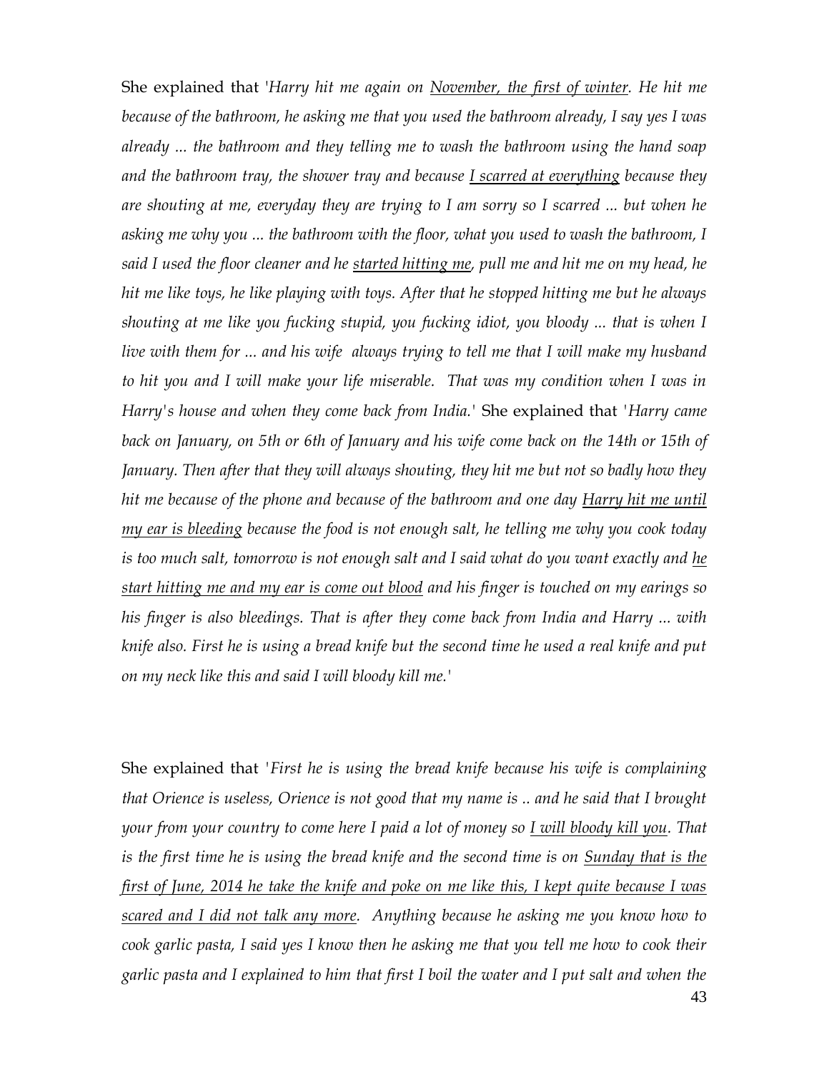She explained that '*Harry hit me again on <u>November, the first of winter</u>. He hit me because of the bathroom, he asking me that you used the bathroom already, I say yes I was already ... the bathroom and they telling me to wash the bathroom using the hand soap and the bathroom tray, the shower tray and because <u>I scarred at everything</u> because they are shouting at me, everyday they are trying to I am sorry so I scarred ... but when he asking me why you ... the bathroom with the floor, what you used to wash the bathroom, I said I used the floor cleaner and he <u>started hitting me</u>, pull me and hit me on my head, he hit me like toys, he like playing with toys. After that he stopped hitting me but he always shouting at me like you fucking stupid, you fucking idiot, you bloody ... that is when I live with them for ... and his wife always trying to tell me that I will make my husband to hit you and I will make your life miserable. That was my condition when I was in Harry's house and when they come back from India.*' She explained that '*Harry came back on January, on 5th or 6th of January and his wife come back on the 14th or 15th of January. Then after that they will always shouting, they hit me but not so badly how they hit me because of the phone and because of the bathroom and one day <u>Harry hit me until my ear is bleeding</u> because the food is not enough salt, he telling me why you cook today is too much salt, tomorrow is not enough salt and I said what do you want exactly and <u>he start hitting me and my ear is come out blood</u> and his finger is touched on my earings so his finger is also bleedings. That is after they come back from India and Harry ... with knife also. First he is using a bread knife but the second time he used a real knife and put on my neck like this and said I will bloody kill me.*'

She explained that '*First he is using the bread knife because his wife is complaining that Orience is useless, Orience is not good that my name is .. and he said that I brought your from your country to come here I paid a lot of money so <u>I will bloody kill you</u>. That is the first time he is using the bread knife and the second time is on <u>Sunday that is the first of June, 2014 he take the knife and poke on me like this, I kept quite because I was scared and I did not talk any more</u>. Anything because he asking me you know how to cook garlic pasta, I said yes I know then he asking me that you tell me how to cook their garlic pasta and I explained to him that first I boil the water and I put salt and when the*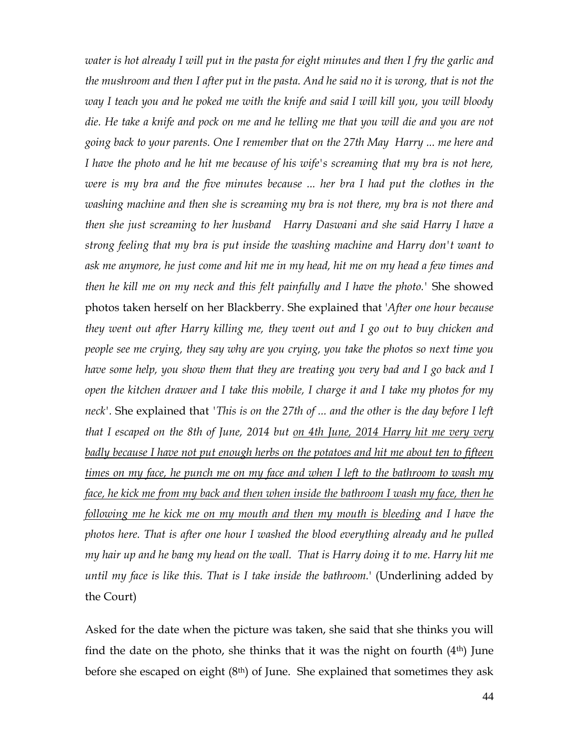*water is hot already I will put in the pasta for eight minutes and then I fry the garlic and the mushroom and then I after put in the pasta. And he said no it is wrong, that is not the way I teach you and he poked me with the knife and said I will kill you, you will bloody die. He take a knife and pock on me and he telling me that you will die and you are not going back to your parents. One I remember that on the 27th May Harry ... me here and I have the photo and he hit me because of his wife's screaming that my bra is not here, were is my bra and the five minutes because ... her bra I had put the clothes in the washing machine and then she is screaming my bra is not there, my bra is not there and then she just screaming to her husband Harry Daswani and she said Harry I have a strong feeling that my bra is put inside the washing machine and Harry don't want to ask me anymore, he just come and hit me in my head, hit me on my head a few times and then he kill me on my neck and this felt painfully and I have the photo.'* She showed photos taken herself on her Blackberry. She explained that '*After one hour because they went out after Harry killing me, they went out and I go out to buy chicken and people see me crying, they say why are you crying, you take the photos so next time you have some help, you show them that they are treating you very bad and I go back and I open the kitchen drawer and I take this mobile, I charge it and I take my photos for my neck'*. She explained that *'This is on the 27th of ... and the other is the day before I left that I escaped on the 8th of June, 2014 but <u>on 4th June, 2014 Harry hit me very very badly because I have not put enough herbs on the potatoes and hit me about ten to fifteen times on my face, he punch me on my face and when I left to the bathroom to wash my face, he kick me from my back and then when inside the bathroom I wash my face, then he following me he kick me on my mouth and then my mouth is bleeding</u> and I have the photos here. That is after one hour I washed the blood everything already and he pulled my hair up and he bang my head on the wall. That is Harry doing it to me. Harry hit me until my face is like this. That is I take inside the bathroom.'* (Underlining added by the Court)

Asked for the date when the picture was taken, she said that she thinks you will find the date on the photo, she thinks that it was the night on fourth (4th) June before she escaped on eight (8th) of June. She explained that sometimes they ask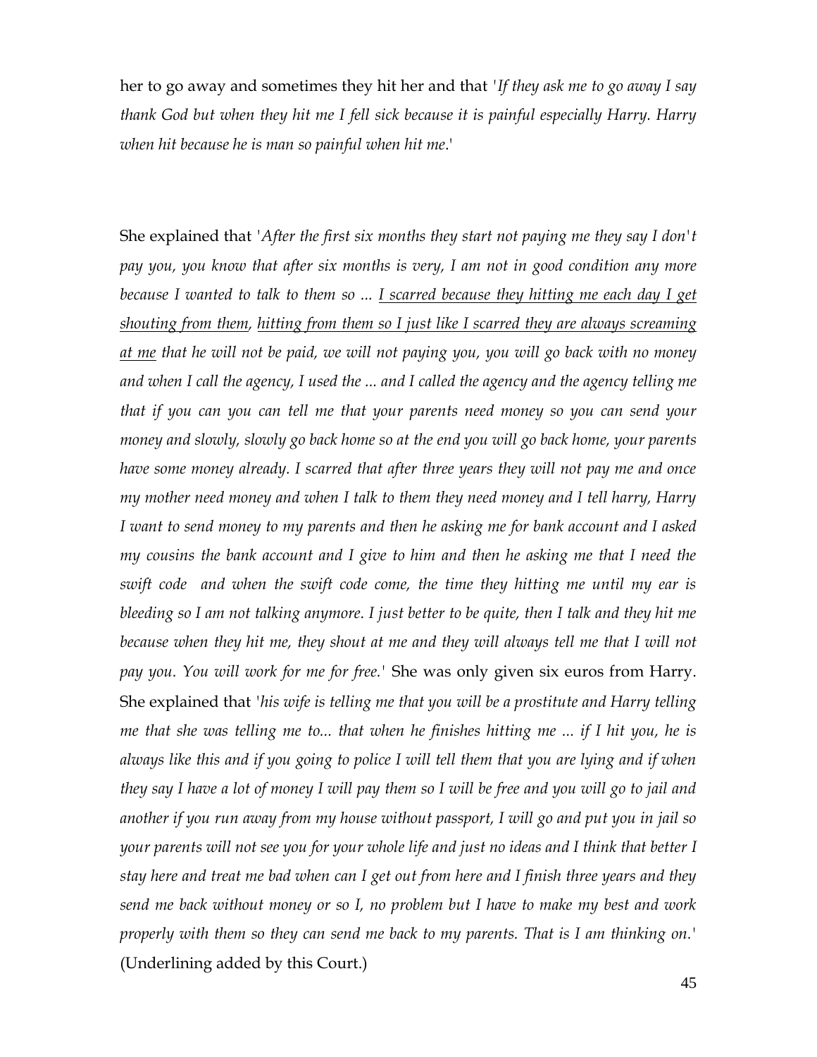her to go away and sometimes they hit her and that '*If they ask me to go away I say thank God but when they hit me I fell sick because it is painful especially Harry. Harry when hit because he is man so painful when hit me*.'

She explained that '*After the first six months they start not paying me they say I don't pay you, you know that after six months is very, I am not in good condition any more because I wanted to talk to them so ... <u>I scarred because they hitting me each day I get shouting from them</u>, <u>hitting from them so I just like I scarred they are always screaming at me</u> that he will not be paid, we will not paying you, you will go back with no money and when I call the agency, I used the ... and I called the agency and the agency telling me that if you can you can tell me that your parents need money so you can send your money and slowly, slowly go back home so at the end you will go back home, your parents have some money already. I scarred that after three years they will not pay me and once my mother need money and when I talk to them they need money and I tell harry, Harry I want to send money to my parents and then he asking me for bank account and I asked my cousins the bank account and I give to him and then he asking me that I need the swift code and when the swift code come, the time they hitting me until my ear is bleeding so I am not talking anymore. I just better to be quite, then I talk and they hit me because when they hit me, they shout at me and they will always tell me that I will not pay you. You will work for me for free.*' She was only given six euros from Harry. She explained that '*his wife is telling me that you will be a prostitute and Harry telling me that she was telling me to... that when he finishes hitting me ... if I hit you, he is always like this and if you going to police I will tell them that you are lying and if when they say I have a lot of money I will pay them so I will be free and you will go to jail and another if you run away from my house without passport, I will go and put you in jail so your parents will not see you for your whole life and just no ideas and I think that better I stay here and treat me bad when can I get out from here and I finish three years and they send me back without money or so I, no problem but I have to make my best and work properly with them so they can send me back to my parents. That is I am thinking on.*' (Underlining added by this Court.)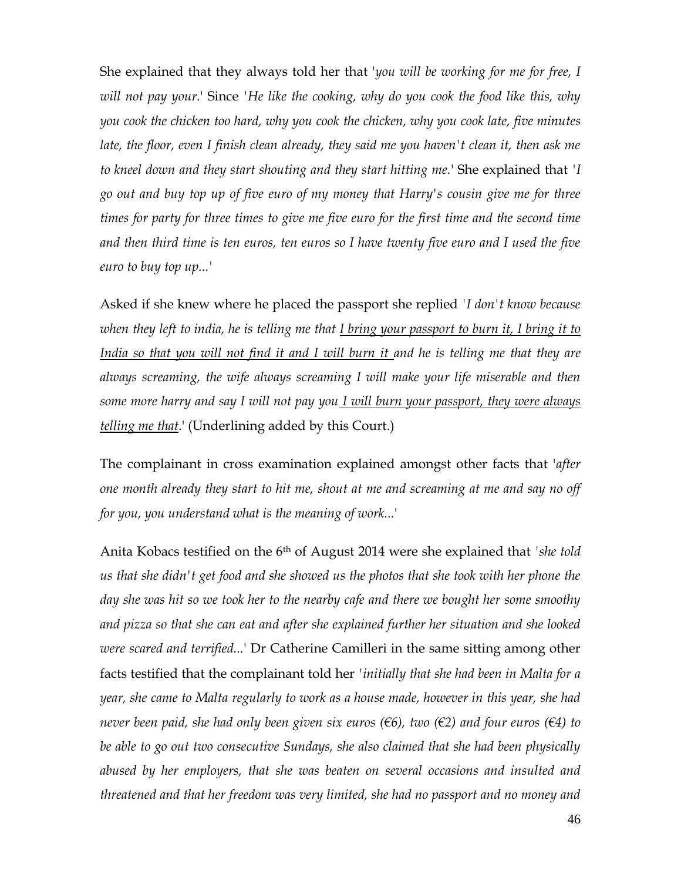She explained that they always told her that '*you will be working for me for free, I will not pay your.*' Since '*He like the cooking, why do you cook the food like this, why you cook the chicken too hard, why you cook the chicken, why you cook late, five minutes late, the floor, even I finish clean already, they said me you haven't clean it, then ask me to kneel down and they start shouting and they start hitting me.*' She explained that '*I go out and buy top up of five euro of my money that Harry's cousin give me for three times for party for three times to give me five euro for the first time and the second time and then third time is ten euros, ten euros so I have twenty five euro and I used the five euro to buy top up...*'

Asked if she knew where he placed the passport she replied '*I don't know because when they left to india, he is telling me that <u>I bring your passport to burn it, I bring it to India so that you will not find it and I will burn it</u> and he is telling me that they are always screaming, the wife always screaming I will make your life miserable and then some more harry and say I will not pay you <u>I will burn your passport, they were always telling me that</u>.*' (Underlining added by this Court.)

The complainant in cross examination explained amongst other facts that '*after one month already they start to hit me, shout at me and screaming at me and say no off for you, you understand what is the meaning of work...*'

Anita Kobacs testified on the 6th of August 2014 were she explained that '*she told us that she didn't get food and she showed us the photos that she took with her phone the day she was hit so we took her to the nearby cafe and there we bought her some smoothy and pizza so that she can eat and after she explained further her situation and she looked were scared and terrified...*' Dr Catherine Camilleri in the same sitting among other facts testified that the complainant told her '*initially that she had been in Malta for a year, she came to Malta regularly to work as a house made, however in this year, she had never been paid, she had only been given six euros (€6), two (€2) and four euros (€4) to be able to go out two consecutive Sundays, she also claimed that she had been physically abused by her employers, that she was beaten on several occasions and insulted and threatened and that her freedom was very limited, she had no passport and no money and*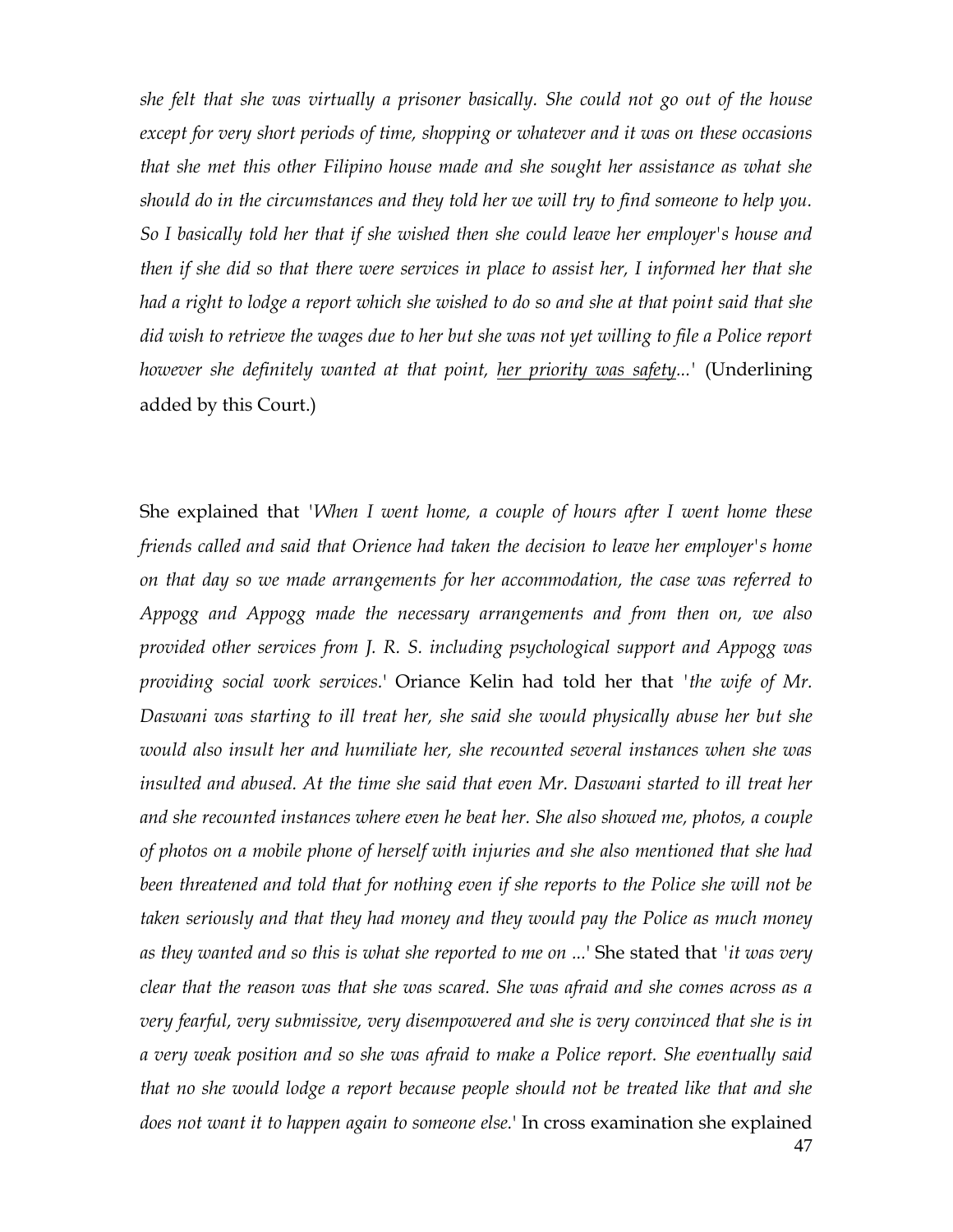*she felt that she was virtually a prisoner basically. She could not go out of the house except for very short periods of time, shopping or whatever and it was on these occasions that she met this other Filipino house made and she sought her assistance as what she should do in the circumstances and they told her we will try to find someone to help you. So I basically told her that if she wished then she could leave her employer's house and then if she did so that there were services in place to assist her, I informed her that she had a right to lodge a report which she wished to do so and she at that point said that she did wish to retrieve the wages due to her but she was not yet willing to file a Police report however she definitely wanted at that point, <u>her priority was safety</u>...*' (Underlining added by this Court.)

She explained that '*When I went home, a couple of hours after I went home these friends called and said that Orience had taken the decision to leave her employer's home on that day so we made arrangements for her accommodation, the case was referred to Appogg and Appogg made the necessary arrangements and from then on, we also provided other services from J. R. S. including psychological support and Appogg was providing social work services.*' Oriance Kelin had told her that '*the wife of Mr. Daswani was starting to ill treat her, she said she would physically abuse her but she would also insult her and humiliate her, she recounted several instances when she was insulted and abused. At the time she said that even Mr. Daswani started to ill treat her and she recounted instances where even he beat her. She also showed me, photos, a couple of photos on a mobile phone of herself with injuries and she also mentioned that she had been threatened and told that for nothing even if she reports to the Police she will not be taken seriously and that they had money and they would pay the Police as much money as they wanted and so this is what she reported to me on ...*' She stated that '*it was very clear that the reason was that she was scared. She was afraid and she comes across as a very fearful, very submissive, very disempowered and she is very convinced that she is in a very weak position and so she was afraid to make a Police report. She eventually said that no she would lodge a report because people should not be treated like that and she does not want it to happen again to someone else.*' In cross examination she explained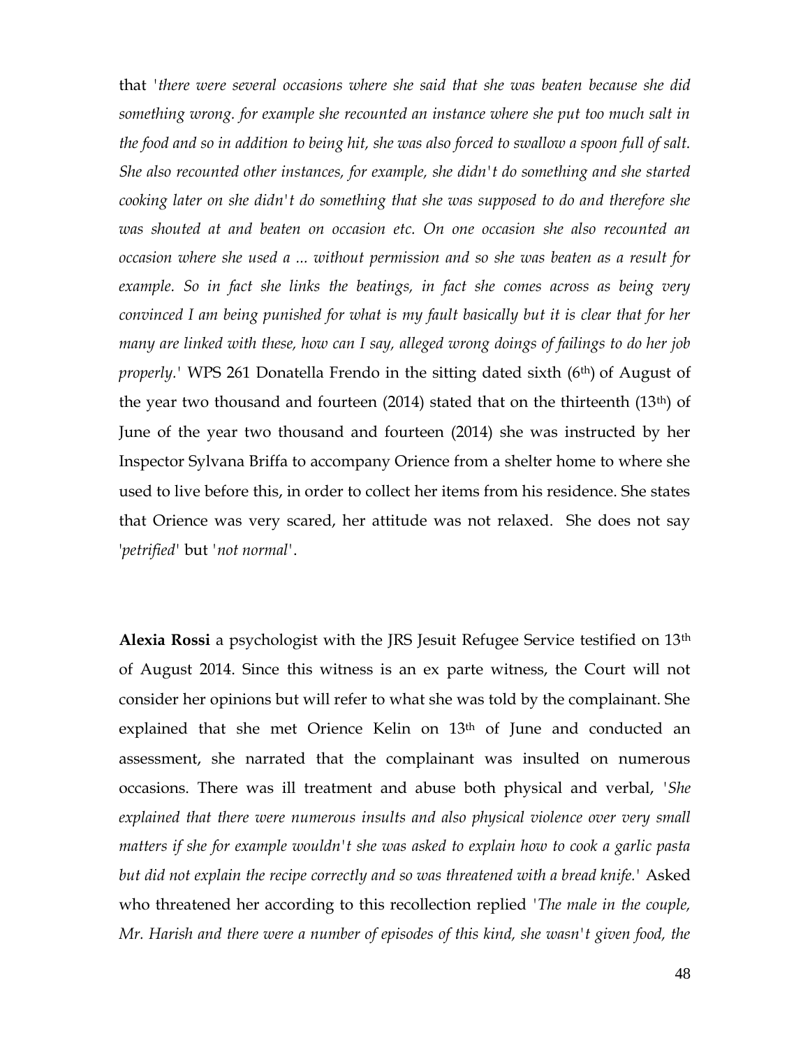that *'there were several occasions where she said that she was beaten because she did something wrong. for example she recounted an instance where she put too much salt in the food and so in addition to being hit, she was also forced to swallow a spoon full of salt. She also recounted other instances, for example, she didn't do something and she started cooking later on she didn't do something that she was supposed to do and therefore she was shouted at and beaten on occasion etc. On one occasion she also recounted an occasion where she used a ... without permission and so she was beaten as a result for example. So in fact she links the beatings, in fact she comes across as being very convinced I am being punished for what is my fault basically but it is clear that for her many are linked with these, how can I say, alleged wrong doings of failings to do her job properly.'* WPS 261 Donatella Frendo in the sitting dated sixth (6th) of August of the year two thousand and fourteen (2014) stated that on the thirteenth (13th) of June of the year two thousand and fourteen (2014) she was instructed by her Inspector Sylvana Briffa to accompany Orience from a shelter home to where she used to live before this, in order to collect her items from his residence. She states that Orience was very scared, her attitude was not relaxed. She does not say '*petrified*' but '*not normal*'.

**Alexia Rossi** a psychologist with the JRS Jesuit Refugee Service testified on 13th of August 2014. Since this witness is an ex parte witness, the Court will not consider her opinions but will refer to what she was told by the complainant. She explained that she met Orience Kelin on 13th of June and conducted an assessment, she narrated that the complainant was insulted on numerous occasions. There was ill treatment and abuse both physical and verbal, *'She explained that there were numerous insults and also physical violence over very small matters if she for example wouldn't she was asked to explain how to cook a garlic pasta but did not explain the recipe correctly and so was threatened with a bread knife.'* Asked who threatened her according to this recollection replied *'The male in the couple, Mr. Harish and there were a number of episodes of this kind, she wasn't given food, the*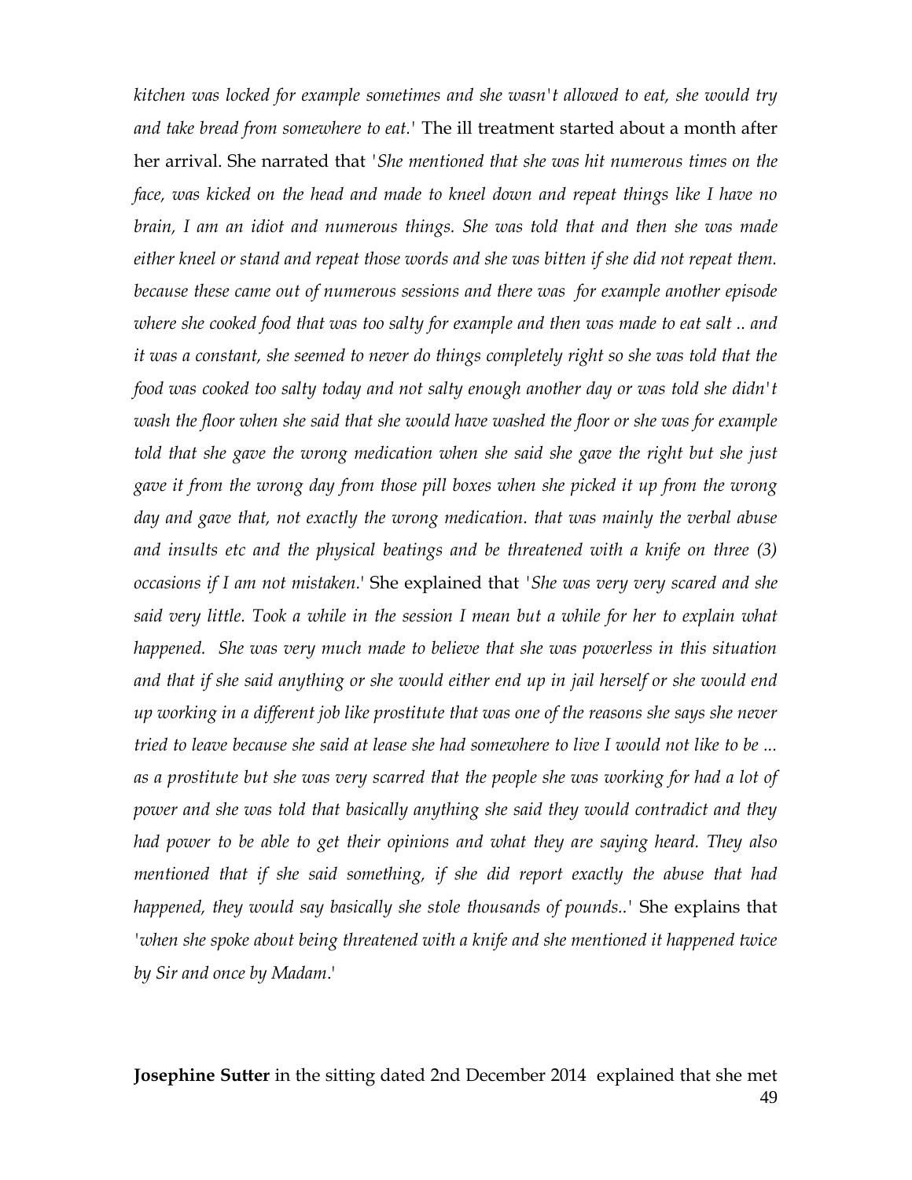*kitchen was locked for example sometimes and she wasn't allowed to eat, she would try and take bread from somewhere to eat.'* The ill treatment started about a month after her arrival. She narrated that *'She mentioned that she was hit numerous times on the face, was kicked on the head and made to kneel down and repeat things like I have no brain, I am an idiot and numerous things. She was told that and then she was made either kneel or stand and repeat those words and she was bitten if she did not repeat them. because these came out of numerous sessions and there was for example another episode where she cooked food that was too salty for example and then was made to eat salt .. and it was a constant, she seemed to never do things completely right so she was told that the food was cooked too salty today and not salty enough another day or was told she didn't wash the floor when she said that she would have washed the floor or she was for example told that she gave the wrong medication when she said she gave the right but she just gave it from the wrong day from those pill boxes when she picked it up from the wrong day and gave that, not exactly the wrong medication. that was mainly the verbal abuse and insults etc and the physical beatings and be threatened with a knife on three (3) occasions if I am not mistaken.'* She explained that *'She was very very scared and she said very little. Took a while in the session I mean but a while for her to explain what happened. She was very much made to believe that she was powerless in this situation and that if she said anything or she would either end up in jail herself or she would end up working in a different job like prostitute that was one of the reasons she says she never tried to leave because she said at lease she had somewhere to live I would not like to be ... as a prostitute but she was very scarred that the people she was working for had a lot of power and she was told that basically anything she said they would contradict and they had power to be able to get their opinions and what they are saying heard. They also mentioned that if she said something, if she did report exactly the abuse that had happened, they would say basically she stole thousands of pounds..'* She explains that *'when she spoke about being threatened with a knife and she mentioned it happened twice by Sir and once by Madam.'*

**Josephine Sutter** in the sitting dated 2nd December 2014 explained that she met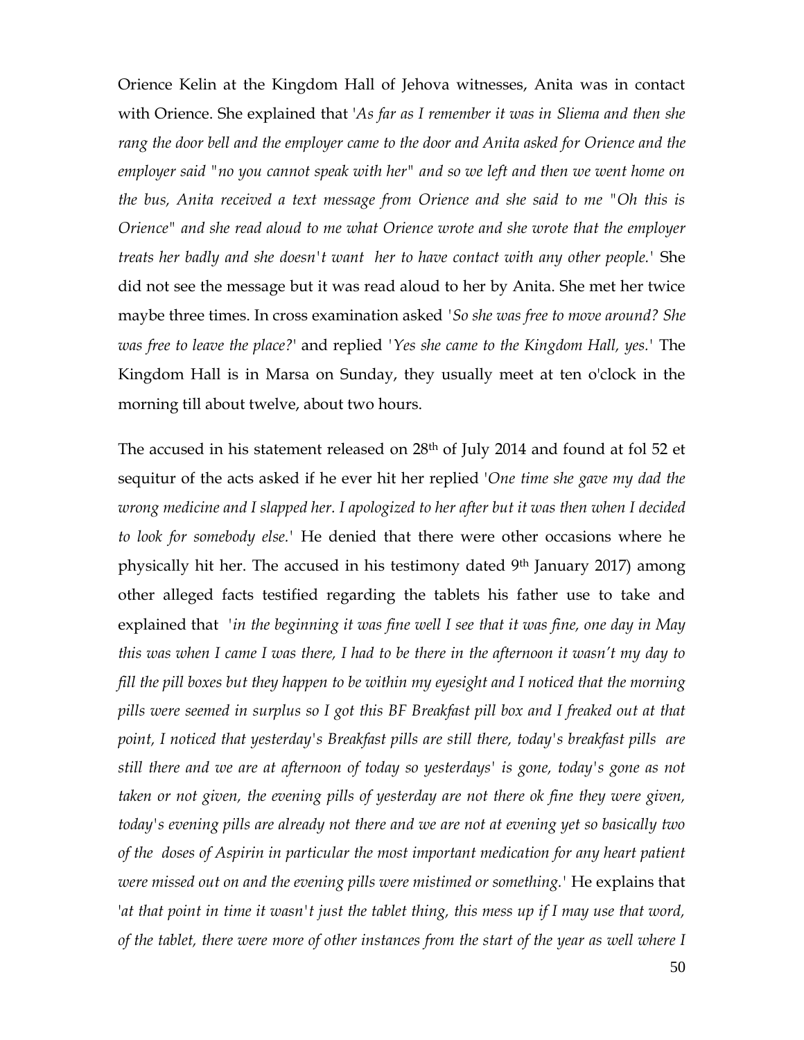Orience Kelin at the Kingdom Hall of Jehova witnesses, Anita was in contact with Orience. She explained that '*As far as I remember it was in Sliema and then she rang the door bell and the employer came to the door and Anita asked for Orience and the employer said "no you cannot speak with her" and so we left and then we went home on the bus, Anita received a text message from Orience and she said to me "Oh this is Orience" and she read aloud to me what Orience wrote and she wrote that the employer treats her badly and she doesn't want her to have contact with any other people.*' She did not see the message but it was read aloud to her by Anita. She met her twice maybe three times. In cross examination asked '*So she was free to move around? She was free to leave the place?*' and replied '*Yes she came to the Kingdom Hall, yes.*' The Kingdom Hall is in Marsa on Sunday, they usually meet at ten o'clock in the morning till about twelve, about two hours.

The accused in his statement released on 28th of July 2014 and found at fol 52 et sequitur of the acts asked if he ever hit her replied '*One time she gave my dad the wrong medicine and I slapped her. I apologized to her after but it was then when I decided to look for somebody else.*' He denied that there were other occasions where he physically hit her. The accused in his testimony dated 9th January 2017) among other alleged facts testified regarding the tablets his father use to take and explained that '*in the beginning it was fine well I see that it was fine, one day in May this was when I came I was there, I had to be there in the afternoon it wasn't my day to fill the pill boxes but they happen to be within my eyesight and I noticed that the morning pills were seemed in surplus so I got this BF Breakfast pill box and I freaked out at that point, I noticed that yesterday's Breakfast pills are still there, today's breakfast pills are still there and we are at afternoon of today so yesterdays' is gone, today's gone as not taken or not given, the evening pills of yesterday are not there ok fine they were given, today's evening pills are already not there and we are not at evening yet so basically two of the doses of Aspirin in particular the most important medication for any heart patient were missed out on and the evening pills were mistimed or something.*' He explains that '*at that point in time it wasn't just the tablet thing, this mess up if I may use that word, of the tablet, there were more of other instances from the start of the year as well where I*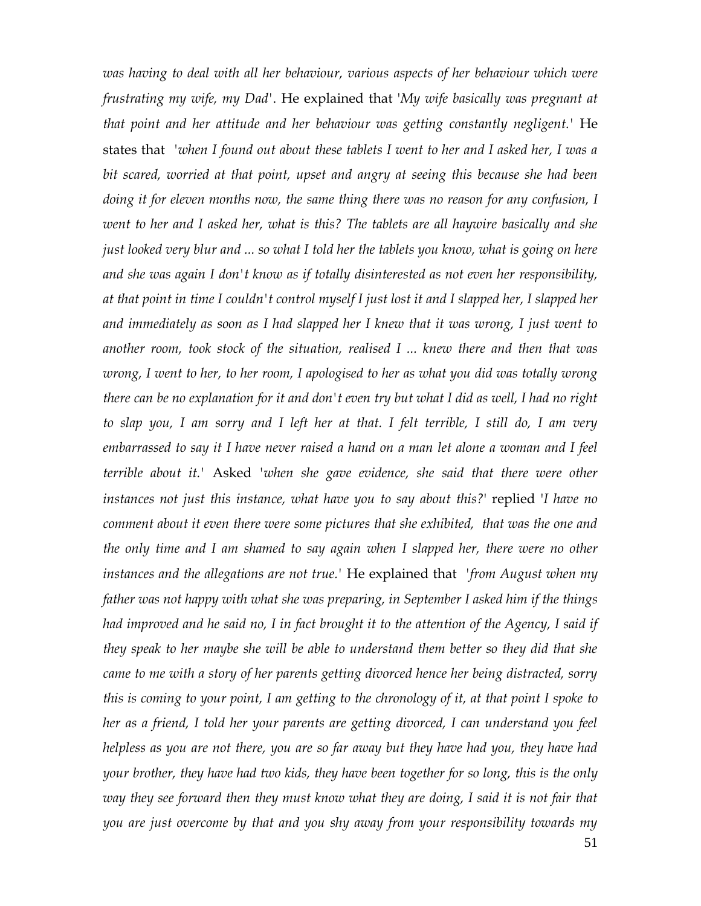*was having to deal with all her behaviour, various aspects of her behaviour which were frustrating my wife, my Dad'*. He explained that '*My wife basically was pregnant at that point and her attitude and her behaviour was getting constantly negligent.*' He states that '*when I found out about these tablets I went to her and I asked her, I was a bit scared, worried at that point, upset and angry at seeing this because she had been doing it for eleven months now, the same thing there was no reason for any confusion, I went to her and I asked her, what is this? The tablets are all haywire basically and she just looked very blur and ... so what I told her the tablets you know, what is going on here and she was again I don't know as if totally disinterested as not even her responsibility, at that point in time I couldn't control myself I just lost it and I slapped her, I slapped her and immediately as soon as I had slapped her I knew that it was wrong, I just went to another room, took stock of the situation, realised I ... knew there and then that was wrong, I went to her, to her room, I apologised to her as what you did was totally wrong there can be no explanation for it and don't even try but what I did as well, I had no right to slap you, I am sorry and I left her at that. I felt terrible, I still do, I am very embarrassed to say it I have never raised a hand on a man let alone a woman and I feel terrible about it.*' Asked '*when she gave evidence, she said that there were other instances not just this instance, what have you to say about this?*' replied '*I have no comment about it even there were some pictures that she exhibited, that was the one and the only time and I am shamed to say again when I slapped her, there were no other instances and the allegations are not true.*' He explained that '*from August when my father was not happy with what she was preparing, in September I asked him if the things had improved and he said no, I in fact brought it to the attention of the Agency, I said if they speak to her maybe she will be able to understand them better so they did that she came to me with a story of her parents getting divorced hence her being distracted, sorry this is coming to your point, I am getting to the chronology of it, at that point I spoke to her as a friend, I told her your parents are getting divorced, I can understand you feel helpless as you are not there, you are so far away but they have had you, they have had your brother, they have had two kids, they have been together for so long, this is the only way they see forward then they must know what they are doing, I said it is not fair that you are just overcome by that and you shy away from your responsibility towards my*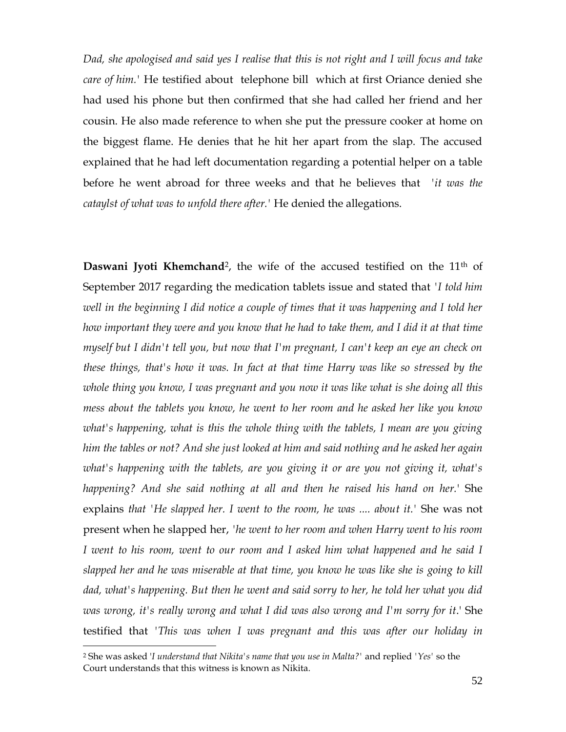*Dad, she apologised and said yes I realise that this is not right and I will focus and take care of him.'* He testified about telephone bill which at first Oriance denied she had used his phone but then confirmed that she had called her friend and her cousin. He also made reference to when she put the pressure cooker at home on the biggest flame. He denies that he hit her apart from the slap. The accused explained that he had left documentation regarding a potential helper on a table before he went abroad for three weeks and that he believes that *'it was the cataylst of what was to unfold there after.'* He denied the allegations.

**Daswani Jyoti Khemchand**[2], the wife of the accused testified on the 11th of September 2017 regarding the medication tablets issue and stated that *'I told him well in the beginning I did notice a couple of times that it was happening and I told her how important they were and you know that he had to take them, and I did it at that time myself but I didn't tell you, but now that I'm pregnant, I can't keep an eye an check on these things, that's how it was. In fact at that time Harry was like so stressed by the whole thing you know, I was pregnant and you now it was like what is she doing all this mess about the tablets you know, he went to her room and he asked her like you know what's happening, what is this the whole thing with the tablets, I mean are you giving him the tables or not? And she just looked at him and said nothing and he asked her again what's happening with the tablets, are you giving it or are you not giving it, what's happening? And she said nothing at all and then he raised his hand on her.'* She explains *that 'He slapped her. I went to the room, he was .... about it.'* She was not present when he slapped her, *'he went to her room and when Harry went to his room I went to his room, went to our room and I asked him what happened and he said I slapped her and he was miserable at that time, you know he was like she is going to kill dad, what's happening. But then he went and said sorry to her, he told her what you did was wrong, it's really wrong and what I did was also wrong and I'm sorry for it.'* She testified that *'This was when I was pregnant and this was after our holiday in*

[2] She was asked *'I understand that Nikita's name that you use in Malta?'* and replied *'Yes'* so the Court understands that this witness is known as Nikita.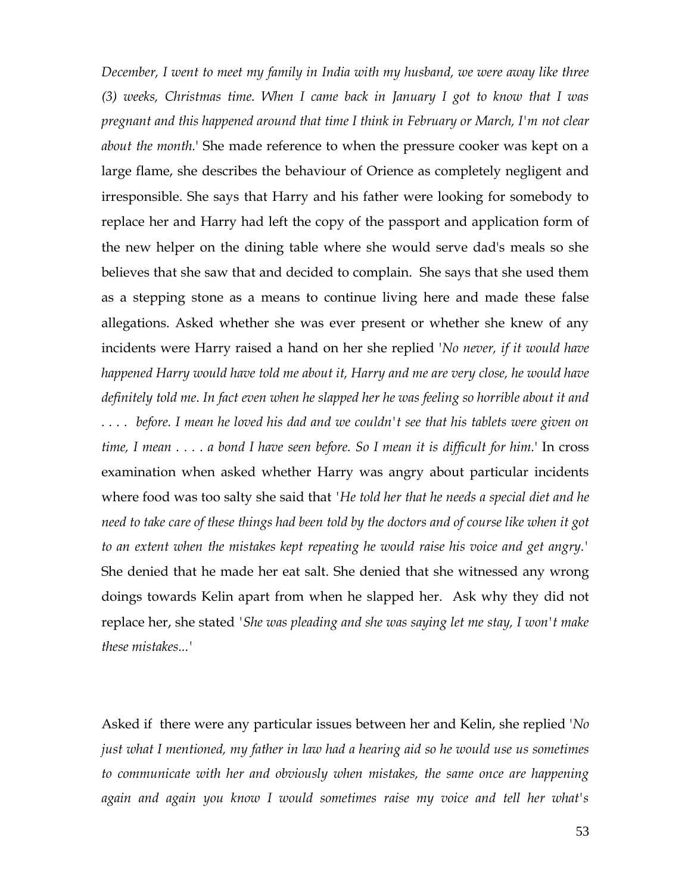*December, I went to meet my family in India with my husband, we were away like three (3) weeks, Christmas time. When I came back in January I got to know that I was pregnant and this happened around that time I think in February or March, I'm not clear about the month.*' She made reference to when the pressure cooker was kept on a large flame, she describes the behaviour of Orience as completely negligent and irresponsible. She says that Harry and his father were looking for somebody to replace her and Harry had left the copy of the passport and application form of the new helper on the dining table where she would serve dad's meals so she believes that she saw that and decided to complain. She says that she used them as a stepping stone as a means to continue living here and made these false allegations. Asked whether she was ever present or whether she knew of any incidents were Harry raised a hand on her she replied '*No never, if it would have happened Harry would have told me about it, Harry and me are very close, he would have definitely told me. In fact even when he slapped her he was feeling so horrible about it and . . . . before. I mean he loved his dad and we couldn't see that his tablets were given on time, I mean . . . . a bond I have seen before. So I mean it is difficult for him.*' In cross examination when asked whether Harry was angry about particular incidents where food was too salty she said that '*He told her that he needs a special diet and he need to take care of these things had been told by the doctors and of course like when it got to an extent when the mistakes kept repeating he would raise his voice and get angry.*' She denied that he made her eat salt. She denied that she witnessed any wrong doings towards Kelin apart from when he slapped her. Ask why they did not replace her, she stated '*She was pleading and she was saying let me stay, I won't make these mistakes...*'

Asked if there were any particular issues between her and Kelin, she replied '*No just what I mentioned, my father in law had a hearing aid so he would use us sometimes to communicate with her and obviously when mistakes, the same once are happening again and again you know I would sometimes raise my voice and tell her what's*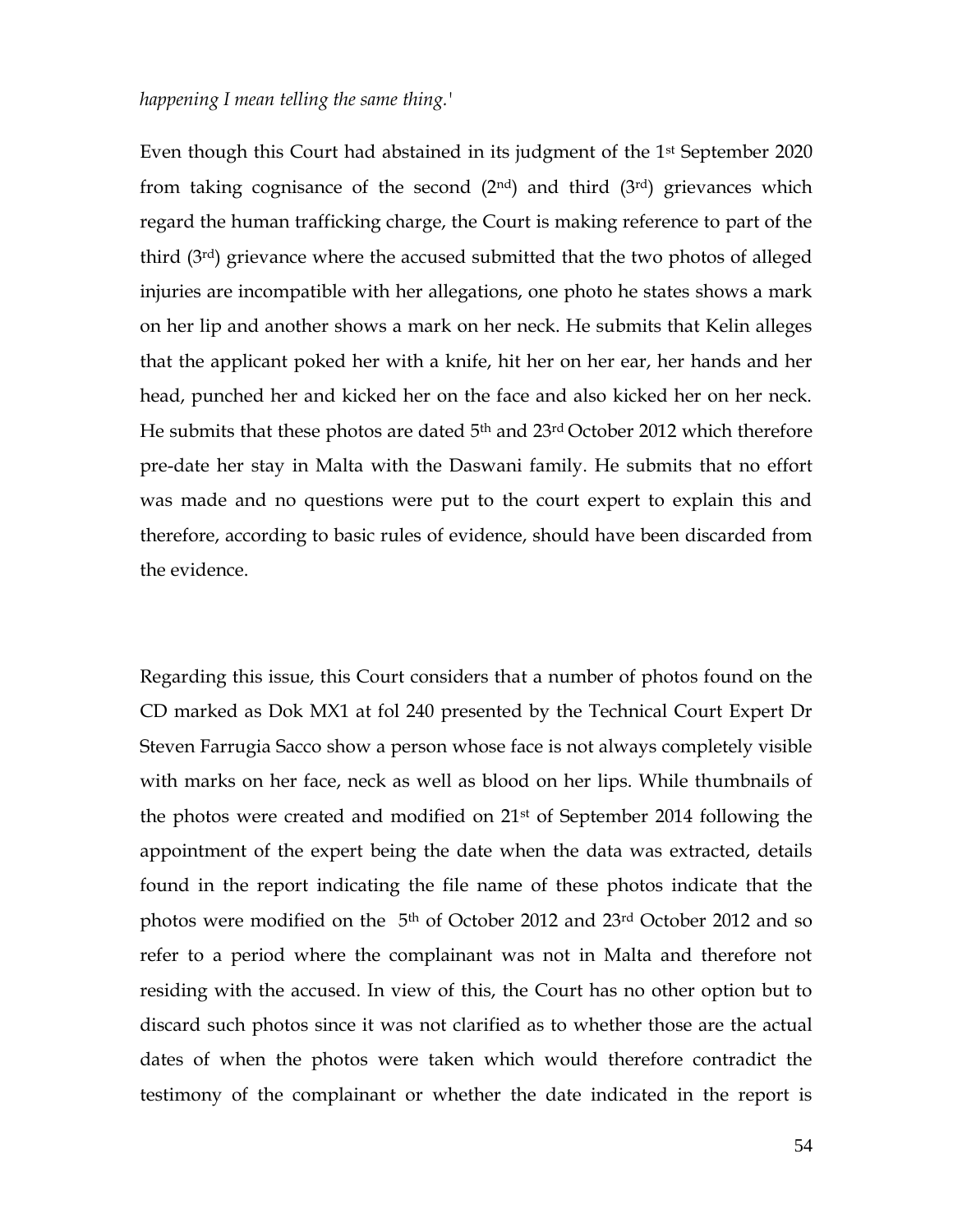*happening I mean telling the same thing.'*

Even though this Court had abstained in its judgment of the 1st September 2020 from taking cognisance of the second (2nd) and third (3rd) grievances which regard the human trafficking charge, the Court is making reference to part of the third (3rd) grievance where the accused submitted that the two photos of alleged injuries are incompatible with her allegations, one photo he states shows a mark on her lip and another shows a mark on her neck. He submits that Kelin alleges that the applicant poked her with a knife, hit her on her ear, her hands and her head, punched her and kicked her on the face and also kicked her on her neck. He submits that these photos are dated 5th and 23rd October 2012 which therefore pre-date her stay in Malta with the Daswani family. He submits that no effort was made and no questions were put to the court expert to explain this and therefore, according to basic rules of evidence, should have been discarded from the evidence.

Regarding this issue, this Court considers that a number of photos found on the CD marked as Dok MX1 at fol 240 presented by the Technical Court Expert Dr Steven Farrugia Sacco show a person whose face is not always completely visible with marks on her face, neck as well as blood on her lips. While thumbnails of the photos were created and modified on 21st of September 2014 following the appointment of the expert being the date when the data was extracted, details found in the report indicating the file name of these photos indicate that the photos were modified on the 5th of October 2012 and 23rd October 2012 and so refer to a period where the complainant was not in Malta and therefore not residing with the accused. In view of this, the Court has no other option but to discard such photos since it was not clarified as to whether those are the actual dates of when the photos were taken which would therefore contradict the testimony of the complainant or whether the date indicated in the report is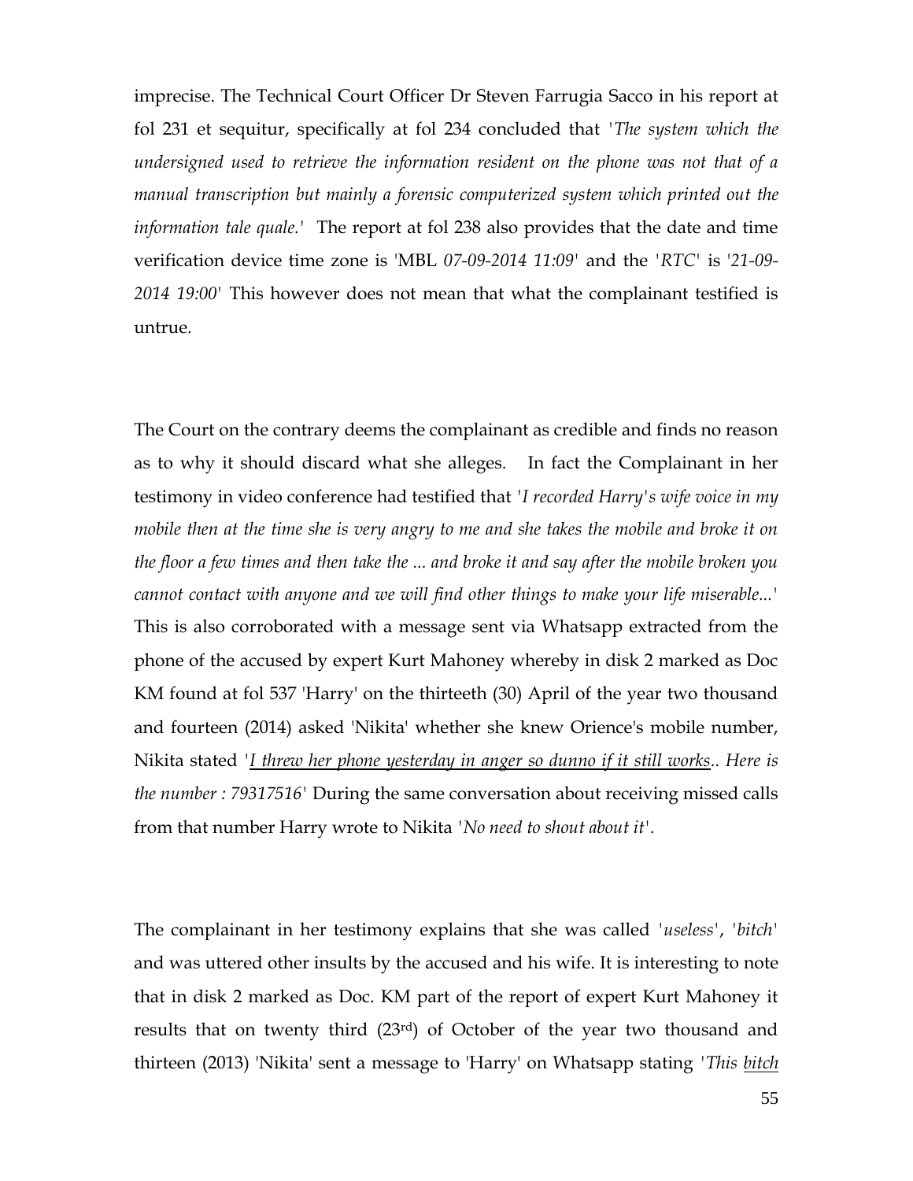imprecise. The Technical Court Officer Dr Steven Farrugia Sacco in his report at fol 231 et sequitur, specifically at fol 234 concluded that *'The system which the undersigned used to retrieve the information resident on the phone was not that of a manual transcription but mainly a forensic computerized system which printed out the information tale quale.'* The report at fol 238 also provides that the date and time verification device time zone is 'MBL *07-09-2014 11:09*' and the '*RTC*' is '*21-09-2014 19:00*' This however does not mean that what the complainant testified is untrue.

The Court on the contrary deems the complainant as credible and finds no reason as to why it should discard what she alleges. In fact the Complainant in her testimony in video conference had testified that *'I recorded Harry's wife voice in my mobile then at the time she is very angry to me and she takes the mobile and broke it on the floor a few times and then take the ... and broke it and say after the mobile broken you cannot contact with anyone and we will find other things to make your life miserable...'* This is also corroborated with a message sent via Whatsapp extracted from the phone of the accused by expert Kurt Mahoney whereby in disk 2 marked as Doc KM found at fol 537 'Harry' on the thirteeth (30) April of the year two thousand and fourteen (2014) asked 'Nikita' whether she knew Orience's mobile number, Nikita stated *'<u>I threw her phone yesterday in anger so dunno if it still works</u>.. Here is the number : 79317516'* During the same conversation about receiving missed calls from that number Harry wrote to Nikita *'No need to shout about it'*.

The complainant in her testimony explains that she was called *'useless'*, *'bitch'* and was uttered other insults by the accused and his wife. It is interesting to note that in disk 2 marked as Doc. KM part of the report of expert Kurt Mahoney it results that on twenty third (23rd) of October of the year two thousand and thirteen (2013) 'Nikita' sent a message to 'Harry' on Whatsapp stating *'This <u>bitch</u>*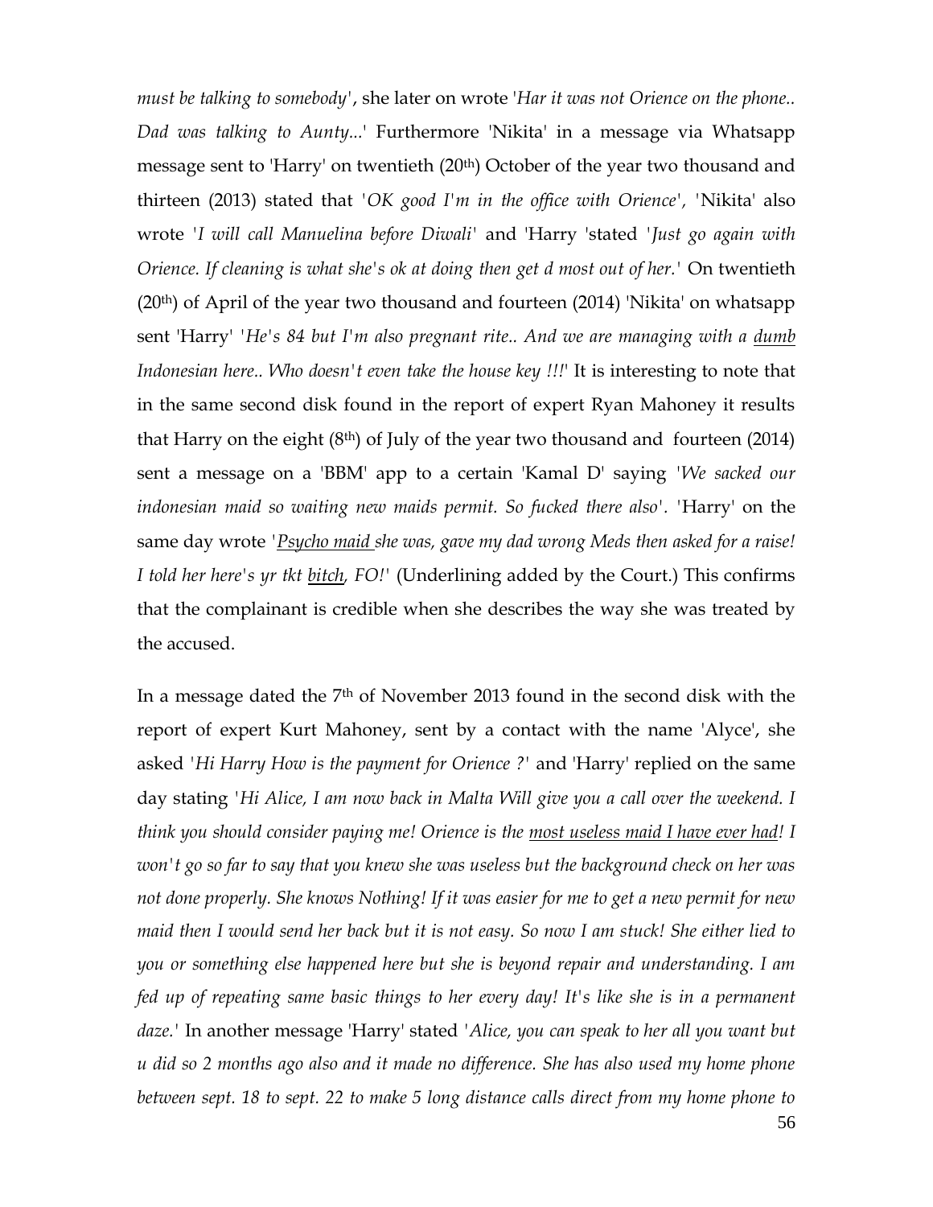*must be talking to somebody'*, she later on wrote '*Har it was not Orience on the phone.. Dad was talking to Aunty...*' Furthermore 'Nikita' in a message via Whatsapp message sent to 'Harry' on twentieth (20th) October of the year two thousand and thirteen (2013) stated that '*OK good I'm in the office with Orience'*, 'Nikita' also wrote '*I will call Manuelina before Diwali*' and 'Harry 'stated '*Just go again with Orience. If cleaning is what she's ok at doing then get d most out of her.*' On twentieth (20th) of April of the year two thousand and fourteen (2014) 'Nikita' on whatsapp sent 'Harry' '*He's 84 but I'm also pregnant rite.. And we are managing with a <u>dumb</u> Indonesian here.. Who doesn't even take the house key !!!*' It is interesting to note that in the same second disk found in the report of expert Ryan Mahoney it results that Harry on the eight (8th) of July of the year two thousand and fourteen (2014) sent a message on a 'BBM' app to a certain 'Kamal D' saying '*We sacked our indonesian maid so waiting new maids permit. So fucked there also*'. 'Harry' on the same day wrote '*<u>Psycho maid</u> she was, gave my dad wrong Meds then asked for a raise! I told her here's yr tkt <u>bitch</u>, FO!*' (Underlining added by the Court.) This confirms that the complainant is credible when she describes the way she was treated by the accused.

In a message dated the 7th of November 2013 found in the second disk with the report of expert Kurt Mahoney, sent by a contact with the name 'Alyce', she asked '*Hi Harry How is the payment for Orience ?*' and 'Harry' replied on the same day stating '*Hi Alice, I am now back in Malta Will give you a call over the weekend. I think you should consider paying me! Orience is the <u>most useless maid I have ever had</u>! I won't go so far to say that you knew she was useless but the background check on her was not done properly. She knows Nothing! If it was easier for me to get a new permit for new maid then I would send her back but it is not easy. So now I am stuck! She either lied to you or something else happened here but she is beyond repair and understanding. I am fed up of repeating same basic things to her every day! It's like she is in a permanent daze.*' In another message 'Harry' stated '*Alice, you can speak to her all you want but u did so 2 months ago also and it made no difference. She has also used my home phone between sept. 18 to sept. 22 to make 5 long distance calls direct from my home phone to*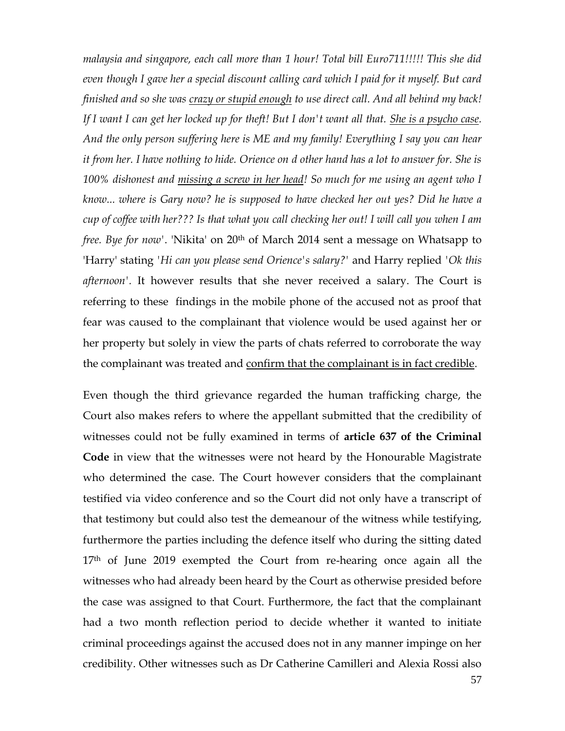*malaysia and singapore, each call more than 1 hour! Total bill Euro711!!!!! This she did even though I gave her a special discount calling card which I paid for it myself. But card finished and so she was* <u>*crazy or stupid enough*</u> *to use direct call. And all behind my back! If I want I can get her locked up for theft! But I don't want all that.* <u>*She is a psycho case*</u>*. And the only person suffering here is ME and my family! Everything I say you can hear it from her. I have nothing to hide. Orience on d other hand has a lot to answer for. She is 100% dishonest and* <u>*missing a screw in her head*</u>*! So much for me using an agent who I know... where is Gary now? he is supposed to have checked her out yes? Did he have a cup of coffee with her??? Is that what you call checking her out! I will call you when I am free. Bye for now*'. 'Nikita' on 20th of March 2014 sent a message on Whatsapp to 'Harry' stating '*Hi can you please send Orience's salary?*' and Harry replied '*Ok this afternoon*'. It however results that she never received a salary. The Court is referring to these findings in the mobile phone of the accused not as proof that fear was caused to the complainant that violence would be used against her or her property but solely in view the parts of chats referred to corroborate the way the complainant was treated and <u>confirm that the complainant is in fact credible</u>.

Even though the third grievance regarded the human trafficking charge, the Court also makes refers to where the appellant submitted that the credibility of witnesses could not be fully examined in terms of **article 637 of the Criminal Code** in view that the witnesses were not heard by the Honourable Magistrate who determined the case. The Court however considers that the complainant testified via video conference and so the Court did not only have a transcript of that testimony but could also test the demeanour of the witness while testifying, furthermore the parties including the defence itself who during the sitting dated 17th of June 2019 exempted the Court from re-hearing once again all the witnesses who had already been heard by the Court as otherwise presided before the case was assigned to that Court. Furthermore, the fact that the complainant had a two month reflection period to decide whether it wanted to initiate criminal proceedings against the accused does not in any manner impinge on her credibility. Other witnesses such as Dr Catherine Camilleri and Alexia Rossi also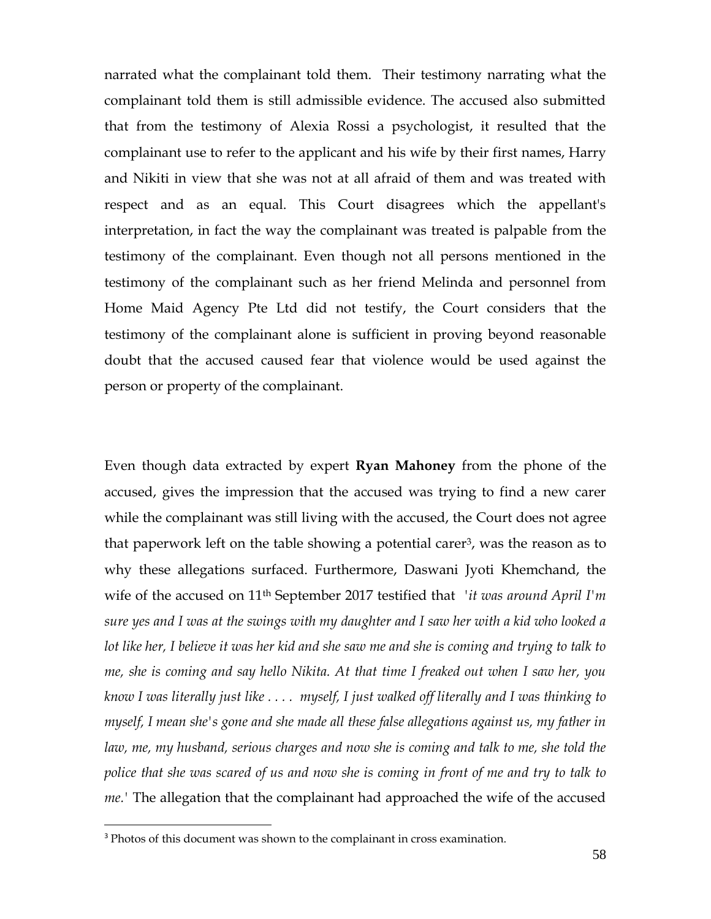narrated what the complainant told them. Their testimony narrating what the complainant told them is still admissible evidence. The accused also submitted that from the testimony of Alexia Rossi a psychologist, it resulted that the complainant use to refer to the applicant and his wife by their first names, Harry and Nikiti in view that she was not at all afraid of them and was treated with respect and as an equal. This Court disagrees which the appellant's interpretation, in fact the way the complainant was treated is palpable from the testimony of the complainant. Even though not all persons mentioned in the testimony of the complainant such as her friend Melinda and personnel from Home Maid Agency Pte Ltd did not testify, the Court considers that the testimony of the complainant alone is sufficient in proving beyond reasonable doubt that the accused caused fear that violence would be used against the person or property of the complainant.

Even though data extracted by expert **Ryan Mahoney** from the phone of the accused, gives the impression that the accused was trying to find a new carer while the complainant was still living with the accused, the Court does not agree that paperwork left on the table showing a potential carer[3], was the reason as to why these allegations surfaced. Furthermore, Daswani Jyoti Khemchand, the wife of the accused on 11th September 2017 testified that *'it was around April I'm sure yes and I was at the swings with my daughter and I saw her with a kid who looked a lot like her, I believe it was her kid and she saw me and she is coming and trying to talk to me, she is coming and say hello Nikita. At that time I freaked out when I saw her, you know I was literally just like . . . . myself, I just walked off literally and I was thinking to myself, I mean she's gone and she made all these false allegations against us, my father in law, me, my husband, serious charges and now she is coming and talk to me, she told the police that she was scared of us and now she is coming in front of me and try to talk to me.'* The allegation that the complainant had approached the wife of the accused

[3] Photos of this document was shown to the complainant in cross examination.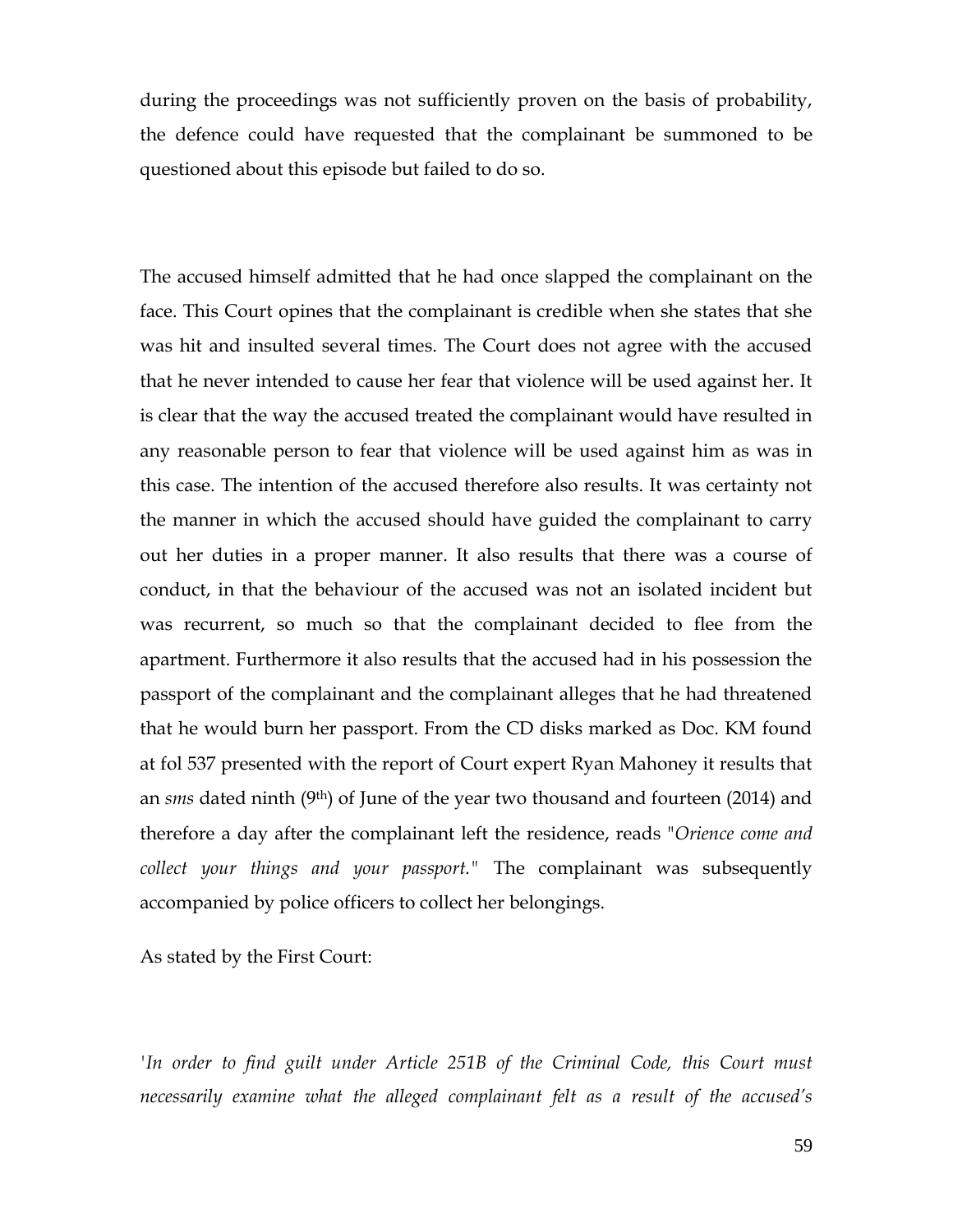during the proceedings was not sufficiently proven on the basis of probability, the defence could have requested that the complainant be summoned to be questioned about this episode but failed to do so.

The accused himself admitted that he had once slapped the complainant on the face. This Court opines that the complainant is credible when she states that she was hit and insulted several times. The Court does not agree with the accused that he never intended to cause her fear that violence will be used against her. It is clear that the way the accused treated the complainant would have resulted in any reasonable person to fear that violence will be used against him as was in this case. The intention of the accused therefore also results. It was certainty not the manner in which the accused should have guided the complainant to carry out her duties in a proper manner. It also results that there was a course of conduct, in that the behaviour of the accused was not an isolated incident but was recurrent, so much so that the complainant decided to flee from the apartment. Furthermore it also results that the accused had in his possession the passport of the complainant and the complainant alleges that he had threatened that he would burn her passport. From the CD disks marked as Doc. KM found at fol 537 presented with the report of Court expert Ryan Mahoney it results that an *sms* dated ninth (9th) of June of the year two thousand and fourteen (2014) and therefore a day after the complainant left the residence, reads "*Orience come and collect your things and your passport.*" The complainant was subsequently accompanied by police officers to collect her belongings.

As stated by the First Court:

*'In order to find guilt under Article 251B of the Criminal Code, this Court must necessarily examine what the alleged complainant felt as a result of the accused's*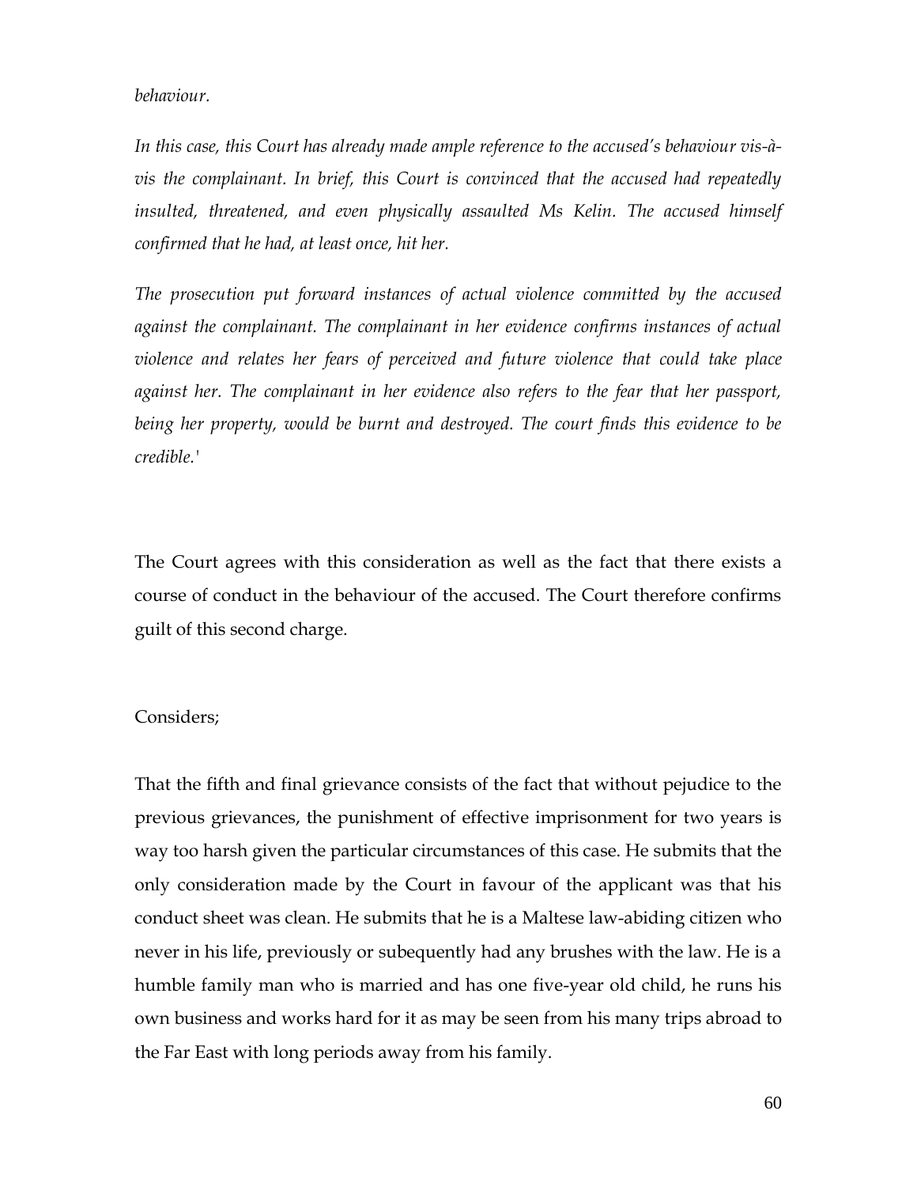*behaviour.*

*In this case, this Court has already made ample reference to the accused's behaviour vis-à-vis the complainant. In brief, this Court is convinced that the accused had repeatedly insulted, threatened, and even physically assaulted Ms Kelin. The accused himself confirmed that he had, at least once, hit her.*

*The prosecution put forward instances of actual violence committed by the accused against the complainant. The complainant in her evidence confirms instances of actual violence and relates her fears of perceived and future violence that could take place against her. The complainant in her evidence also refers to the fear that her passport, being her property, would be burnt and destroyed. The court finds this evidence to be credible.'*

The Court agrees with this consideration as well as the fact that there exists a course of conduct in the behaviour of the accused. The Court therefore confirms guilt of this second charge.

Considers;

That the fifth and final grievance consists of the fact that without pejudice to the previous grievances, the punishment of effective imprisonment for two years is way too harsh given the particular circumstances of this case. He submits that the only consideration made by the Court in favour of the applicant was that his conduct sheet was clean. He submits that he is a Maltese law-abiding citizen who never in his life, previously or subequently had any brushes with the law. He is a humble family man who is married and has one five-year old child, he runs his own business and works hard for it as may be seen from his many trips abroad to the Far East with long periods away from his family.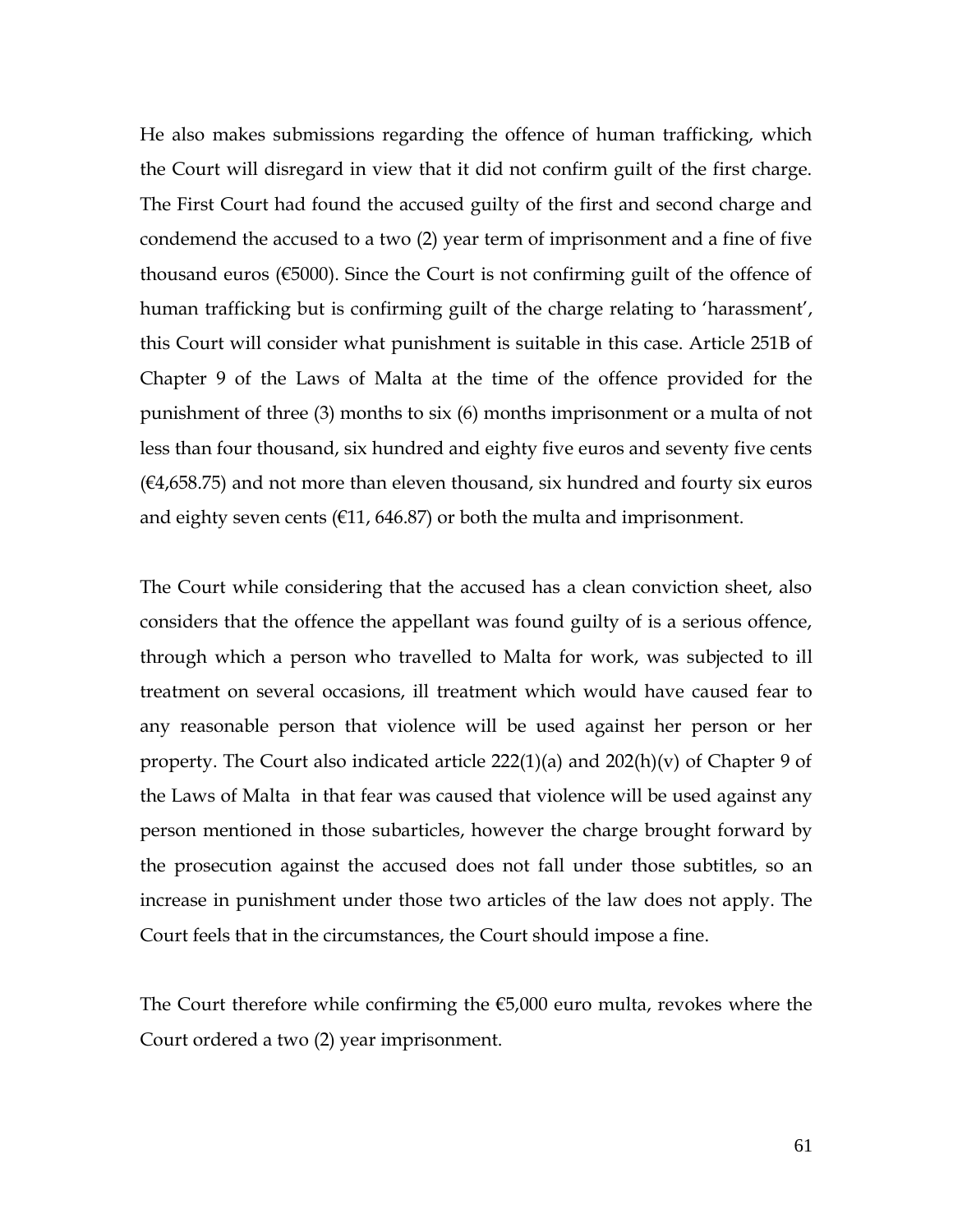He also makes submissions regarding the offence of human trafficking, which the Court will disregard in view that it did not confirm guilt of the first charge. The First Court had found the accused guilty of the first and second charge and condemend the accused to a two (2) year term of imprisonment and a fine of five thousand euros (€5000). Since the Court is not confirming guilt of the offence of human trafficking but is confirming guilt of the charge relating to 'harassment', this Court will consider what punishment is suitable in this case. Article 251B of Chapter 9 of the Laws of Malta at the time of the offence provided for the punishment of three (3) months to six (6) months imprisonment or a multa of not less than four thousand, six hundred and eighty five euros and seventy five cents (€4,658.75) and not more than eleven thousand, six hundred and fourty six euros and eighty seven cents (€11, 646.87) or both the multa and imprisonment.

The Court while considering that the accused has a clean conviction sheet, also considers that the offence the appellant was found guilty of is a serious offence, through which a person who travelled to Malta for work, was subjected to ill treatment on several occasions, ill treatment which would have caused fear to any reasonable person that violence will be used against her person or her property. The Court also indicated article 222(1)(a) and 202(h)(v) of Chapter 9 of the Laws of Malta in that fear was caused that violence will be used against any person mentioned in those subarticles, however the charge brought forward by the prosecution against the accused does not fall under those subtitles, so an increase in punishment under those two articles of the law does not apply. The Court feels that in the circumstances, the Court should impose a fine.

The Court therefore while confirming the €5,000 euro multa, revokes where the Court ordered a two (2) year imprisonment.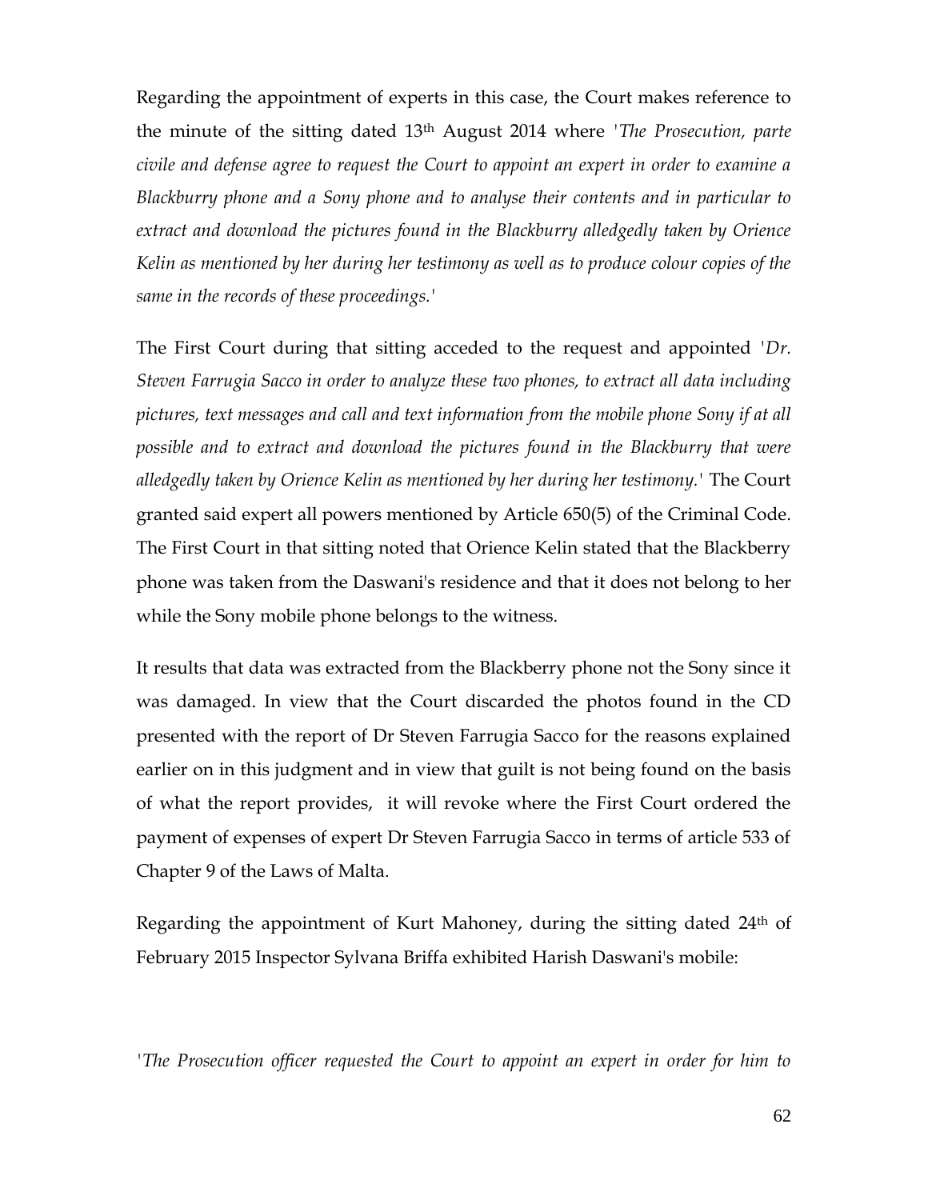Regarding the appointment of experts in this case, the Court makes reference to the minute of the sitting dated 13th August 2014 where '*The Prosecution, parte civile and defense agree to request the Court to appoint an expert in order to examine a Blackburry phone and a Sony phone and to analyse their contents and in particular to extract and download the pictures found in the Blackburry alledgedly taken by Orience Kelin as mentioned by her during her testimony as well as to produce colour copies of the same in the records of these proceedings.*'

The First Court during that sitting acceded to the request and appointed '*Dr. Steven Farrugia Sacco in order to analyze these two phones, to extract all data including pictures, text messages and call and text information from the mobile phone Sony if at all possible and to extract and download the pictures found in the Blackburry that were alledgedly taken by Orience Kelin as mentioned by her during her testimony.*' The Court granted said expert all powers mentioned by Article 650(5) of the Criminal Code. The First Court in that sitting noted that Orience Kelin stated that the Blackberry phone was taken from the Daswani's residence and that it does not belong to her while the Sony mobile phone belongs to the witness.

It results that data was extracted from the Blackberry phone not the Sony since it was damaged. In view that the Court discarded the photos found in the CD presented with the report of Dr Steven Farrugia Sacco for the reasons explained earlier on in this judgment and in view that guilt is not being found on the basis of what the report provides, it will revoke where the First Court ordered the payment of expenses of expert Dr Steven Farrugia Sacco in terms of article 533 of Chapter 9 of the Laws of Malta.

Regarding the appointment of Kurt Mahoney, during the sitting dated 24th of February 2015 Inspector Sylvana Briffa exhibited Harish Daswani's mobile:

'*The Prosecution officer requested the Court to appoint an expert in order for him to*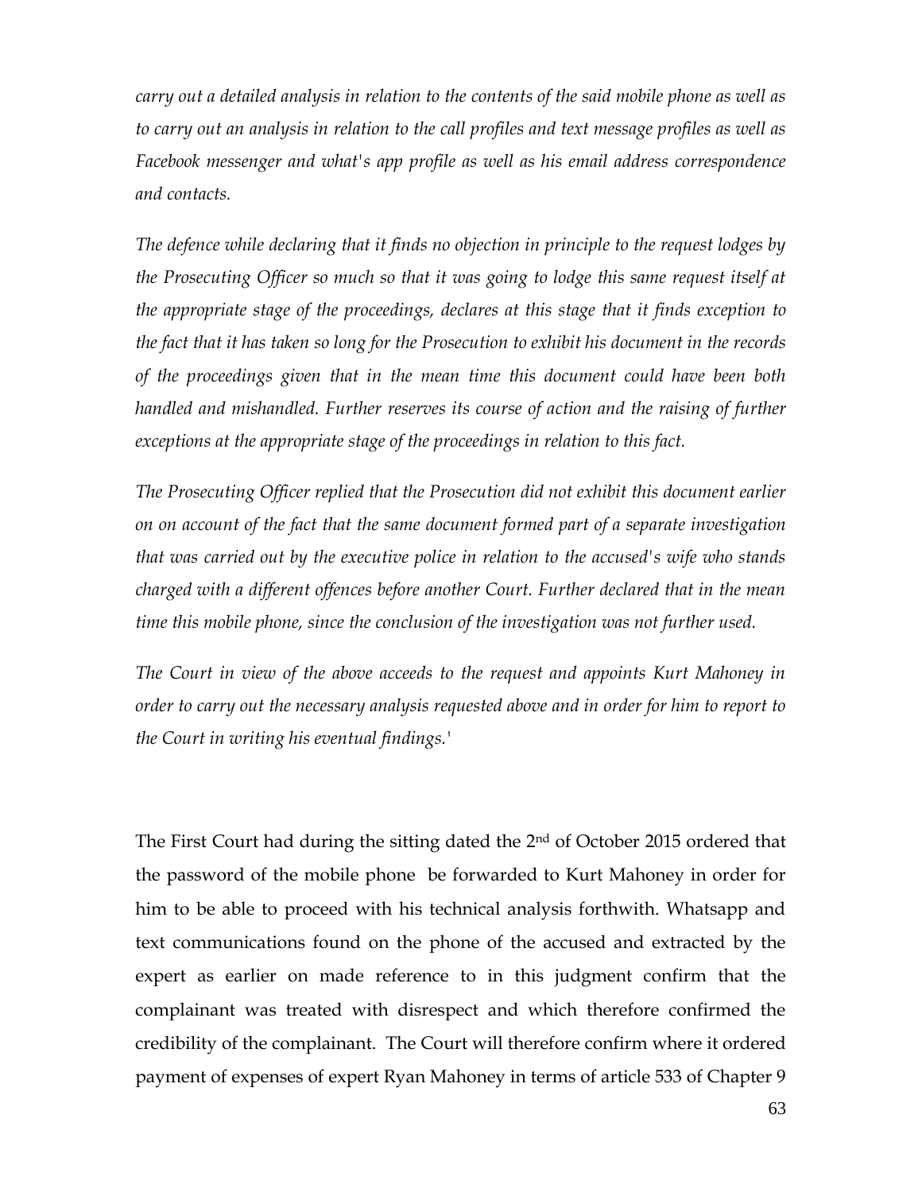*carry out a detailed analysis in relation to the contents of the said mobile phone as well as to carry out an analysis in relation to the call profiles and text message profiles as well as Facebook messenger and what's app profile as well as his email address correspondence and contacts.*

*The defence while declaring that it finds no objection in principle to the request lodges by the Prosecuting Officer so much so that it was going to lodge this same request itself at the appropriate stage of the proceedings, declares at this stage that it finds exception to the fact that it has taken so long for the Prosecution to exhibit his document in the records of the proceedings given that in the mean time this document could have been both handled and mishandled. Further reserves its course of action and the raising of further exceptions at the appropriate stage of the proceedings in relation to this fact.*

*The Prosecuting Officer replied that the Prosecution did not exhibit this document earlier on on account of the fact that the same document formed part of a separate investigation that was carried out by the executive police in relation to the accused's wife who stands charged with a different offences before another Court. Further declared that in the mean time this mobile phone, since the conclusion of the investigation was not further used.*

*The Court in view of the above acceeds to the request and appoints Kurt Mahoney in order to carry out the necessary analysis requested above and in order for him to report to the Court in writing his eventual findings.'*

The First Court had during the sitting dated the 2nd of October 2015 ordered that the password of the mobile phone be forwarded to Kurt Mahoney in order for him to be able to proceed with his technical analysis forthwith. Whatsapp and text communications found on the phone of the accused and extracted by the expert as earlier on made reference to in this judgment confirm that the complainant was treated with disrespect and which therefore confirmed the credibility of the complainant. The Court will therefore confirm where it ordered payment of expenses of expert Ryan Mahoney in terms of article 533 of Chapter 9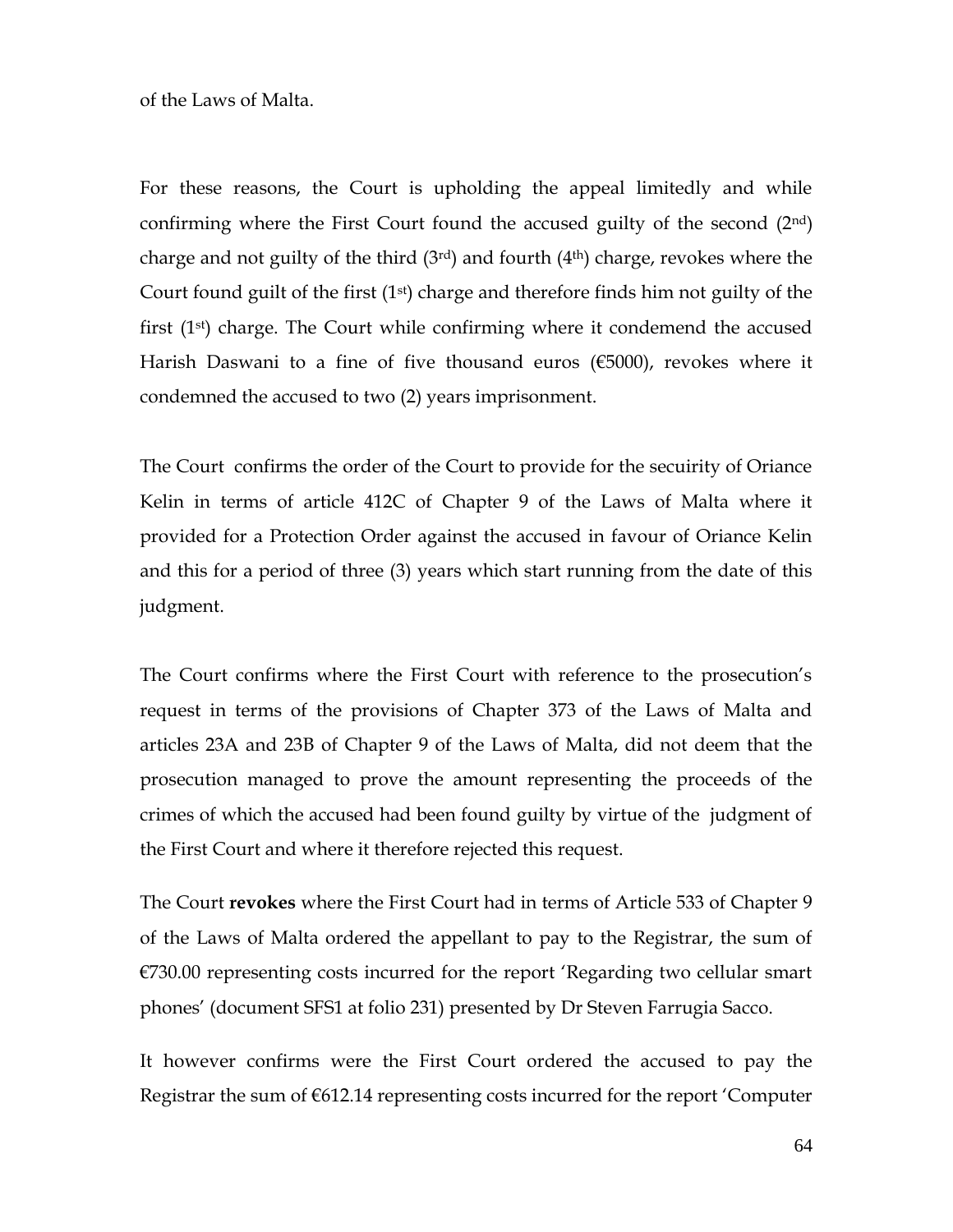of the Laws of Malta.

For these reasons, the Court is upholding the appeal limitedly and while confirming where the First Court found the accused guilty of the second (2nd) charge and not guilty of the third (3rd) and fourth (4th) charge, revokes where the Court found guilt of the first (1st) charge and therefore finds him not guilty of the first (1st) charge. The Court while confirming where it condemend the accused Harish Daswani to a fine of five thousand euros (€5000), revokes where it condemned the accused to two (2) years imprisonment.

The Court confirms the order of the Court to provide for the secuirity of Oriance Kelin in terms of article 412C of Chapter 9 of the Laws of Malta where it provided for a Protection Order against the accused in favour of Oriance Kelin and this for a period of three (3) years which start running from the date of this judgment.

The Court confirms where the First Court with reference to the prosecution's request in terms of the provisions of Chapter 373 of the Laws of Malta and articles 23A and 23B of Chapter 9 of the Laws of Malta, did not deem that the prosecution managed to prove the amount representing the proceeds of the crimes of which the accused had been found guilty by virtue of the judgment of the First Court and where it therefore rejected this request.

The Court **revokes** where the First Court had in terms of Article 533 of Chapter 9 of the Laws of Malta ordered the appellant to pay to the Registrar, the sum of €730.00 representing costs incurred for the report 'Regarding two cellular smart phones' (document SFS1 at folio 231) presented by Dr Steven Farrugia Sacco.

It however confirms were the First Court ordered the accused to pay the Registrar the sum of €612.14 representing costs incurred for the report 'Computer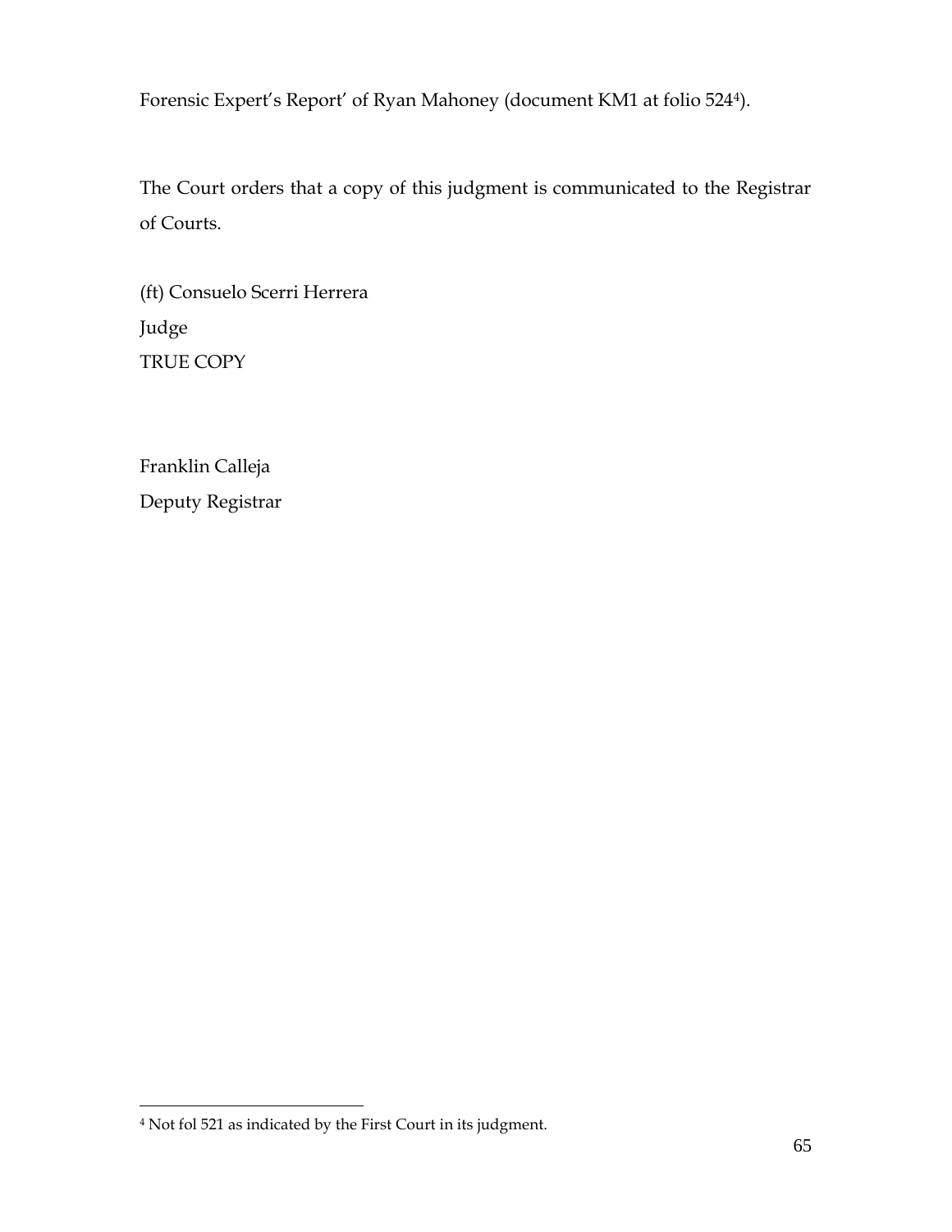Forensic Expert's Report' of Ryan Mahoney (document KM1 at folio 524[4]).

The Court orders that a copy of this judgment is communicated to the Registrar of Courts.

(ft) Consuelo Scerri Herrera
Judge
TRUE COPY

Franklin Calleja
Deputy Registrar

---

[4] Not fol 521 as indicated by the First Court in its judgment.